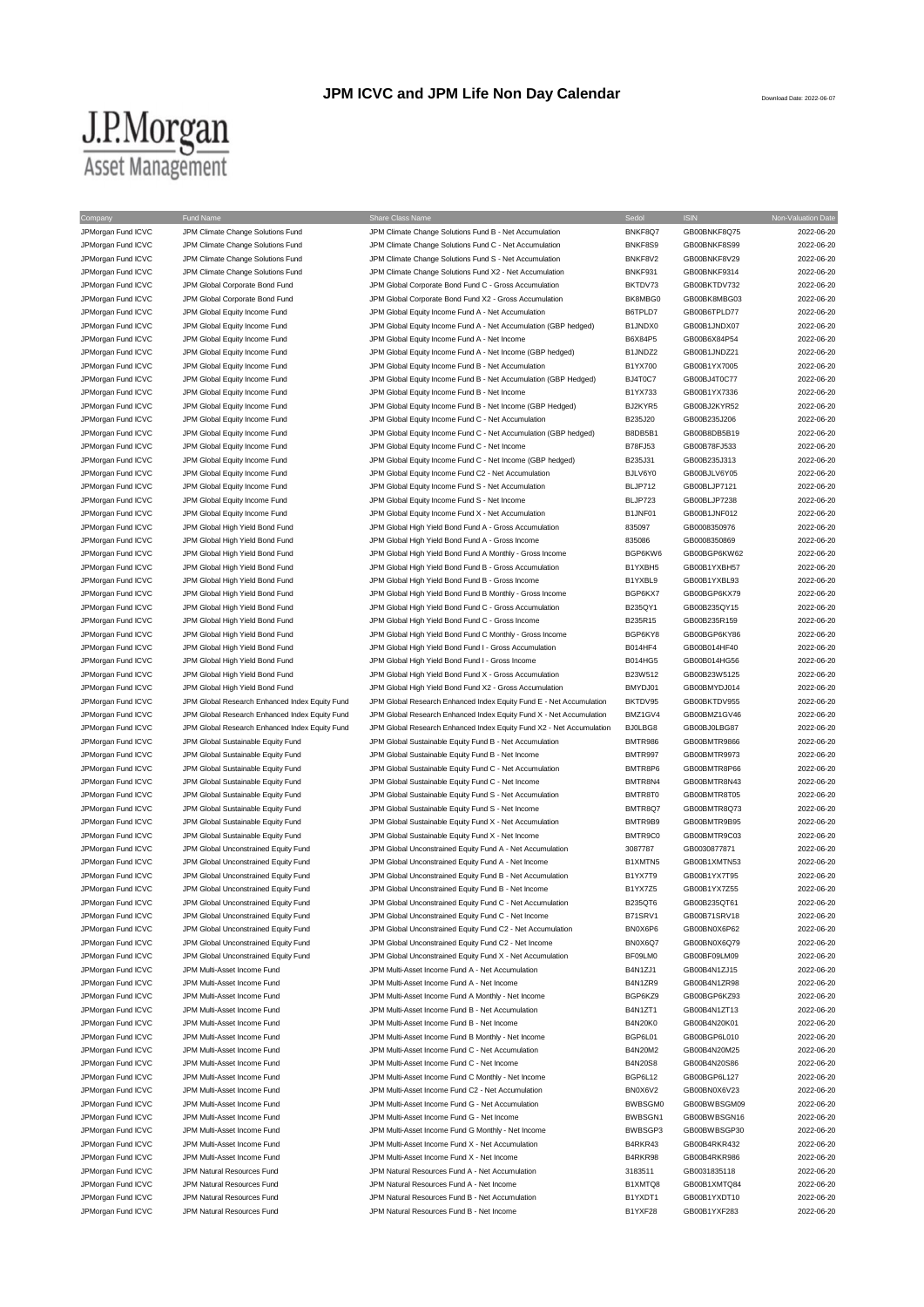# JPM ICVC and JPM Life Non Day Calendar

Download Date: 2022-06-07

J.P.Morgan Asset Management

| Company | Fund Name | Share Class Name | Sedol | ISIN | Non-Valuation Date |
|---|---|---|---|---|---|
| JPMorgan Fund ICVC | JPM Climate Change Solutions Fund | JPM Climate Change Solutions Fund B - Net Accumulation | BNKF8Q7 | GB00BNKF8Q75 | 2022-06-20 |
| JPMorgan Fund ICVC | JPM Climate Change Solutions Fund | JPM Climate Change Solutions Fund C - Net Accumulation | BNKF8S9 | GB00BNKF8S99 | 2022-06-20 |
| JPMorgan Fund ICVC | JPM Climate Change Solutions Fund | JPM Climate Change Solutions Fund S - Net Accumulation | BNKF8V2 | GB00BNKF8V29 | 2022-06-20 |
| JPMorgan Fund ICVC | JPM Climate Change Solutions Fund | JPM Climate Change Solutions Fund X2 - Net Accumulation | BNKF931 | GB00BNKF9314 | 2022-06-20 |
| JPMorgan Fund ICVC | JPM Global Corporate Bond Fund | JPM Global Corporate Bond Fund C - Gross Accumulation | BKTDV73 | GB00BKTDV732 | 2022-06-20 |
| JPMorgan Fund ICVC | JPM Global Corporate Bond Fund | JPM Global Corporate Bond Fund X2 - Gross Accumulation | BK8MBG0 | GB00BK8MBG03 | 2022-06-20 |
| JPMorgan Fund ICVC | JPM Global Equity Income Fund | JPM Global Equity Income Fund A - Net Accumulation | B6TPLD7 | GB00B6TPLD77 | 2022-06-20 |
| JPMorgan Fund ICVC | JPM Global Equity Income Fund | JPM Global Equity Income Fund A - Net Accumulation (GBP hedged) | B1JNDX0 | GB00B1JNDX07 | 2022-06-20 |
| JPMorgan Fund ICVC | JPM Global Equity Income Fund | JPM Global Equity Income Fund A - Net Income | B6X84P5 | GB00B6X84P54 | 2022-06-20 |
| JPMorgan Fund ICVC | JPM Global Equity Income Fund | JPM Global Equity Income Fund A - Net Income (GBP hedged) | B1JNDZ2 | GB00B1JNDZ21 | 2022-06-20 |
| JPMorgan Fund ICVC | JPM Global Equity Income Fund | JPM Global Equity Income Fund B - Net Accumulation | B1YX700 | GB00B1YX7005 | 2022-06-20 |
| JPMorgan Fund ICVC | JPM Global Equity Income Fund | JPM Global Equity Income Fund B - Net Accumulation (GBP Hedged) | BJ4T0C7 | GB00BJ4T0C77 | 2022-06-20 |
| JPMorgan Fund ICVC | JPM Global Equity Income Fund | JPM Global Equity Income Fund B - Net Income | B1YX733 | GB00B1YX7336 | 2022-06-20 |
| JPMorgan Fund ICVC | JPM Global Equity Income Fund | JPM Global Equity Income Fund B - Net Income (GBP Hedged) | BJ2KYR5 | GB00BJ2KYR52 | 2022-06-20 |
| JPMorgan Fund ICVC | JPM Global Equity Income Fund | JPM Global Equity Income Fund C - Net Accumulation | B235J20 | GB00B235J206 | 2022-06-20 |
| JPMorgan Fund ICVC | JPM Global Equity Income Fund | JPM Global Equity Income Fund C - Net Accumulation (GBP hedged) | B8DB5B1 | GB00B8DB5B19 | 2022-06-20 |
| JPMorgan Fund ICVC | JPM Global Equity Income Fund | JPM Global Equity Income Fund C - Net Income | B78FJ53 | GB00B78FJ533 | 2022-06-20 |
| JPMorgan Fund ICVC | JPM Global Equity Income Fund | JPM Global Equity Income Fund C - Net Income (GBP hedged) | B235J31 | GB00B235J313 | 2022-06-20 |
| JPMorgan Fund ICVC | JPM Global Equity Income Fund | JPM Global Equity Income Fund C2 - Net Accumulation | BJLV6Y0 | GB00BJLV6Y05 | 2022-06-20 |
| JPMorgan Fund ICVC | JPM Global Equity Income Fund | JPM Global Equity Income Fund S - Net Accumulation | BLJP712 | GB00BLJP7121 | 2022-06-20 |
| JPMorgan Fund ICVC | JPM Global Equity Income Fund | JPM Global Equity Income Fund S - Net Income | BLJP723 | GB00BLJP7238 | 2022-06-20 |
| JPMorgan Fund ICVC | JPM Global Equity Income Fund | JPM Global Equity Income Fund X - Net Accumulation | B1JNF01 | GB00B1JNF012 | 2022-06-20 |
| JPMorgan Fund ICVC | JPM Global High Yield Bond Fund | JPM Global High Yield Bond Fund A - Gross Accumulation | 835097 | GB0008350976 | 2022-06-20 |
| JPMorgan Fund ICVC | JPM Global High Yield Bond Fund | JPM Global High Yield Bond Fund A - Gross Income | 835086 | GB0008350869 | 2022-06-20 |
| JPMorgan Fund ICVC | JPM Global High Yield Bond Fund | JPM Global High Yield Bond Fund A Monthly - Gross Income | BGP6KW6 | GB00BGP6KW62 | 2022-06-20 |
| JPMorgan Fund ICVC | JPM Global High Yield Bond Fund | JPM Global High Yield Bond Fund B - Gross Accumulation | B1YXBH5 | GB00B1YXBH57 | 2022-06-20 |
| JPMorgan Fund ICVC | JPM Global High Yield Bond Fund | JPM Global High Yield Bond Fund B - Gross Income | B1YXBL9 | GB00B1YXBL93 | 2022-06-20 |
| JPMorgan Fund ICVC | JPM Global High Yield Bond Fund | JPM Global High Yield Bond Fund B Monthly - Gross Income | BGP6KX7 | GB00BGP6KX79 | 2022-06-20 |
| JPMorgan Fund ICVC | JPM Global High Yield Bond Fund | JPM Global High Yield Bond Fund C - Gross Accumulation | B235QY1 | GB00B235QY15 | 2022-06-20 |
| JPMorgan Fund ICVC | JPM Global High Yield Bond Fund | JPM Global High Yield Bond Fund C - Gross Income | B235R15 | GB00B235R159 | 2022-06-20 |
| JPMorgan Fund ICVC | JPM Global High Yield Bond Fund | JPM Global High Yield Bond Fund C Monthly - Gross Income | BGP6KY8 | GB00BGP6KY86 | 2022-06-20 |
| JPMorgan Fund ICVC | JPM Global High Yield Bond Fund | JPM Global High Yield Bond Fund I - Gross Accumulation | B014HF4 | GB00B014HF40 | 2022-06-20 |
| JPMorgan Fund ICVC | JPM Global High Yield Bond Fund | JPM Global High Yield Bond Fund I - Gross Income | B014HG5 | GB00B014HG56 | 2022-06-20 |
| JPMorgan Fund ICVC | JPM Global High Yield Bond Fund | JPM Global High Yield Bond Fund X - Gross Accumulation | B23W512 | GB00B23W5125 | 2022-06-20 |
| JPMorgan Fund ICVC | JPM Global High Yield Bond Fund | JPM Global High Yield Bond Fund X2 - Gross Accumulation | BMYDJ01 | GB00BMYDJ014 | 2022-06-20 |
| JPMorgan Fund ICVC | JPM Global Research Enhanced Index Equity Fund | JPM Global Research Enhanced Index Equity Fund E - Net Accumulation | BKTDV95 | GB00BKTDV955 | 2022-06-20 |
| JPMorgan Fund ICVC | JPM Global Research Enhanced Index Equity Fund | JPM Global Research Enhanced Index Equity Fund X - Net Accumulation | BMZ1GV4 | GB00BMZ1GV46 | 2022-06-20 |
| JPMorgan Fund ICVC | JPM Global Research Enhanced Index Equity Fund | JPM Global Research Enhanced Index Equity Fund X2 - Net Accumulation | BJ0LBG8 | GB00BJ0LBG87 | 2022-06-20 |
| JPMorgan Fund ICVC | JPM Global Sustainable Equity Fund | JPM Global Sustainable Equity Fund B - Net Accumulation | BMTR986 | GB00BMTR9866 | 2022-06-20 |
| JPMorgan Fund ICVC | JPM Global Sustainable Equity Fund | JPM Global Sustainable Equity Fund B - Net Income | BMTR997 | GB00BMTR9973 | 2022-06-20 |
| JPMorgan Fund ICVC | JPM Global Sustainable Equity Fund | JPM Global Sustainable Equity Fund C - Net Accumulation | BMTR8P6 | GB00BMTR8P66 | 2022-06-20 |
| JPMorgan Fund ICVC | JPM Global Sustainable Equity Fund | JPM Global Sustainable Equity Fund C - Net Income | BMTR8N4 | GB00BMTR8N43 | 2022-06-20 |
| JPMorgan Fund ICVC | JPM Global Sustainable Equity Fund | JPM Global Sustainable Equity Fund S - Net Accumulation | BMTR8T0 | GB00BMTR8T05 | 2022-06-20 |
| JPMorgan Fund ICVC | JPM Global Sustainable Equity Fund | JPM Global Sustainable Equity Fund S - Net Income | BMTR8Q7 | GB00BMTR8Q73 | 2022-06-20 |
| JPMorgan Fund ICVC | JPM Global Sustainable Equity Fund | JPM Global Sustainable Equity Fund X - Net Accumulation | BMTR9B9 | GB00BMTR9B95 | 2022-06-20 |
| JPMorgan Fund ICVC | JPM Global Sustainable Equity Fund | JPM Global Sustainable Equity Fund X - Net Income | BMTR9C0 | GB00BMTR9C03 | 2022-06-20 |
| JPMorgan Fund ICVC | JPM Global Unconstrained Equity Fund | JPM Global Unconstrained Equity Fund A - Net Accumulation | 3087787 | GB0030877871 | 2022-06-20 |
| JPMorgan Fund ICVC | JPM Global Unconstrained Equity Fund | JPM Global Unconstrained Equity Fund A - Net Income | B1XMTN5 | GB00B1XMTN53 | 2022-06-20 |
| JPMorgan Fund ICVC | JPM Global Unconstrained Equity Fund | JPM Global Unconstrained Equity Fund B - Net Accumulation | B1YX7T9 | GB00B1YX7T95 | 2022-06-20 |
| JPMorgan Fund ICVC | JPM Global Unconstrained Equity Fund | JPM Global Unconstrained Equity Fund B - Net Income | B1YX7Z5 | GB00B1YX7Z55 | 2022-06-20 |
| JPMorgan Fund ICVC | JPM Global Unconstrained Equity Fund | JPM Global Unconstrained Equity Fund C - Net Accumulation | B235QT6 | GB00B235QT61 | 2022-06-20 |
| JPMorgan Fund ICVC | JPM Global Unconstrained Equity Fund | JPM Global Unconstrained Equity Fund C - Net Income | B71SRV1 | GB00B71SRV18 | 2022-06-20 |
| JPMorgan Fund ICVC | JPM Global Unconstrained Equity Fund | JPM Global Unconstrained Equity Fund C2 - Net Accumulation | BN0X6P6 | GB00BN0X6P62 | 2022-06-20 |
| JPMorgan Fund ICVC | JPM Global Unconstrained Equity Fund | JPM Global Unconstrained Equity Fund C2 - Net Income | BN0X6Q7 | GB00BN0X6Q79 | 2022-06-20 |
| JPMorgan Fund ICVC | JPM Global Unconstrained Equity Fund | JPM Global Unconstrained Equity Fund X - Net Accumulation | BF09LM0 | GB00BF09LM09 | 2022-06-20 |
| JPMorgan Fund ICVC | JPM Multi-Asset Income Fund | JPM Multi-Asset Income Fund A - Net Accumulation | B4N1ZJ1 | GB00B4N1ZJ15 | 2022-06-20 |
| JPMorgan Fund ICVC | JPM Multi-Asset Income Fund | JPM Multi-Asset Income Fund A - Net Income | B4N1ZR9 | GB00B4N1ZR98 | 2022-06-20 |
| JPMorgan Fund ICVC | JPM Multi-Asset Income Fund | JPM Multi-Asset Income Fund A Monthly - Net Income | BGP6KZ9 | GB00BGP6KZ93 | 2022-06-20 |
| JPMorgan Fund ICVC | JPM Multi-Asset Income Fund | JPM Multi-Asset Income Fund B - Net Accumulation | B4N1ZT1 | GB00B4N1ZT13 | 2022-06-20 |
| JPMorgan Fund ICVC | JPM Multi-Asset Income Fund | JPM Multi-Asset Income Fund B - Net Income | B4N20K0 | GB00B4N20K01 | 2022-06-20 |
| JPMorgan Fund ICVC | JPM Multi-Asset Income Fund | JPM Multi-Asset Income Fund B Monthly - Net Income | BGP6L01 | GB00BGP6L010 | 2022-06-20 |
| JPMorgan Fund ICVC | JPM Multi-Asset Income Fund | JPM Multi-Asset Income Fund C - Net Accumulation | B4N20M2 | GB00B4N20M25 | 2022-06-20 |
| JPMorgan Fund ICVC | JPM Multi-Asset Income Fund | JPM Multi-Asset Income Fund C - Net Income | B4N20S8 | GB00B4N20S86 | 2022-06-20 |
| JPMorgan Fund ICVC | JPM Multi-Asset Income Fund | JPM Multi-Asset Income Fund C Monthly - Net Income | BGP6L12 | GB00BGP6L127 | 2022-06-20 |
| JPMorgan Fund ICVC | JPM Multi-Asset Income Fund | JPM Multi-Asset Income Fund C2 - Net Accumulation | BN0X6V2 | GB00BN0X6V23 | 2022-06-20 |
| JPMorgan Fund ICVC | JPM Multi-Asset Income Fund | JPM Multi-Asset Income Fund G - Net Accumulation | BWBSGM0 | GB00BWBSGM09 | 2022-06-20 |
| JPMorgan Fund ICVC | JPM Multi-Asset Income Fund | JPM Multi-Asset Income Fund G - Net Income | BWBSGN1 | GB00BWBSGN16 | 2022-06-20 |
| JPMorgan Fund ICVC | JPM Multi-Asset Income Fund | JPM Multi-Asset Income Fund G Monthly - Net Income | BWBSGP3 | GB00BWBSGP30 | 2022-06-20 |
| JPMorgan Fund ICVC | JPM Multi-Asset Income Fund | JPM Multi-Asset Income Fund X - Net Accumulation | B4RKR43 | GB00B4RKR432 | 2022-06-20 |
| JPMorgan Fund ICVC | JPM Multi-Asset Income Fund | JPM Multi-Asset Income Fund X - Net Income | B4RKR98 | GB00B4RKR986 | 2022-06-20 |
| JPMorgan Fund ICVC | JPM Natural Resources Fund | JPM Natural Resources Fund A - Net Accumulation | 3183511 | GB0031835118 | 2022-06-20 |
| JPMorgan Fund ICVC | JPM Natural Resources Fund | JPM Natural Resources Fund A - Net Income | B1XMTQ8 | GB00B1XMTQ84 | 2022-06-20 |
| JPMorgan Fund ICVC | JPM Natural Resources Fund | JPM Natural Resources Fund B - Net Accumulation | B1YXDT1 | GB00B1YXDT10 | 2022-06-20 |
| JPMorgan Fund ICVC | JPM Natural Resources Fund | JPM Natural Resources Fund B - Net Income | B1YXF28 | GB00B1YXF283 | 2022-06-20 |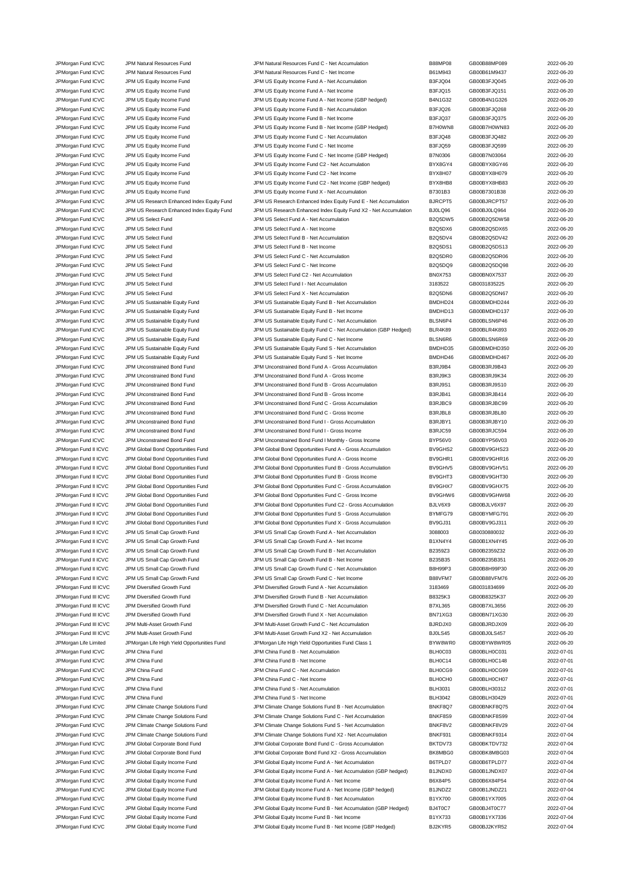| | | | | | |
|---|---|---|---|---|---|
| JPMorgan Fund ICVC | JPM Natural Resources Fund | JPM Natural Resources Fund C - Net Accumulation | B88MP08 | GB00B88MP089 | 2022-06-20 |
| JPMorgan Fund ICVC | JPM Natural Resources Fund | JPM Natural Resources Fund C - Net Income | B61M943 | GB00B61M9437 | 2022-06-20 |
| JPMorgan Fund ICVC | JPM US Equity Income Fund | JPM US Equity Income Fund A - Net Accumulation | B3FJQ04 | GB00B3FJQ045 | 2022-06-20 |
| JPMorgan Fund ICVC | JPM US Equity Income Fund | JPM US Equity Income Fund A - Net Income | B3FJQ15 | GB00B3FJQ151 | 2022-06-20 |
| JPMorgan Fund ICVC | JPM US Equity Income Fund | JPM US Equity Income Fund A - Net Income (GBP hedged) | B4N1G32 | GB00B4N1G326 | 2022-06-20 |
| JPMorgan Fund ICVC | JPM US Equity Income Fund | JPM US Equity Income Fund B - Net Accumulation | B3FJQ26 | GB00B3FJQ268 | 2022-06-20 |
| JPMorgan Fund ICVC | JPM US Equity Income Fund | JPM US Equity Income Fund B - Net Income | B3FJQ37 | GB00B3FJQ375 | 2022-06-20 |
| JPMorgan Fund ICVC | JPM US Equity Income Fund | JPM US Equity Income Fund B - Net Income (GBP Hedged) | B7H0WN8 | GB00B7H0WN83 | 2022-06-20 |
| JPMorgan Fund ICVC | JPM US Equity Income Fund | JPM US Equity Income Fund C - Net Accumulation | B3FJQ48 | GB00B3FJQ482 | 2022-06-20 |
| JPMorgan Fund ICVC | JPM US Equity Income Fund | JPM US Equity Income Fund C - Net Income | B3FJQ59 | GB00B3FJQ599 | 2022-06-20 |
| JPMorgan Fund ICVC | JPM US Equity Income Fund | JPM US Equity Income Fund C - Net Income (GBP Hedged) | B7N0306 | GB00B7N03064 | 2022-06-20 |
| JPMorgan Fund ICVC | JPM US Equity Income Fund | JPM US Equity Income Fund C2 - Net Accumulation | BYX8GY4 | GB00BYX8GY46 | 2022-06-20 |
| JPMorgan Fund ICVC | JPM US Equity Income Fund | JPM US Equity Income Fund C2 - Net Income | BYX8H07 | GB00BYX8H079 | 2022-06-20 |
| JPMorgan Fund ICVC | JPM US Equity Income Fund | JPM US Equity Income Fund C2 - Net Income (GBP hedged) | BYX8HB8 | GB00BYX8HB83 | 2022-06-20 |
| JPMorgan Fund ICVC | JPM US Equity Income Fund | JPM US Equity Income Fund X - Net Accumulation | B7301B3 | GB00B7301B38 | 2022-06-20 |
| JPMorgan Fund ICVC | JPM US Research Enhanced Index Equity Fund | JPM US Research Enhanced Index Equity Fund E - Net Accumulation | BJRCPT5 | GB00BJRCPT57 | 2022-06-20 |
| JPMorgan Fund ICVC | JPM US Research Enhanced Index Equity Fund | JPM US Research Enhanced Index Equity Fund X2 - Net Accumulation | BJ0LQ96 | GB00BJ0LQ964 | 2022-06-20 |
| JPMorgan Fund ICVC | JPM US Select Fund | JPM US Select Fund A - Net Accumulation | B2Q5DW5 | GB00B2Q5DW58 | 2022-06-20 |
| JPMorgan Fund ICVC | JPM US Select Fund | JPM US Select Fund A - Net Income | B2Q5DX6 | GB00B2Q5DX65 | 2022-06-20 |
| JPMorgan Fund ICVC | JPM US Select Fund | JPM US Select Fund B - Net Accumulation | B2Q5DV4 | GB00B2Q5DV42 | 2022-06-20 |
| JPMorgan Fund ICVC | JPM US Select Fund | JPM US Select Fund B - Net Income | B2Q5DS1 | GB00B2Q5DS13 | 2022-06-20 |
| JPMorgan Fund ICVC | JPM US Select Fund | JPM US Select Fund C - Net Accumulation | B2Q5DR0 | GB00B2Q5DR06 | 2022-06-20 |
| JPMorgan Fund ICVC | JPM US Select Fund | JPM US Select Fund C - Net Income | B2Q5DQ9 | GB00B2Q5DQ98 | 2022-06-20 |
| JPMorgan Fund ICVC | JPM US Select Fund | JPM US Select Fund C2 - Net Accumulation | BN0X753 | GB00BN0X7537 | 2022-06-20 |
| JPMorgan Fund ICVC | JPM US Select Fund | JPM US Select Fund I - Net Accumulation | 3183522 | GB0031835225 | 2022-06-20 |
| JPMorgan Fund ICVC | JPM US Select Fund | JPM US Select Fund X - Net Accumulation | B2Q5DN6 | GB00B2Q5DN67 | 2022-06-20 |
| JPMorgan Fund ICVC | JPM US Sustainable Equity Fund | JPM US Sustainable Equity Fund B - Net Accumulation | BMDHD24 | GB00BMDHD244 | 2022-06-20 |
| JPMorgan Fund ICVC | JPM US Sustainable Equity Fund | JPM US Sustainable Equity Fund B - Net Income | BMDHD13 | GB00BMDHD137 | 2022-06-20 |
| JPMorgan Fund ICVC | JPM US Sustainable Equity Fund | JPM US Sustainable Equity Fund C - Net Accumulation | BLSN6P4 | GB00BLSN6P46 | 2022-06-20 |
| JPMorgan Fund ICVC | JPM US Sustainable Equity Fund | JPM US Sustainable Equity Fund C - Net Accumulation (GBP Hedged) | BLR4K89 | GB00BLR4K893 | 2022-06-20 |
| JPMorgan Fund ICVC | JPM US Sustainable Equity Fund | JPM US Sustainable Equity Fund C - Net Income | BLSN6R6 | GB00BLSN6R69 | 2022-06-20 |
| JPMorgan Fund ICVC | JPM US Sustainable Equity Fund | JPM US Sustainable Equity Fund S - Net Accumulation | BMDHD35 | GB00BMDHD350 | 2022-06-20 |
| JPMorgan Fund ICVC | JPM US Sustainable Equity Fund | JPM US Sustainable Equity Fund S - Net Income | BMDHD46 | GB00BMDHD467 | 2022-06-20 |
| JPMorgan Fund ICVC | JPM Unconstrained Bond Fund | JPM Unconstrained Bond Fund A - Gross Accumulation | B3RJ9B4 | GB00B3RJ9B43 | 2022-06-20 |
| JPMorgan Fund ICVC | JPM Unconstrained Bond Fund | JPM Unconstrained Bond Fund A - Gross Income | B3RJ9K3 | GB00B3RJ9K34 | 2022-06-20 |
| JPMorgan Fund ICVC | JPM Unconstrained Bond Fund | JPM Unconstrained Bond Fund B - Gross Accumulation | B3RJ9S1 | GB00B3RJ9S10 | 2022-06-20 |
| JPMorgan Fund ICVC | JPM Unconstrained Bond Fund | JPM Unconstrained Bond Fund B - Gross Income | B3RJB41 | GB00B3RJB414 | 2022-06-20 |
| JPMorgan Fund ICVC | JPM Unconstrained Bond Fund | JPM Unconstrained Bond Fund C - Gross Accumulation | B3RJBC9 | GB00B3RJBC99 | 2022-06-20 |
| JPMorgan Fund ICVC | JPM Unconstrained Bond Fund | JPM Unconstrained Bond Fund C - Gross Income | B3RJBL8 | GB00B3RJBL80 | 2022-06-20 |
| JPMorgan Fund ICVC | JPM Unconstrained Bond Fund | JPM Unconstrained Bond Fund I - Gross Accumulation | B3RJBY1 | GB00B3RJBY10 | 2022-06-20 |
| JPMorgan Fund ICVC | JPM Unconstrained Bond Fund | JPM Unconstrained Bond Fund I - Gross Income | B3RJC59 | GB00B3RJC594 | 2022-06-20 |
| JPMorgan Fund ICVC | JPM Unconstrained Bond Fund | JPM Unconstrained Bond Fund I Monthly - Gross Income | BYP56V0 | GB00BYP56V03 | 2022-06-20 |
| JPMorgan Fund II ICVC | JPM Global Bond Opportunities Fund | JPM Global Bond Opportunities Fund A - Gross Accumulation | BV9GHS2 | GB00BV9GHS23 | 2022-06-20 |
| JPMorgan Fund II ICVC | JPM Global Bond Opportunities Fund | JPM Global Bond Opportunities Fund A - Gross Income | BV9GHR1 | GB00BV9GHR16 | 2022-06-20 |
| JPMorgan Fund II ICVC | JPM Global Bond Opportunities Fund | JPM Global Bond Opportunities Fund B - Gross Accumulation | BV9GHV5 | GB00BV9GHV51 | 2022-06-20 |
| JPMorgan Fund II ICVC | JPM Global Bond Opportunities Fund | JPM Global Bond Opportunities Fund B - Gross Income | BV9GHT3 | GB00BV9GHT30 | 2022-06-20 |
| JPMorgan Fund II ICVC | JPM Global Bond Opportunities Fund | JPM Global Bond Opportunities Fund C - Gross Accumulation | BV9GHX7 | GB00BV9GHX75 | 2022-06-20 |
| JPMorgan Fund II ICVC | JPM Global Bond Opportunities Fund | JPM Global Bond Opportunities Fund C - Gross Income | BV9GHW6 | GB00BV9GHW68 | 2022-06-20 |
| JPMorgan Fund II ICVC | JPM Global Bond Opportunities Fund | JPM Global Bond Opportunities Fund C2 - Gross Accumulation | BJLV6X9 | GB00BJLV6X97 | 2022-06-20 |
| JPMorgan Fund II ICVC | JPM Global Bond Opportunities Fund | JPM Global Bond Opportunities Fund S - Gross Accumulation | BYMFG79 | GB00BYMFG791 | 2022-06-20 |
| JPMorgan Fund II ICVC | JPM Global Bond Opportunities Fund | JPM Global Bond Opportunities Fund X - Gross Accumulation | BV9GJ31 | GB00BV9GJ311 | 2022-06-20 |
| JPMorgan Fund II ICVC | JPM US Small Cap Growth Fund | JPM US Small Cap Growth Fund A - Net Accumulation | 3088003 | GB0030880032 | 2022-06-20 |
| JPMorgan Fund II ICVC | JPM US Small Cap Growth Fund | JPM US Small Cap Growth Fund A - Net Income | B1XN4Y4 | GB00B1XN4Y45 | 2022-06-20 |
| JPMorgan Fund II ICVC | JPM US Small Cap Growth Fund | JPM US Small Cap Growth Fund B - Net Accumulation | B2359Z3 | GB00B2359Z32 | 2022-06-20 |
| JPMorgan Fund II ICVC | JPM US Small Cap Growth Fund | JPM US Small Cap Growth Fund B - Net Income | B235B35 | GB00B235B351 | 2022-06-20 |
| JPMorgan Fund II ICVC | JPM US Small Cap Growth Fund | JPM US Small Cap Growth Fund C - Net Accumulation | B8H99P3 | GB00B8H99P30 | 2022-06-20 |
| JPMorgan Fund II ICVC | JPM US Small Cap Growth Fund | JPM US Small Cap Growth Fund C - Net Income | B88VFM7 | GB00B88VFM76 | 2022-06-20 |
| JPMorgan Fund III ICVC | JPM Diversified Growth Fund | JPM Diversified Growth Fund A - Net Accumulation | 3183469 | GB0031834699 | 2022-06-20 |
| JPMorgan Fund III ICVC | JPM Diversified Growth Fund | JPM Diversified Growth Fund B - Net Accumulation | B8325K3 | GB00B8325K37 | 2022-06-20 |
| JPMorgan Fund III ICVC | JPM Diversified Growth Fund | JPM Diversified Growth Fund C - Net Accumulation | B7XL365 | GB00B7XL3656 | 2022-06-20 |
| JPMorgan Fund III ICVC | JPM Diversified Growth Fund | JPM Diversified Growth Fund X - Net Accumulation | BN71XG3 | GB00BN71XG30 | 2022-06-20 |
| JPMorgan Fund III ICVC | JPM Multi-Asset Growth Fund | JPM Multi-Asset Growth Fund C - Net Accumulation | BJRDJX0 | GB00BJRDJX09 | 2022-06-20 |
| JPMorgan Fund III ICVC | JPM Multi-Asset Growth Fund | JPM Multi-Asset Growth Fund X2 - Net Accumulation | BJ0LS45 | GB00BJ0LS457 | 2022-06-20 |
| JPMorgan Life Limited | JPMorgan Life High Yield Opportunities Fund | JPMorgan Life High Yield Opportunities Fund Class 1 | BYW8WR0 | GB00BYW8WR05 | 2022-06-20 |
| JPMorgan Fund ICVC | JPM China Fund | JPM China Fund B - Net Accumulation | BLH0C03 | GB00BLH0C031 | 2022-07-01 |
| JPMorgan Fund ICVC | JPM China Fund | JPM China Fund B - Net Income | BLH0C14 | GB00BLH0C148 | 2022-07-01 |
| JPMorgan Fund ICVC | JPM China Fund | JPM China Fund C - Net Accumulation | BLH0CG9 | GB00BLH0CG99 | 2022-07-01 |
| JPMorgan Fund ICVC | JPM China Fund | JPM China Fund C - Net Income | BLH0CH0 | GB00BLH0CH07 | 2022-07-01 |
| JPMorgan Fund ICVC | JPM China Fund | JPM China Fund S - Net Accumulation | BLH3031 | GB00BLH30312 | 2022-07-01 |
| JPMorgan Fund ICVC | JPM China Fund | JPM China Fund S - Net Income | BLH3042 | GB00BLH30429 | 2022-07-01 |
| JPMorgan Fund ICVC | JPM Climate Change Solutions Fund | JPM Climate Change Solutions Fund B - Net Accumulation | BNKF8Q7 | GB00BNKF8Q75 | 2022-07-04 |
| JPMorgan Fund ICVC | JPM Climate Change Solutions Fund | JPM Climate Change Solutions Fund C - Net Accumulation | BNKF8S9 | GB00BNKF8S99 | 2022-07-04 |
| JPMorgan Fund ICVC | JPM Climate Change Solutions Fund | JPM Climate Change Solutions Fund S - Net Accumulation | BNKF8V2 | GB00BNKF8V29 | 2022-07-04 |
| JPMorgan Fund ICVC | JPM Climate Change Solutions Fund | JPM Climate Change Solutions Fund X2 - Net Accumulation | BNKF931 | GB00BNKF9314 | 2022-07-04 |
| JPMorgan Fund ICVC | JPM Global Corporate Bond Fund | JPM Global Corporate Bond Fund C - Gross Accumulation | BKTDV73 | GB00BKTDV732 | 2022-07-04 |
| JPMorgan Fund ICVC | JPM Global Corporate Bond Fund | JPM Global Corporate Bond Fund X2 - Gross Accumulation | BK8MBG0 | GB00BK8MBG03 | 2022-07-04 |
| JPMorgan Fund ICVC | JPM Global Equity Income Fund | JPM Global Equity Income Fund A - Net Accumulation | B6TPLD7 | GB00B6TPLD77 | 2022-07-04 |
| JPMorgan Fund ICVC | JPM Global Equity Income Fund | JPM Global Equity Income Fund A - Net Accumulation (GBP hedged) | B1JNDX0 | GB00B1JNDX07 | 2022-07-04 |
| JPMorgan Fund ICVC | JPM Global Equity Income Fund | JPM Global Equity Income Fund A - Net Income | B6X84P5 | GB00B6X84P54 | 2022-07-04 |
| JPMorgan Fund ICVC | JPM Global Equity Income Fund | JPM Global Equity Income Fund A - Net Income (GBP hedged) | B1JNDZ2 | GB00B1JNDZ21 | 2022-07-04 |
| JPMorgan Fund ICVC | JPM Global Equity Income Fund | JPM Global Equity Income Fund B - Net Accumulation | B1YX700 | GB00B1YX7005 | 2022-07-04 |
| JPMorgan Fund ICVC | JPM Global Equity Income Fund | JPM Global Equity Income Fund B - Net Accumulation (GBP Hedged) | BJ4T0C7 | GB00BJ4T0C77 | 2022-07-04 |
| JPMorgan Fund ICVC | JPM Global Equity Income Fund | JPM Global Equity Income Fund B - Net Income | B1YX733 | GB00B1YX7336 | 2022-07-04 |
| JPMorgan Fund ICVC | JPM Global Equity Income Fund | JPM Global Equity Income Fund B - Net Income (GBP Hedged) | BJ2KYR5 | GB00BJ2KYR52 | 2022-07-04 |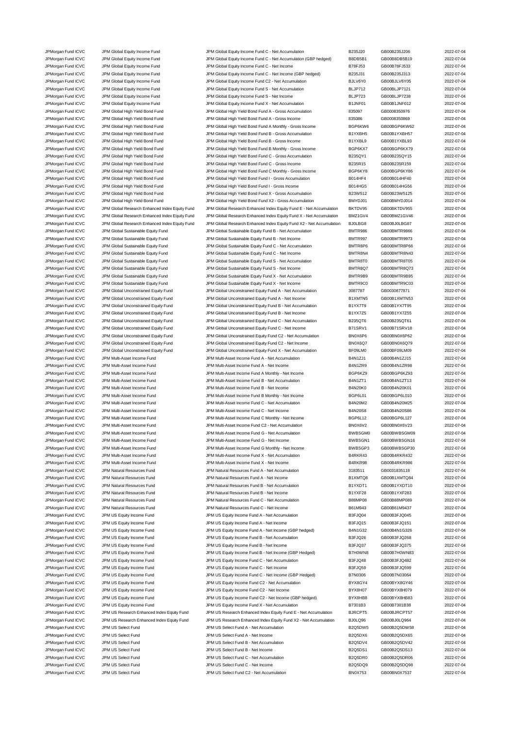| | | | | | |
|---|---|---|---|---|---|
| JPMorgan Fund ICVC | JPM Global Equity Income Fund | JPM Global Equity Income Fund C - Net Accumulation | B235J20 | GB00B235J206 | 2022-07-04 |
| JPMorgan Fund ICVC | JPM Global Equity Income Fund | JPM Global Equity Income Fund C - Net Accumulation (GBP hedged) | B8DB5B1 | GB00B8DB5B19 | 2022-07-04 |
| JPMorgan Fund ICVC | JPM Global Equity Income Fund | JPM Global Equity Income Fund C - Net Income | B78FJ53 | GB00B78FJ533 | 2022-07-04 |
| JPMorgan Fund ICVC | JPM Global Equity Income Fund | JPM Global Equity Income Fund C - Net Income (GBP hedged) | B235J31 | GB00B235J313 | 2022-07-04 |
| JPMorgan Fund ICVC | JPM Global Equity Income Fund | JPM Global Equity Income Fund C2 - Net Accumulation | BJLV6Y0 | GB00BJLV6Y05 | 2022-07-04 |
| JPMorgan Fund ICVC | JPM Global Equity Income Fund | JPM Global Equity Income Fund S - Net Accumulation | BLJP712 | GB00BLJP7121 | 2022-07-04 |
| JPMorgan Fund ICVC | JPM Global Equity Income Fund | JPM Global Equity Income Fund S - Net Income | BLJP723 | GB00BLJP7238 | 2022-07-04 |
| JPMorgan Fund ICVC | JPM Global Equity Income Fund | JPM Global Equity Income Fund X - Net Accumulation | B1JNF01 | GB00B1JNF012 | 2022-07-04 |
| JPMorgan Fund ICVC | JPM Global High Yield Bond Fund | JPM Global High Yield Bond Fund A - Gross Accumulation | 835097 | GB0008350976 | 2022-07-04 |
| JPMorgan Fund ICVC | JPM Global High Yield Bond Fund | JPM Global High Yield Bond Fund A - Gross Income | 835086 | GB0008350869 | 2022-07-04 |
| JPMorgan Fund ICVC | JPM Global High Yield Bond Fund | JPM Global High Yield Bond Fund A Monthly - Gross Income | BGP6KW6 | GB00BGP6KW62 | 2022-07-04 |
| JPMorgan Fund ICVC | JPM Global High Yield Bond Fund | JPM Global High Yield Bond Fund B - Gross Accumulation | B1YXBH5 | GB00B1YXBH57 | 2022-07-04 |
| JPMorgan Fund ICVC | JPM Global High Yield Bond Fund | JPM Global High Yield Bond Fund B - Gross Income | B1YXBL9 | GB00B1YXBL93 | 2022-07-04 |
| JPMorgan Fund ICVC | JPM Global High Yield Bond Fund | JPM Global High Yield Bond Fund B Monthly - Gross Income | BGP6KX7 | GB00BGP6KX79 | 2022-07-04 |
| JPMorgan Fund ICVC | JPM Global High Yield Bond Fund | JPM Global High Yield Bond Fund C - Gross Accumulation | B235QY1 | GB00B235QY15 | 2022-07-04 |
| JPMorgan Fund ICVC | JPM Global High Yield Bond Fund | JPM Global High Yield Bond Fund C - Gross Income | B235R15 | GB00B235R159 | 2022-07-04 |
| JPMorgan Fund ICVC | JPM Global High Yield Bond Fund | JPM Global High Yield Bond Fund C Monthly - Gross Income | BGP6KY8 | GB00BGP6KY86 | 2022-07-04 |
| JPMorgan Fund ICVC | JPM Global High Yield Bond Fund | JPM Global High Yield Bond Fund I - Gross Accumulation | B014HF4 | GB00B014HF40 | 2022-07-04 |
| JPMorgan Fund ICVC | JPM Global High Yield Bond Fund | JPM Global High Yield Bond Fund I - Gross Income | B014HG5 | GB00B014HG56 | 2022-07-04 |
| JPMorgan Fund ICVC | JPM Global High Yield Bond Fund | JPM Global High Yield Bond Fund X - Gross Accumulation | B23W512 | GB00B23W5125 | 2022-07-04 |
| JPMorgan Fund ICVC | JPM Global High Yield Bond Fund | JPM Global High Yield Bond Fund X2 - Gross Accumulation | BMYDJ01 | GB00BMYDJ014 | 2022-07-04 |
| JPMorgan Fund ICVC | JPM Global Research Enhanced Index Equity Fund | JPM Global Research Enhanced Index Equity Fund E - Net Accumulation | BKTDV95 | GB00BKTDV955 | 2022-07-04 |
| JPMorgan Fund ICVC | JPM Global Research Enhanced Index Equity Fund | JPM Global Research Enhanced Index Equity Fund X - Net Accumulation | BMZ1GV4 | GB00BMZ1GV46 | 2022-07-04 |
| JPMorgan Fund ICVC | JPM Global Research Enhanced Index Equity Fund | JPM Global Research Enhanced Index Equity Fund X2 - Net Accumulation | BJ0LBG8 | GB00BJ0LBG87 | 2022-07-04 |
| JPMorgan Fund ICVC | JPM Global Sustainable Equity Fund | JPM Global Sustainable Equity Fund B - Net Accumulation | BMTR986 | GB00BMTR9866 | 2022-07-04 |
| JPMorgan Fund ICVC | JPM Global Sustainable Equity Fund | JPM Global Sustainable Equity Fund B - Net Income | BMTR997 | GB00BMTR9973 | 2022-07-04 |
| JPMorgan Fund ICVC | JPM Global Sustainable Equity Fund | JPM Global Sustainable Equity Fund C - Net Accumulation | BMTR8P6 | GB00BMTR8P66 | 2022-07-04 |
| JPMorgan Fund ICVC | JPM Global Sustainable Equity Fund | JPM Global Sustainable Equity Fund C - Net Income | BMTR8N4 | GB00BMTR8N43 | 2022-07-04 |
| JPMorgan Fund ICVC | JPM Global Sustainable Equity Fund | JPM Global Sustainable Equity Fund S - Net Accumulation | BMTR8T0 | GB00BMTR8T05 | 2022-07-04 |
| JPMorgan Fund ICVC | JPM Global Sustainable Equity Fund | JPM Global Sustainable Equity Fund S - Net Income | BMTR8Q7 | GB00BMTR8Q73 | 2022-07-04 |
| JPMorgan Fund ICVC | JPM Global Sustainable Equity Fund | JPM Global Sustainable Equity Fund X - Net Accumulation | BMTR9B9 | GB00BMTR9B95 | 2022-07-04 |
| JPMorgan Fund ICVC | JPM Global Sustainable Equity Fund | JPM Global Sustainable Equity Fund X - Net Income | BMTR9C0 | GB00BMTR9C03 | 2022-07-04 |
| JPMorgan Fund ICVC | JPM Global Unconstrained Equity Fund | JPM Global Unconstrained Equity Fund A - Net Accumulation | 3087787 | GB0030877871 | 2022-07-04 |
| JPMorgan Fund ICVC | JPM Global Unconstrained Equity Fund | JPM Global Unconstrained Equity Fund A - Net Income | B1XMTN5 | GB00B1XMTN53 | 2022-07-04 |
| JPMorgan Fund ICVC | JPM Global Unconstrained Equity Fund | JPM Global Unconstrained Equity Fund B - Net Accumulation | B1YX7T9 | GB00B1YX7T95 | 2022-07-04 |
| JPMorgan Fund ICVC | JPM Global Unconstrained Equity Fund | JPM Global Unconstrained Equity Fund B - Net Income | B1YX7Z5 | GB00B1YX7Z55 | 2022-07-04 |
| JPMorgan Fund ICVC | JPM Global Unconstrained Equity Fund | JPM Global Unconstrained Equity Fund C - Net Accumulation | B235QT6 | GB00B235QT61 | 2022-07-04 |
| JPMorgan Fund ICVC | JPM Global Unconstrained Equity Fund | JPM Global Unconstrained Equity Fund C - Net Income | B71SRV1 | GB00B71SRV18 | 2022-07-04 |
| JPMorgan Fund ICVC | JPM Global Unconstrained Equity Fund | JPM Global Unconstrained Equity Fund C2 - Net Accumulation | BN0X6P6 | GB00BN0X6P62 | 2022-07-04 |
| JPMorgan Fund ICVC | JPM Global Unconstrained Equity Fund | JPM Global Unconstrained Equity Fund C2 - Net Income | BN0X6Q7 | GB00BN0X6Q79 | 2022-07-04 |
| JPMorgan Fund ICVC | JPM Global Unconstrained Equity Fund | JPM Global Unconstrained Equity Fund X - Net Accumulation | BF09LM0 | GB00BF09LM09 | 2022-07-04 |
| JPMorgan Fund ICVC | JPM Multi-Asset Income Fund | JPM Multi-Asset Income Fund A - Net Accumulation | B4N1ZJ1 | GB00B4N1ZJ15 | 2022-07-04 |
| JPMorgan Fund ICVC | JPM Multi-Asset Income Fund | JPM Multi-Asset Income Fund A - Net Income | B4N1ZR9 | GB00B4N1ZR98 | 2022-07-04 |
| JPMorgan Fund ICVC | JPM Multi-Asset Income Fund | JPM Multi-Asset Income Fund A Monthly - Net Income | BGP6KZ9 | GB00BGP6KZ93 | 2022-07-04 |
| JPMorgan Fund ICVC | JPM Multi-Asset Income Fund | JPM Multi-Asset Income Fund B - Net Accumulation | B4N1ZT1 | GB00B4N1ZT13 | 2022-07-04 |
| JPMorgan Fund ICVC | JPM Multi-Asset Income Fund | JPM Multi-Asset Income Fund B - Net Income | B4N20K0 | GB00B4N20K01 | 2022-07-04 |
| JPMorgan Fund ICVC | JPM Multi-Asset Income Fund | JPM Multi-Asset Income Fund B Monthly - Net Income | BGP6L01 | GB00BGP6L010 | 2022-07-04 |
| JPMorgan Fund ICVC | JPM Multi-Asset Income Fund | JPM Multi-Asset Income Fund C - Net Accumulation | B4N20M2 | GB00B4N20M25 | 2022-07-04 |
| JPMorgan Fund ICVC | JPM Multi-Asset Income Fund | JPM Multi-Asset Income Fund C - Net Income | B4N20S8 | GB00B4N20S86 | 2022-07-04 |
| JPMorgan Fund ICVC | JPM Multi-Asset Income Fund | JPM Multi-Asset Income Fund C Monthly - Net Income | BGP6L12 | GB00BGP6L127 | 2022-07-04 |
| JPMorgan Fund ICVC | JPM Multi-Asset Income Fund | JPM Multi-Asset Income Fund C2 - Net Accumulation | BN0X6V2 | GB00BN0X6V23 | 2022-07-04 |
| JPMorgan Fund ICVC | JPM Multi-Asset Income Fund | JPM Multi-Asset Income Fund G - Net Accumulation | BWBSGM0 | GB00BWBSGM09 | 2022-07-04 |
| JPMorgan Fund ICVC | JPM Multi-Asset Income Fund | JPM Multi-Asset Income Fund G - Net Income | BWBSGN1 | GB00BWBSGN16 | 2022-07-04 |
| JPMorgan Fund ICVC | JPM Multi-Asset Income Fund | JPM Multi-Asset Income Fund G Monthly - Net Income | BWBSGP3 | GB00BWBSGP30 | 2022-07-04 |
| JPMorgan Fund ICVC | JPM Multi-Asset Income Fund | JPM Multi-Asset Income Fund X - Net Accumulation | B4RKR43 | GB00B4RKR432 | 2022-07-04 |
| JPMorgan Fund ICVC | JPM Multi-Asset Income Fund | JPM Multi-Asset Income Fund X - Net Income | B4RKR98 | GB00B4RKR986 | 2022-07-04 |
| JPMorgan Fund ICVC | JPM Natural Resources Fund | JPM Natural Resources Fund A - Net Accumulation | 3183511 | GB0031835118 | 2022-07-04 |
| JPMorgan Fund ICVC | JPM Natural Resources Fund | JPM Natural Resources Fund A - Net Income | B1XMTQ8 | GB00B1XMTQ84 | 2022-07-04 |
| JPMorgan Fund ICVC | JPM Natural Resources Fund | JPM Natural Resources Fund B - Net Accumulation | B1YXDT1 | GB00B1YXDT10 | 2022-07-04 |
| JPMorgan Fund ICVC | JPM Natural Resources Fund | JPM Natural Resources Fund B - Net Income | B1YXF28 | GB00B1YXF283 | 2022-07-04 |
| JPMorgan Fund ICVC | JPM Natural Resources Fund | JPM Natural Resources Fund C - Net Accumulation | B88MP08 | GB00B88MP089 | 2022-07-04 |
| JPMorgan Fund ICVC | JPM Natural Resources Fund | JPM Natural Resources Fund C - Net Income | B61M943 | GB00B61M9437 | 2022-07-04 |
| JPMorgan Fund ICVC | JPM US Equity Income Fund | JPM US Equity Income Fund A - Net Accumulation | B3FJQ04 | GB00B3FJQ045 | 2022-07-04 |
| JPMorgan Fund ICVC | JPM US Equity Income Fund | JPM US Equity Income Fund A - Net Income | B3FJQ15 | GB00B3FJQ151 | 2022-07-04 |
| JPMorgan Fund ICVC | JPM US Equity Income Fund | JPM US Equity Income Fund A - Net Income (GBP hedged) | B4N1G32 | GB00B4N1G326 | 2022-07-04 |
| JPMorgan Fund ICVC | JPM US Equity Income Fund | JPM US Equity Income Fund B - Net Accumulation | B3FJQ26 | GB00B3FJQ268 | 2022-07-04 |
| JPMorgan Fund ICVC | JPM US Equity Income Fund | JPM US Equity Income Fund B - Net Income | B3FJQ37 | GB00B3FJQ375 | 2022-07-04 |
| JPMorgan Fund ICVC | JPM US Equity Income Fund | JPM US Equity Income Fund B - Net Income (GBP Hedged) | B7H0WN8 | GB00B7H0WN83 | 2022-07-04 |
| JPMorgan Fund ICVC | JPM US Equity Income Fund | JPM US Equity Income Fund C - Net Accumulation | B3FJQ48 | GB00B3FJQ482 | 2022-07-04 |
| JPMorgan Fund ICVC | JPM US Equity Income Fund | JPM US Equity Income Fund C - Net Income | B3FJQ59 | GB00B3FJQ599 | 2022-07-04 |
| JPMorgan Fund ICVC | JPM US Equity Income Fund | JPM US Equity Income Fund C - Net Income (GBP Hedged) | B7N0306 | GB00B7N03064 | 2022-07-04 |
| JPMorgan Fund ICVC | JPM US Equity Income Fund | JPM US Equity Income Fund C2 - Net Accumulation | BYX8GY4 | GB00BYX8GY46 | 2022-07-04 |
| JPMorgan Fund ICVC | JPM US Equity Income Fund | JPM US Equity Income Fund C2 - Net Income | BYX8H07 | GB00BYX8H079 | 2022-07-04 |
| JPMorgan Fund ICVC | JPM US Equity Income Fund | JPM US Equity Income Fund C2 - Net Income (GBP hedged) | BYX8HB8 | GB00BYX8HB83 | 2022-07-04 |
| JPMorgan Fund ICVC | JPM US Equity Income Fund | JPM US Equity Income Fund X - Net Accumulation | B7301B3 | GB00B7301B38 | 2022-07-04 |
| JPMorgan Fund ICVC | JPM US Research Enhanced Index Equity Fund | JPM US Research Enhanced Index Equity Fund E - Net Accumulation | BJRCPT5 | GB00BJRCPT57 | 2022-07-04 |
| JPMorgan Fund ICVC | JPM US Research Enhanced Index Equity Fund | JPM US Research Enhanced Index Equity Fund X2 - Net Accumulation | BJ0LQ96 | GB00BJ0LQ964 | 2022-07-04 |
| JPMorgan Fund ICVC | JPM US Select Fund | JPM US Select Fund A - Net Accumulation | B2Q5DW5 | GB00B2Q5DW58 | 2022-07-04 |
| JPMorgan Fund ICVC | JPM US Select Fund | JPM US Select Fund A - Net Income | B2Q5DX6 | GB00B2Q5DX65 | 2022-07-04 |
| JPMorgan Fund ICVC | JPM US Select Fund | JPM US Select Fund B - Net Accumulation | B2Q5DV4 | GB00B2Q5DV42 | 2022-07-04 |
| JPMorgan Fund ICVC | JPM US Select Fund | JPM US Select Fund B - Net Income | B2Q5DS1 | GB00B2Q5DS13 | 2022-07-04 |
| JPMorgan Fund ICVC | JPM US Select Fund | JPM US Select Fund C - Net Accumulation | B2Q5DR0 | GB00B2Q5DR06 | 2022-07-04 |
| JPMorgan Fund ICVC | JPM US Select Fund | JPM US Select Fund C - Net Income | B2Q5DQ9 | GB00B2Q5DQ98 | 2022-07-04 |
| JPMorgan Fund ICVC | JPM US Select Fund | JPM US Select Fund C2 - Net Accumulation | BN0X753 | GB00BN0X7537 | 2022-07-04 |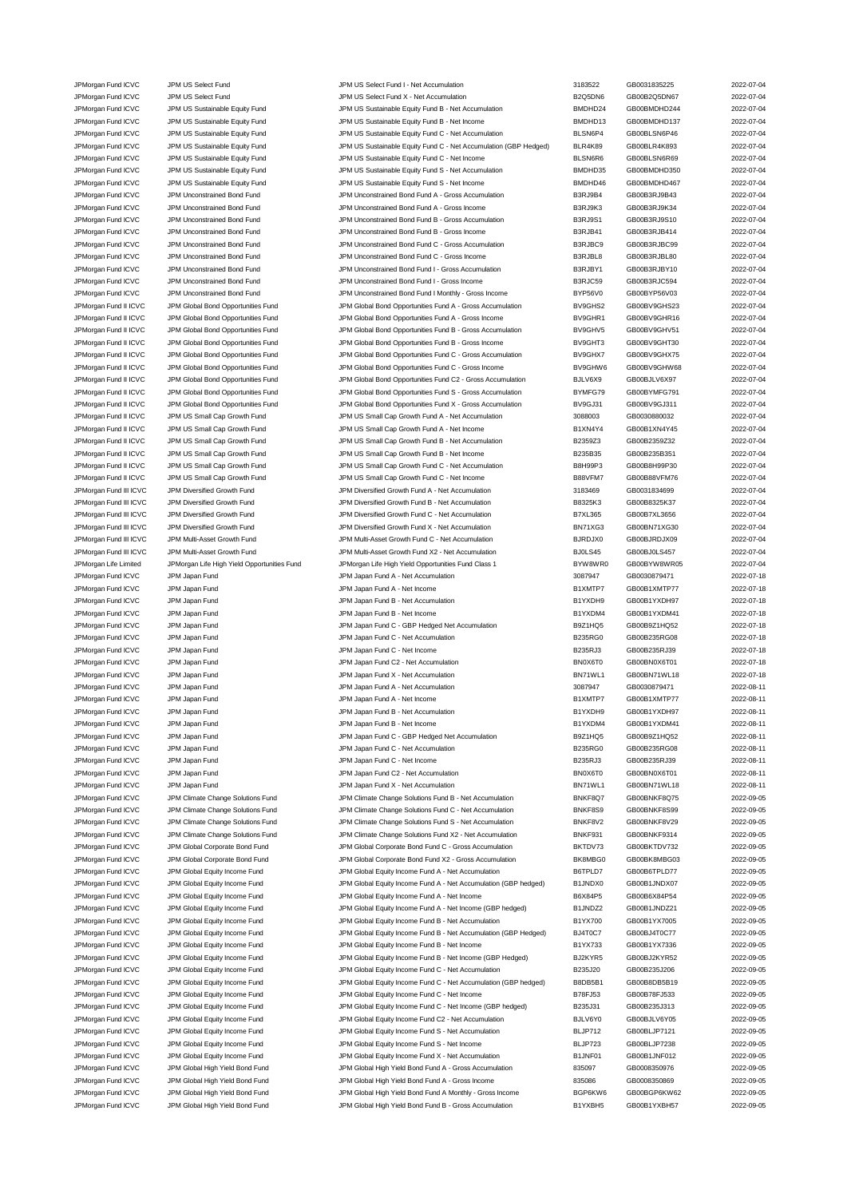| | | | | | |
|---|---|---|---|---|---|
| JPMorgan Fund ICVC | JPM US Select Fund | JPM US Select Fund I - Net Accumulation | 3183522 | GB0031835225 | 2022-07-04 |
| JPMorgan Fund ICVC | JPM US Select Fund | JPM US Select Fund X - Net Accumulation | B2Q5DN6 | GB00B2Q5DN67 | 2022-07-04 |
| JPMorgan Fund ICVC | JPM US Sustainable Equity Fund | JPM US Sustainable Equity Fund B - Net Accumulation | BMDHD24 | GB00BMDHD244 | 2022-07-04 |
| JPMorgan Fund ICVC | JPM US Sustainable Equity Fund | JPM US Sustainable Equity Fund B - Net Income | BMDHD13 | GB00BMDHD137 | 2022-07-04 |
| JPMorgan Fund ICVC | JPM US Sustainable Equity Fund | JPM US Sustainable Equity Fund C - Net Accumulation | BLSN6P4 | GB00BLSN6P46 | 2022-07-04 |
| JPMorgan Fund ICVC | JPM US Sustainable Equity Fund | JPM US Sustainable Equity Fund C - Net Accumulation (GBP Hedged) | BLR4K89 | GB00BLR4K893 | 2022-07-04 |
| JPMorgan Fund ICVC | JPM US Sustainable Equity Fund | JPM US Sustainable Equity Fund C - Net Income | BLSN6R6 | GB00BLSN6R69 | 2022-07-04 |
| JPMorgan Fund ICVC | JPM US Sustainable Equity Fund | JPM US Sustainable Equity Fund S - Net Accumulation | BMDHD35 | GB00BMDHD350 | 2022-07-04 |
| JPMorgan Fund ICVC | JPM US Sustainable Equity Fund | JPM US Sustainable Equity Fund S - Net Income | BMDHD46 | GB00BMDHD467 | 2022-07-04 |
| JPMorgan Fund ICVC | JPM Unconstrained Bond Fund | JPM Unconstrained Bond Fund A - Gross Accumulation | B3RJ9B4 | GB00B3RJ9B43 | 2022-07-04 |
| JPMorgan Fund ICVC | JPM Unconstrained Bond Fund | JPM Unconstrained Bond Fund A - Gross Income | B3RJ9K3 | GB00B3RJ9K34 | 2022-07-04 |
| JPMorgan Fund ICVC | JPM Unconstrained Bond Fund | JPM Unconstrained Bond Fund B - Gross Accumulation | B3RJ9S1 | GB00B3RJ9S10 | 2022-07-04 |
| JPMorgan Fund ICVC | JPM Unconstrained Bond Fund | JPM Unconstrained Bond Fund B - Gross Income | B3RJB41 | GB00B3RJB414 | 2022-07-04 |
| JPMorgan Fund ICVC | JPM Unconstrained Bond Fund | JPM Unconstrained Bond Fund C - Gross Accumulation | B3RJBC9 | GB00B3RJBC99 | 2022-07-04 |
| JPMorgan Fund ICVC | JPM Unconstrained Bond Fund | JPM Unconstrained Bond Fund C - Gross Income | B3RJBL8 | GB00B3RJBL80 | 2022-07-04 |
| JPMorgan Fund ICVC | JPM Unconstrained Bond Fund | JPM Unconstrained Bond Fund I - Gross Accumulation | B3RJBY1 | GB00B3RJBY10 | 2022-07-04 |
| JPMorgan Fund ICVC | JPM Unconstrained Bond Fund | JPM Unconstrained Bond Fund I - Gross Income | B3RJC59 | GB00B3RJC594 | 2022-07-04 |
| JPMorgan Fund ICVC | JPM Unconstrained Bond Fund | JPM Unconstrained Bond Fund I Monthly - Gross Income | BYP56V0 | GB00BYP56V03 | 2022-07-04 |
| JPMorgan Fund II ICVC | JPM Global Bond Opportunities Fund | JPM Global Bond Opportunities Fund A - Gross Accumulation | BV9GHS2 | GB00BV9GHS23 | 2022-07-04 |
| JPMorgan Fund II ICVC | JPM Global Bond Opportunities Fund | JPM Global Bond Opportunities Fund A - Gross Income | BV9GHR1 | GB00BV9GHR16 | 2022-07-04 |
| JPMorgan Fund II ICVC | JPM Global Bond Opportunities Fund | JPM Global Bond Opportunities Fund B - Gross Accumulation | BV9GHV5 | GB00BV9GHV51 | 2022-07-04 |
| JPMorgan Fund II ICVC | JPM Global Bond Opportunities Fund | JPM Global Bond Opportunities Fund B - Gross Income | BV9GHT3 | GB00BV9GHT30 | 2022-07-04 |
| JPMorgan Fund II ICVC | JPM Global Bond Opportunities Fund | JPM Global Bond Opportunities Fund C - Gross Accumulation | BV9GHX7 | GB00BV9GHX75 | 2022-07-04 |
| JPMorgan Fund II ICVC | JPM Global Bond Opportunities Fund | JPM Global Bond Opportunities Fund C - Gross Income | BV9GHW6 | GB00BV9GHW68 | 2022-07-04 |
| JPMorgan Fund II ICVC | JPM Global Bond Opportunities Fund | JPM Global Bond Opportunities Fund C2 - Gross Accumulation | BJLV6X9 | GB00BJLV6X97 | 2022-07-04 |
| JPMorgan Fund II ICVC | JPM Global Bond Opportunities Fund | JPM Global Bond Opportunities Fund S - Gross Accumulation | BYMFG79 | GB00BYMFG791 | 2022-07-04 |
| JPMorgan Fund II ICVC | JPM Global Bond Opportunities Fund | JPM Global Bond Opportunities Fund X - Gross Accumulation | BV9GJ31 | GB00BV9GJ311 | 2022-07-04 |
| JPMorgan Fund II ICVC | JPM US Small Cap Growth Fund | JPM US Small Cap Growth Fund A - Net Accumulation | 3088003 | GB0030880032 | 2022-07-04 |
| JPMorgan Fund II ICVC | JPM US Small Cap Growth Fund | JPM US Small Cap Growth Fund A - Net Income | B1XN4Y4 | GB00B1XN4Y45 | 2022-07-04 |
| JPMorgan Fund II ICVC | JPM US Small Cap Growth Fund | JPM US Small Cap Growth Fund B - Net Accumulation | B2359Z3 | GB00B2359Z32 | 2022-07-04 |
| JPMorgan Fund II ICVC | JPM US Small Cap Growth Fund | JPM US Small Cap Growth Fund B - Net Income | B235B35 | GB00B235B351 | 2022-07-04 |
| JPMorgan Fund II ICVC | JPM US Small Cap Growth Fund | JPM US Small Cap Growth Fund C - Net Accumulation | B8H99P3 | GB00B8H99P30 | 2022-07-04 |
| JPMorgan Fund II ICVC | JPM US Small Cap Growth Fund | JPM US Small Cap Growth Fund C - Net Income | B88VFM7 | GB00B88VFM76 | 2022-07-04 |
| JPMorgan Fund III ICVC | JPM Diversified Growth Fund | JPM Diversified Growth Fund A - Net Accumulation | 3183469 | GB0031834699 | 2022-07-04 |
| JPMorgan Fund III ICVC | JPM Diversified Growth Fund | JPM Diversified Growth Fund B - Net Accumulation | B8325K3 | GB00B8325K37 | 2022-07-04 |
| JPMorgan Fund III ICVC | JPM Diversified Growth Fund | JPM Diversified Growth Fund C - Net Accumulation | B7XL365 | GB00B7XL3656 | 2022-07-04 |
| JPMorgan Fund III ICVC | JPM Diversified Growth Fund | JPM Diversified Growth Fund X - Net Accumulation | BN71XG3 | GB00BN71XG30 | 2022-07-04 |
| JPMorgan Fund III ICVC | JPM Multi-Asset Growth Fund | JPM Multi-Asset Growth Fund C - Net Accumulation | BJRDJX0 | GB00BJRDJX09 | 2022-07-04 |
| JPMorgan Fund III ICVC | JPM Multi-Asset Growth Fund | JPM Multi-Asset Growth Fund X2 - Net Accumulation | BJ0LS45 | GB00BJ0LS457 | 2022-07-04 |
| JPMorgan Life Limited | JPMorgan Life High Yield Opportunities Fund | JPMorgan Life High Yield Opportunities Fund Class 1 | BYW8WR0 | GB00BYW8WR05 | 2022-07-04 |
| JPMorgan Fund ICVC | JPM Japan Fund | JPM Japan Fund A - Net Accumulation | 3087947 | GB0030879471 | 2022-07-18 |
| JPMorgan Fund ICVC | JPM Japan Fund | JPM Japan Fund A - Net Income | B1XMTP7 | GB00B1XMTP77 | 2022-07-18 |
| JPMorgan Fund ICVC | JPM Japan Fund | JPM Japan Fund B - Net Accumulation | B1YXDH9 | GB00B1YXDH97 | 2022-07-18 |
| JPMorgan Fund ICVC | JPM Japan Fund | JPM Japan Fund B - Net Income | B1YXDM4 | GB00B1YXDM41 | 2022-07-18 |
| JPMorgan Fund ICVC | JPM Japan Fund | JPM Japan Fund C - GBP Hedged Net Accumulation | B9Z1HQ5 | GB00B9Z1HQ52 | 2022-07-18 |
| JPMorgan Fund ICVC | JPM Japan Fund | JPM Japan Fund C - Net Accumulation | B235RG0 | GB00B235RG08 | 2022-07-18 |
| JPMorgan Fund ICVC | JPM Japan Fund | JPM Japan Fund C - Net Income | B235RJ3 | GB00B235RJ39 | 2022-07-18 |
| JPMorgan Fund ICVC | JPM Japan Fund | JPM Japan Fund C2 - Net Accumulation | BN0X6T0 | GB00BN0X6T01 | 2022-07-18 |
| JPMorgan Fund ICVC | JPM Japan Fund | JPM Japan Fund X - Net Accumulation | BN71WL1 | GB00BN71WL18 | 2022-07-18 |
| JPMorgan Fund ICVC | JPM Japan Fund | JPM Japan Fund A - Net Accumulation | 3087947 | GB0030879471 | 2022-08-11 |
| JPMorgan Fund ICVC | JPM Japan Fund | JPM Japan Fund A - Net Income | B1XMTP7 | GB00B1XMTP77 | 2022-08-11 |
| JPMorgan Fund ICVC | JPM Japan Fund | JPM Japan Fund B - Net Accumulation | B1YXDH9 | GB00B1YXDH97 | 2022-08-11 |
| JPMorgan Fund ICVC | JPM Japan Fund | JPM Japan Fund B - Net Income | B1YXDM4 | GB00B1YXDM41 | 2022-08-11 |
| JPMorgan Fund ICVC | JPM Japan Fund | JPM Japan Fund C - GBP Hedged Net Accumulation | B9Z1HQ5 | GB00B9Z1HQ52 | 2022-08-11 |
| JPMorgan Fund ICVC | JPM Japan Fund | JPM Japan Fund C - Net Accumulation | B235RG0 | GB00B235RG08 | 2022-08-11 |
| JPMorgan Fund ICVC | JPM Japan Fund | JPM Japan Fund C - Net Income | B235RJ3 | GB00B235RJ39 | 2022-08-11 |
| JPMorgan Fund ICVC | JPM Japan Fund | JPM Japan Fund C2 - Net Accumulation | BN0X6T0 | GB00BN0X6T01 | 2022-08-11 |
| JPMorgan Fund ICVC | JPM Japan Fund | JPM Japan Fund X - Net Accumulation | BN71WL1 | GB00BN71WL18 | 2022-08-11 |
| JPMorgan Fund ICVC | JPM Climate Change Solutions Fund | JPM Climate Change Solutions Fund B - Net Accumulation | BNKF8Q7 | GB00BNKF8Q75 | 2022-09-05 |
| JPMorgan Fund ICVC | JPM Climate Change Solutions Fund | JPM Climate Change Solutions Fund C - Net Accumulation | BNKF8S9 | GB00BNKF8S99 | 2022-09-05 |
| JPMorgan Fund ICVC | JPM Climate Change Solutions Fund | JPM Climate Change Solutions Fund S - Net Accumulation | BNKF8V2 | GB00BNKF8V29 | 2022-09-05 |
| JPMorgan Fund ICVC | JPM Climate Change Solutions Fund | JPM Climate Change Solutions Fund X2 - Net Accumulation | BNKF931 | GB00BNKF9314 | 2022-09-05 |
| JPMorgan Fund ICVC | JPM Global Corporate Bond Fund | JPM Global Corporate Bond Fund C - Gross Accumulation | BKTDV73 | GB00BKTDV732 | 2022-09-05 |
| JPMorgan Fund ICVC | JPM Global Corporate Bond Fund | JPM Global Corporate Bond Fund X2 - Gross Accumulation | BK8MBG0 | GB00BK8MBG03 | 2022-09-05 |
| JPMorgan Fund ICVC | JPM Global Equity Income Fund | JPM Global Equity Income Fund A - Net Accumulation | B6TPLD7 | GB00B6TPLD77 | 2022-09-05 |
| JPMorgan Fund ICVC | JPM Global Equity Income Fund | JPM Global Equity Income Fund A - Net Accumulation (GBP hedged) | B1JNDX0 | GB00B1JNDX07 | 2022-09-05 |
| JPMorgan Fund ICVC | JPM Global Equity Income Fund | JPM Global Equity Income Fund A - Net Income | B6X84P5 | GB00B6X84P54 | 2022-09-05 |
| JPMorgan Fund ICVC | JPM Global Equity Income Fund | JPM Global Equity Income Fund A - Net Income (GBP hedged) | B1JNDZ2 | GB00B1JNDZ21 | 2022-09-05 |
| JPMorgan Fund ICVC | JPM Global Equity Income Fund | JPM Global Equity Income Fund B - Net Accumulation | B1YX700 | GB00B1YX7005 | 2022-09-05 |
| JPMorgan Fund ICVC | JPM Global Equity Income Fund | JPM Global Equity Income Fund B - Net Accumulation (GBP Hedged) | BJ4T0C7 | GB00BJ4T0C77 | 2022-09-05 |
| JPMorgan Fund ICVC | JPM Global Equity Income Fund | JPM Global Equity Income Fund B - Net Income | B1YX733 | GB00B1YX7336 | 2022-09-05 |
| JPMorgan Fund ICVC | JPM Global Equity Income Fund | JPM Global Equity Income Fund B - Net Income (GBP Hedged) | BJ2KYR5 | GB00BJ2KYR52 | 2022-09-05 |
| JPMorgan Fund ICVC | JPM Global Equity Income Fund | JPM Global Equity Income Fund C - Net Accumulation | B235J20 | GB00B235J206 | 2022-09-05 |
| JPMorgan Fund ICVC | JPM Global Equity Income Fund | JPM Global Equity Income Fund C - Net Accumulation (GBP hedged) | B8DB5B1 | GB00B8DB5B19 | 2022-09-05 |
| JPMorgan Fund ICVC | JPM Global Equity Income Fund | JPM Global Equity Income Fund C - Net Income | B78FJ53 | GB00B78FJ533 | 2022-09-05 |
| JPMorgan Fund ICVC | JPM Global Equity Income Fund | JPM Global Equity Income Fund C - Net Income (GBP hedged) | B235J31 | GB00B235J313 | 2022-09-05 |
| JPMorgan Fund ICVC | JPM Global Equity Income Fund | JPM Global Equity Income Fund C2 - Net Accumulation | BJLV6Y0 | GB00BJLV6Y05 | 2022-09-05 |
| JPMorgan Fund ICVC | JPM Global Equity Income Fund | JPM Global Equity Income Fund S - Net Accumulation | BLJP712 | GB00BLJP7121 | 2022-09-05 |
| JPMorgan Fund ICVC | JPM Global Equity Income Fund | JPM Global Equity Income Fund S - Net Income | BLJP723 | GB00BLJP7238 | 2022-09-05 |
| JPMorgan Fund ICVC | JPM Global Equity Income Fund | JPM Global Equity Income Fund X - Net Accumulation | B1JNF01 | GB00B1JNF012 | 2022-09-05 |
| JPMorgan Fund ICVC | JPM Global High Yield Bond Fund | JPM Global High Yield Bond Fund A - Gross Accumulation | 835097 | GB0008350976 | 2022-09-05 |
| JPMorgan Fund ICVC | JPM Global High Yield Bond Fund | JPM Global High Yield Bond Fund A - Gross Income | 835086 | GB0008350869 | 2022-09-05 |
| JPMorgan Fund ICVC | JPM Global High Yield Bond Fund | JPM Global High Yield Bond Fund A Monthly - Gross Income | BGP6KW6 | GB00BGP6KW62 | 2022-09-05 |
| JPMorgan Fund ICVC | JPM Global High Yield Bond Fund | JPM Global High Yield Bond Fund B - Gross Accumulation | B1YXBH5 | GB00B1YXBH57 | 2022-09-05 |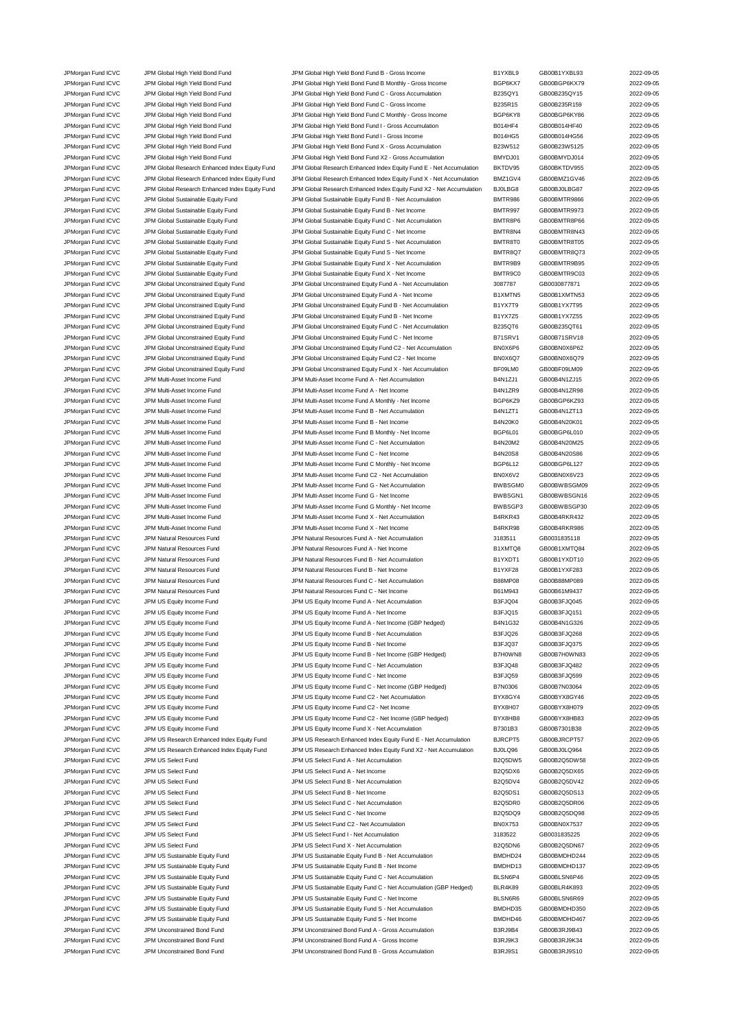| | | | | | |
|---|---|---|---|---|---|
| JPMorgan Fund ICVC | JPM Global High Yield Bond Fund | JPM Global High Yield Bond Fund B - Gross Income | B1YXBL9 | GB00B1YXBL93 | 2022-09-05 |
| JPMorgan Fund ICVC | JPM Global High Yield Bond Fund | JPM Global High Yield Bond Fund B Monthly - Gross Income | BGP6KX7 | GB00BGP6KX79 | 2022-09-05 |
| JPMorgan Fund ICVC | JPM Global High Yield Bond Fund | JPM Global High Yield Bond Fund C - Gross Accumulation | B235QY1 | GB00B235QY15 | 2022-09-05 |
| JPMorgan Fund ICVC | JPM Global High Yield Bond Fund | JPM Global High Yield Bond Fund C - Gross Income | B235R15 | GB00B235R159 | 2022-09-05 |
| JPMorgan Fund ICVC | JPM Global High Yield Bond Fund | JPM Global High Yield Bond Fund C Monthly - Gross Income | BGP6KY8 | GB00BGP6KY86 | 2022-09-05 |
| JPMorgan Fund ICVC | JPM Global High Yield Bond Fund | JPM Global High Yield Bond Fund I - Gross Accumulation | B014HF4 | GB00B014HF40 | 2022-09-05 |
| JPMorgan Fund ICVC | JPM Global High Yield Bond Fund | JPM Global High Yield Bond Fund I - Gross Income | B014HG5 | GB00B014HG56 | 2022-09-05 |
| JPMorgan Fund ICVC | JPM Global High Yield Bond Fund | JPM Global High Yield Bond Fund X - Gross Accumulation | B23W512 | GB00B23W5125 | 2022-09-05 |
| JPMorgan Fund ICVC | JPM Global High Yield Bond Fund | JPM Global High Yield Bond Fund X2 - Gross Accumulation | BMYDJ01 | GB00BMYDJ014 | 2022-09-05 |
| JPMorgan Fund ICVC | JPM Global Research Enhanced Index Equity Fund | JPM Global Research Enhanced Index Equity Fund E - Net Accumulation | BKTDV95 | GB00BKTDV955 | 2022-09-05 |
| JPMorgan Fund ICVC | JPM Global Research Enhanced Index Equity Fund | JPM Global Research Enhanced Index Equity Fund X - Net Accumulation | BMZ1GV4 | GB00BMZ1GV46 | 2022-09-05 |
| JPMorgan Fund ICVC | JPM Global Research Enhanced Index Equity Fund | JPM Global Research Enhanced Index Equity Fund X2 - Net Accumulation | BJ0LBG8 | GB00BJ0LBG87 | 2022-09-05 |
| JPMorgan Fund ICVC | JPM Global Sustainable Equity Fund | JPM Global Sustainable Equity Fund B - Net Accumulation | BMTR986 | GB00BMTR9866 | 2022-09-05 |
| JPMorgan Fund ICVC | JPM Global Sustainable Equity Fund | JPM Global Sustainable Equity Fund B - Net Income | BMTR997 | GB00BMTR9973 | 2022-09-05 |
| JPMorgan Fund ICVC | JPM Global Sustainable Equity Fund | JPM Global Sustainable Equity Fund C - Net Accumulation | BMTR8P6 | GB00BMTR8P66 | 2022-09-05 |
| JPMorgan Fund ICVC | JPM Global Sustainable Equity Fund | JPM Global Sustainable Equity Fund C - Net Income | BMTR8N4 | GB00BMTR8N43 | 2022-09-05 |
| JPMorgan Fund ICVC | JPM Global Sustainable Equity Fund | JPM Global Sustainable Equity Fund S - Net Accumulation | BMTR8T0 | GB00BMTR8T05 | 2022-09-05 |
| JPMorgan Fund ICVC | JPM Global Sustainable Equity Fund | JPM Global Sustainable Equity Fund S - Net Income | BMTR8Q7 | GB00BMTR8Q73 | 2022-09-05 |
| JPMorgan Fund ICVC | JPM Global Sustainable Equity Fund | JPM Global Sustainable Equity Fund X - Net Accumulation | BMTR9B9 | GB00BMTR9B95 | 2022-09-05 |
| JPMorgan Fund ICVC | JPM Global Sustainable Equity Fund | JPM Global Sustainable Equity Fund X - Net Income | BMTR9C0 | GB00BMTR9C03 | 2022-09-05 |
| JPMorgan Fund ICVC | JPM Global Unconstrained Equity Fund | JPM Global Unconstrained Equity Fund A - Net Accumulation | 3087787 | GB0030877871 | 2022-09-05 |
| JPMorgan Fund ICVC | JPM Global Unconstrained Equity Fund | JPM Global Unconstrained Equity Fund A - Net Income | B1XMTN5 | GB00B1XMTN53 | 2022-09-05 |
| JPMorgan Fund ICVC | JPM Global Unconstrained Equity Fund | JPM Global Unconstrained Equity Fund B - Net Accumulation | B1YX7T9 | GB00B1YX7T95 | 2022-09-05 |
| JPMorgan Fund ICVC | JPM Global Unconstrained Equity Fund | JPM Global Unconstrained Equity Fund B - Net Income | B1YX7Z5 | GB00B1YX7Z55 | 2022-09-05 |
| JPMorgan Fund ICVC | JPM Global Unconstrained Equity Fund | JPM Global Unconstrained Equity Fund C - Net Accumulation | B235QT6 | GB00B235QT61 | 2022-09-05 |
| JPMorgan Fund ICVC | JPM Global Unconstrained Equity Fund | JPM Global Unconstrained Equity Fund C - Net Income | B71SRV1 | GB00B71SRV18 | 2022-09-05 |
| JPMorgan Fund ICVC | JPM Global Unconstrained Equity Fund | JPM Global Unconstrained Equity Fund C2 - Net Accumulation | BN0X6P6 | GB00BN0X6P62 | 2022-09-05 |
| JPMorgan Fund ICVC | JPM Global Unconstrained Equity Fund | JPM Global Unconstrained Equity Fund C2 - Net Income | BN0X6Q7 | GB00BN0X6Q79 | 2022-09-05 |
| JPMorgan Fund ICVC | JPM Global Unconstrained Equity Fund | JPM Global Unconstrained Equity Fund X - Net Accumulation | BF09LM0 | GB00BF09LM09 | 2022-09-05 |
| JPMorgan Fund ICVC | JPM Multi-Asset Income Fund | JPM Multi-Asset Income Fund A - Net Accumulation | B4N1ZJ1 | GB00B4N1ZJ15 | 2022-09-05 |
| JPMorgan Fund ICVC | JPM Multi-Asset Income Fund | JPM Multi-Asset Income Fund A - Net Income | B4N1ZR9 | GB00B4N1ZR98 | 2022-09-05 |
| JPMorgan Fund ICVC | JPM Multi-Asset Income Fund | JPM Multi-Asset Income Fund A Monthly - Net Income | BGP6KZ9 | GB00BGP6KZ93 | 2022-09-05 |
| JPMorgan Fund ICVC | JPM Multi-Asset Income Fund | JPM Multi-Asset Income Fund B - Net Accumulation | B4N1ZT1 | GB00B4N1ZT13 | 2022-09-05 |
| JPMorgan Fund ICVC | JPM Multi-Asset Income Fund | JPM Multi-Asset Income Fund B - Net Income | B4N20K0 | GB00B4N20K01 | 2022-09-05 |
| JPMorgan Fund ICVC | JPM Multi-Asset Income Fund | JPM Multi-Asset Income Fund B Monthly - Net Income | BGP6L01 | GB00BGP6L010 | 2022-09-05 |
| JPMorgan Fund ICVC | JPM Multi-Asset Income Fund | JPM Multi-Asset Income Fund C - Net Accumulation | B4N20M2 | GB00B4N20M25 | 2022-09-05 |
| JPMorgan Fund ICVC | JPM Multi-Asset Income Fund | JPM Multi-Asset Income Fund C - Net Income | B4N20S8 | GB00B4N20S86 | 2022-09-05 |
| JPMorgan Fund ICVC | JPM Multi-Asset Income Fund | JPM Multi-Asset Income Fund C Monthly - Net Income | BGP6L12 | GB00BGP6L127 | 2022-09-05 |
| JPMorgan Fund ICVC | JPM Multi-Asset Income Fund | JPM Multi-Asset Income Fund C2 - Net Accumulation | BN0X6V2 | GB00BN0X6V23 | 2022-09-05 |
| JPMorgan Fund ICVC | JPM Multi-Asset Income Fund | JPM Multi-Asset Income Fund G - Net Accumulation | BWBSGM0 | GB00BWBSGM09 | 2022-09-05 |
| JPMorgan Fund ICVC | JPM Multi-Asset Income Fund | JPM Multi-Asset Income Fund G - Net Income | BWBSGN1 | GB00BWBSGN16 | 2022-09-05 |
| JPMorgan Fund ICVC | JPM Multi-Asset Income Fund | JPM Multi-Asset Income Fund G Monthly - Net Income | BWBSGP3 | GB00BWBSGP30 | 2022-09-05 |
| JPMorgan Fund ICVC | JPM Multi-Asset Income Fund | JPM Multi-Asset Income Fund X - Net Accumulation | B4RKR43 | GB00B4RKR432 | 2022-09-05 |
| JPMorgan Fund ICVC | JPM Multi-Asset Income Fund | JPM Multi-Asset Income Fund X - Net Income | B4RKR98 | GB00B4RKR986 | 2022-09-05 |
| JPMorgan Fund ICVC | JPM Natural Resources Fund | JPM Natural Resources Fund A - Net Accumulation | 3183511 | GB0031835118 | 2022-09-05 |
| JPMorgan Fund ICVC | JPM Natural Resources Fund | JPM Natural Resources Fund A - Net Income | B1XMTQ8 | GB00B1XMTQ84 | 2022-09-05 |
| JPMorgan Fund ICVC | JPM Natural Resources Fund | JPM Natural Resources Fund B - Net Accumulation | B1YXDT1 | GB00B1YXDT10 | 2022-09-05 |
| JPMorgan Fund ICVC | JPM Natural Resources Fund | JPM Natural Resources Fund B - Net Income | B1YXF28 | GB00B1YXF283 | 2022-09-05 |
| JPMorgan Fund ICVC | JPM Natural Resources Fund | JPM Natural Resources Fund C - Net Accumulation | B88MP08 | GB00B88MP089 | 2022-09-05 |
| JPMorgan Fund ICVC | JPM Natural Resources Fund | JPM Natural Resources Fund C - Net Income | B61M943 | GB00B61M9437 | 2022-09-05 |
| JPMorgan Fund ICVC | JPM US Equity Income Fund | JPM US Equity Income Fund A - Net Accumulation | B3FJQ04 | GB00B3FJQ045 | 2022-09-05 |
| JPMorgan Fund ICVC | JPM US Equity Income Fund | JPM US Equity Income Fund A - Net Income | B3FJQ15 | GB00B3FJQ151 | 2022-09-05 |
| JPMorgan Fund ICVC | JPM US Equity Income Fund | JPM US Equity Income Fund A - Net Income (GBP hedged) | B4N1G32 | GB00B4N1G326 | 2022-09-05 |
| JPMorgan Fund ICVC | JPM US Equity Income Fund | JPM US Equity Income Fund B - Net Accumulation | B3FJQ26 | GB00B3FJQ268 | 2022-09-05 |
| JPMorgan Fund ICVC | JPM US Equity Income Fund | JPM US Equity Income Fund B - Net Income | B3FJQ37 | GB00B3FJQ375 | 2022-09-05 |
| JPMorgan Fund ICVC | JPM US Equity Income Fund | JPM US Equity Income Fund B - Net Income (GBP Hedged) | B7H0WN8 | GB00B7H0WN83 | 2022-09-05 |
| JPMorgan Fund ICVC | JPM US Equity Income Fund | JPM US Equity Income Fund C - Net Accumulation | B3FJQ48 | GB00B3FJQ482 | 2022-09-05 |
| JPMorgan Fund ICVC | JPM US Equity Income Fund | JPM US Equity Income Fund C - Net Income | B3FJQ59 | GB00B3FJQ599 | 2022-09-05 |
| JPMorgan Fund ICVC | JPM US Equity Income Fund | JPM US Equity Income Fund C - Net Income (GBP Hedged) | B7N0306 | GB00B7N03064 | 2022-09-05 |
| JPMorgan Fund ICVC | JPM US Equity Income Fund | JPM US Equity Income Fund C2 - Net Accumulation | BYX8GY4 | GB00BYX8GY46 | 2022-09-05 |
| JPMorgan Fund ICVC | JPM US Equity Income Fund | JPM US Equity Income Fund C2 - Net Income | BYX8H07 | GB00BYX8H079 | 2022-09-05 |
| JPMorgan Fund ICVC | JPM US Equity Income Fund | JPM US Equity Income Fund C2 - Net Income (GBP hedged) | BYX8HB8 | GB00BYX8HB83 | 2022-09-05 |
| JPMorgan Fund ICVC | JPM US Equity Income Fund | JPM US Equity Income Fund X - Net Accumulation | B7301B3 | GB00B7301B38 | 2022-09-05 |
| JPMorgan Fund ICVC | JPM US Research Enhanced Index Equity Fund | JPM US Research Enhanced Index Equity Fund E - Net Accumulation | BJRCPT5 | GB00BJRCPT57 | 2022-09-05 |
| JPMorgan Fund ICVC | JPM US Research Enhanced Index Equity Fund | JPM US Research Enhanced Index Equity Fund X2 - Net Accumulation | BJ0LQ96 | GB00BJ0LQ964 | 2022-09-05 |
| JPMorgan Fund ICVC | JPM US Select Fund | JPM US Select Fund A - Net Accumulation | B2Q5DW5 | GB00B2Q5DW58 | 2022-09-05 |
| JPMorgan Fund ICVC | JPM US Select Fund | JPM US Select Fund A - Net Income | B2Q5DX6 | GB00B2Q5DX65 | 2022-09-05 |
| JPMorgan Fund ICVC | JPM US Select Fund | JPM US Select Fund B - Net Accumulation | B2Q5DV4 | GB00B2Q5DV42 | 2022-09-05 |
| JPMorgan Fund ICVC | JPM US Select Fund | JPM US Select Fund B - Net Income | B2Q5DS1 | GB00B2Q5DS13 | 2022-09-05 |
| JPMorgan Fund ICVC | JPM US Select Fund | JPM US Select Fund C - Net Accumulation | B2Q5DR0 | GB00B2Q5DR06 | 2022-09-05 |
| JPMorgan Fund ICVC | JPM US Select Fund | JPM US Select Fund C - Net Income | B2Q5DQ9 | GB00B2Q5DQ98 | 2022-09-05 |
| JPMorgan Fund ICVC | JPM US Select Fund | JPM US Select Fund C2 - Net Accumulation | BN0X753 | GB00BN0X7537 | 2022-09-05 |
| JPMorgan Fund ICVC | JPM US Select Fund | JPM US Select Fund I - Net Accumulation | 3183522 | GB0031835225 | 2022-09-05 |
| JPMorgan Fund ICVC | JPM US Select Fund | JPM US Select Fund X - Net Accumulation | B2Q5DN6 | GB00B2Q5DN67 | 2022-09-05 |
| JPMorgan Fund ICVC | JPM US Sustainable Equity Fund | JPM US Sustainable Equity Fund B - Net Accumulation | BMDHD24 | GB00BMDHD244 | 2022-09-05 |
| JPMorgan Fund ICVC | JPM US Sustainable Equity Fund | JPM US Sustainable Equity Fund B - Net Income | BMDHD13 | GB00BMDHD137 | 2022-09-05 |
| JPMorgan Fund ICVC | JPM US Sustainable Equity Fund | JPM US Sustainable Equity Fund C - Net Accumulation | BLSN6P4 | GB00BLSN6P46 | 2022-09-05 |
| JPMorgan Fund ICVC | JPM US Sustainable Equity Fund | JPM US Sustainable Equity Fund C - Net Accumulation (GBP Hedged) | BLR4K89 | GB00BLR4K893 | 2022-09-05 |
| JPMorgan Fund ICVC | JPM US Sustainable Equity Fund | JPM US Sustainable Equity Fund C - Net Income | BLSN6R6 | GB00BLSN6R69 | 2022-09-05 |
| JPMorgan Fund ICVC | JPM US Sustainable Equity Fund | JPM US Sustainable Equity Fund S - Net Accumulation | BMDHD35 | GB00BMDHD350 | 2022-09-05 |
| JPMorgan Fund ICVC | JPM US Sustainable Equity Fund | JPM US Sustainable Equity Fund S - Net Income | BMDHD46 | GB00BMDHD467 | 2022-09-05 |
| JPMorgan Fund ICVC | JPM Unconstrained Bond Fund | JPM Unconstrained Bond Fund A - Gross Accumulation | B3RJ9B4 | GB00B3RJ9B43 | 2022-09-05 |
| JPMorgan Fund ICVC | JPM Unconstrained Bond Fund | JPM Unconstrained Bond Fund A - Gross Income | B3RJ9K3 | GB00B3RJ9K34 | 2022-09-05 |
| JPMorgan Fund ICVC | JPM Unconstrained Bond Fund | JPM Unconstrained Bond Fund B - Gross Accumulation | B3RJ9S1 | GB00B3RJ9S10 | 2022-09-05 |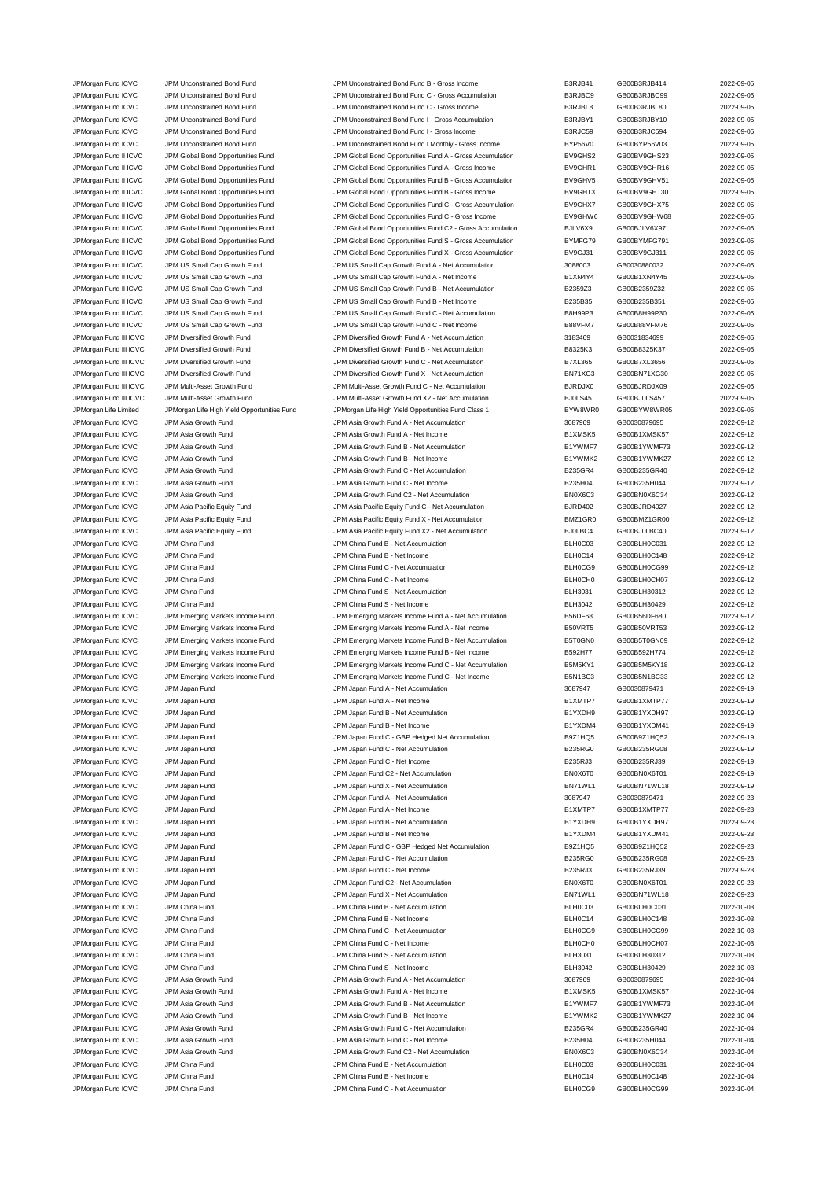| | | | | | |
|---|---|---|---|---|---|
| JPMorgan Fund ICVC | JPM Unconstrained Bond Fund | JPM Unconstrained Bond Fund B - Gross Income | B3RJB41 | GB00B3RJB414 | 2022-09-05 |
| JPMorgan Fund ICVC | JPM Unconstrained Bond Fund | JPM Unconstrained Bond Fund C - Gross Accumulation | B3RJBC9 | GB00B3RJBC99 | 2022-09-05 |
| JPMorgan Fund ICVC | JPM Unconstrained Bond Fund | JPM Unconstrained Bond Fund C - Gross Income | B3RJBL8 | GB00B3RJBL80 | 2022-09-05 |
| JPMorgan Fund ICVC | JPM Unconstrained Bond Fund | JPM Unconstrained Bond Fund I - Gross Accumulation | B3RJBY1 | GB00B3RJBY10 | 2022-09-05 |
| JPMorgan Fund ICVC | JPM Unconstrained Bond Fund | JPM Unconstrained Bond Fund I - Gross Income | B3RJC59 | GB00B3RJC594 | 2022-09-05 |
| JPMorgan Fund ICVC | JPM Unconstrained Bond Fund | JPM Unconstrained Bond Fund I Monthly - Gross Income | BYP56V0 | GB00BYP56V03 | 2022-09-05 |
| JPMorgan Fund II ICVC | JPM Global Bond Opportunities Fund | JPM Global Bond Opportunities Fund A - Gross Accumulation | BV9GHS2 | GB00BV9GHS23 | 2022-09-05 |
| JPMorgan Fund II ICVC | JPM Global Bond Opportunities Fund | JPM Global Bond Opportunities Fund A - Gross Income | BV9GHR1 | GB00BV9GHR16 | 2022-09-05 |
| JPMorgan Fund II ICVC | JPM Global Bond Opportunities Fund | JPM Global Bond Opportunities Fund B - Gross Accumulation | BV9GHV5 | GB00BV9GHV51 | 2022-09-05 |
| JPMorgan Fund II ICVC | JPM Global Bond Opportunities Fund | JPM Global Bond Opportunities Fund B - Gross Income | BV9GHT3 | GB00BV9GHT30 | 2022-09-05 |
| JPMorgan Fund II ICVC | JPM Global Bond Opportunities Fund | JPM Global Bond Opportunities Fund C - Gross Accumulation | BV9GHX7 | GB00BV9GHX75 | 2022-09-05 |
| JPMorgan Fund II ICVC | JPM Global Bond Opportunities Fund | JPM Global Bond Opportunities Fund C - Gross Income | BV9GHW6 | GB00BV9GHW68 | 2022-09-05 |
| JPMorgan Fund II ICVC | JPM Global Bond Opportunities Fund | JPM Global Bond Opportunities Fund C2 - Gross Accumulation | BJLV6X9 | GB00BJLV6X97 | 2022-09-05 |
| JPMorgan Fund II ICVC | JPM Global Bond Opportunities Fund | JPM Global Bond Opportunities Fund S - Gross Accumulation | BYMFG79 | GB00BYMFG791 | 2022-09-05 |
| JPMorgan Fund II ICVC | JPM Global Bond Opportunities Fund | JPM Global Bond Opportunities Fund X - Gross Accumulation | BV9GJ31 | GB00BV9GJ311 | 2022-09-05 |
| JPMorgan Fund II ICVC | JPM US Small Cap Growth Fund | JPM US Small Cap Growth Fund A - Net Accumulation | 3088003 | GB0030880032 | 2022-09-05 |
| JPMorgan Fund II ICVC | JPM US Small Cap Growth Fund | JPM US Small Cap Growth Fund A - Net Income | B1XN4Y4 | GB00B1XN4Y45 | 2022-09-05 |
| JPMorgan Fund II ICVC | JPM US Small Cap Growth Fund | JPM US Small Cap Growth Fund B - Net Accumulation | B2359Z3 | GB00B2359Z32 | 2022-09-05 |
| JPMorgan Fund II ICVC | JPM US Small Cap Growth Fund | JPM US Small Cap Growth Fund B - Net Income | B235B35 | GB00B235B351 | 2022-09-05 |
| JPMorgan Fund II ICVC | JPM US Small Cap Growth Fund | JPM US Small Cap Growth Fund C - Net Accumulation | B8H99P3 | GB00B8H99P30 | 2022-09-05 |
| JPMorgan Fund II ICVC | JPM US Small Cap Growth Fund | JPM US Small Cap Growth Fund C - Net Income | B88VFM7 | GB00B88VFM76 | 2022-09-05 |
| JPMorgan Fund III ICVC | JPM Diversified Growth Fund | JPM Diversified Growth Fund A - Net Accumulation | 3183469 | GB0031834699 | 2022-09-05 |
| JPMorgan Fund III ICVC | JPM Diversified Growth Fund | JPM Diversified Growth Fund B - Net Accumulation | B8325K3 | GB00B8325K37 | 2022-09-05 |
| JPMorgan Fund III ICVC | JPM Diversified Growth Fund | JPM Diversified Growth Fund C - Net Accumulation | B7XL365 | GB00B7XL3656 | 2022-09-05 |
| JPMorgan Fund III ICVC | JPM Diversified Growth Fund | JPM Diversified Growth Fund X - Net Accumulation | BN71XG3 | GB00BN71XG30 | 2022-09-05 |
| JPMorgan Fund III ICVC | JPM Multi-Asset Growth Fund | JPM Multi-Asset Growth Fund C - Net Accumulation | BJRDJX0 | GB00BJRDJX09 | 2022-09-05 |
| JPMorgan Fund III ICVC | JPM Multi-Asset Growth Fund | JPM Multi-Asset Growth Fund X2 - Net Accumulation | BJ0LS45 | GB00BJ0LS457 | 2022-09-05 |
| JPMorgan Life Limited | JPMorgan Life High Yield Opportunities Fund | JPMorgan Life High Yield Opportunities Fund Class 1 | BYW8WR0 | GB00BYW8WR05 | 2022-09-05 |
| JPMorgan Fund ICVC | JPM Asia Growth Fund | JPM Asia Growth Fund A - Net Accumulation | 3087969 | GB0030879695 | 2022-09-12 |
| JPMorgan Fund ICVC | JPM Asia Growth Fund | JPM Asia Growth Fund A - Net Income | B1XMSK5 | GB00B1XMSK57 | 2022-09-12 |
| JPMorgan Fund ICVC | JPM Asia Growth Fund | JPM Asia Growth Fund B - Net Accumulation | B1YWMF7 | GB00B1YWMF73 | 2022-09-12 |
| JPMorgan Fund ICVC | JPM Asia Growth Fund | JPM Asia Growth Fund B - Net Income | B1YWMK2 | GB00B1YWMK27 | 2022-09-12 |
| JPMorgan Fund ICVC | JPM Asia Growth Fund | JPM Asia Growth Fund C - Net Accumulation | B235GR4 | GB00B235GR40 | 2022-09-12 |
| JPMorgan Fund ICVC | JPM Asia Growth Fund | JPM Asia Growth Fund C - Net Income | B235H04 | GB00B235H044 | 2022-09-12 |
| JPMorgan Fund ICVC | JPM Asia Growth Fund | JPM Asia Growth Fund C2 - Net Accumulation | BN0X6C3 | GB00BN0X6C34 | 2022-09-12 |
| JPMorgan Fund ICVC | JPM Asia Pacific Equity Fund | JPM Asia Pacific Equity Fund C - Net Accumulation | BJRD402 | GB00BJRD4027 | 2022-09-12 |
| JPMorgan Fund ICVC | JPM Asia Pacific Equity Fund | JPM Asia Pacific Equity Fund X - Net Accumulation | BMZ1GR0 | GB00BMZ1GR00 | 2022-09-12 |
| JPMorgan Fund ICVC | JPM Asia Pacific Equity Fund | JPM Asia Pacific Equity Fund X2 - Net Accumulation | BJ0LBC4 | GB00BJ0LBC40 | 2022-09-12 |
| JPMorgan Fund ICVC | JPM China Fund | JPM China Fund B - Net Accumulation | BLH0C03 | GB00BLH0C031 | 2022-09-12 |
| JPMorgan Fund ICVC | JPM China Fund | JPM China Fund B - Net Income | BLH0C14 | GB00BLH0C148 | 2022-09-12 |
| JPMorgan Fund ICVC | JPM China Fund | JPM China Fund C - Net Accumulation | BLH0CG9 | GB00BLH0CG99 | 2022-09-12 |
| JPMorgan Fund ICVC | JPM China Fund | JPM China Fund C - Net Income | BLH0CH0 | GB00BLH0CH07 | 2022-09-12 |
| JPMorgan Fund ICVC | JPM China Fund | JPM China Fund S - Net Accumulation | BLH3031 | GB00BLH30312 | 2022-09-12 |
| JPMorgan Fund ICVC | JPM China Fund | JPM China Fund S - Net Income | BLH3042 | GB00BLH30429 | 2022-09-12 |
| JPMorgan Fund ICVC | JPM Emerging Markets Income Fund | JPM Emerging Markets Income Fund A - Net Accumulation | B56DF68 | GB00B56DF680 | 2022-09-12 |
| JPMorgan Fund ICVC | JPM Emerging Markets Income Fund | JPM Emerging Markets Income Fund A - Net Income | B50VRT5 | GB00B50VRT53 | 2022-09-12 |
| JPMorgan Fund ICVC | JPM Emerging Markets Income Fund | JPM Emerging Markets Income Fund B - Net Accumulation | B5T0GN0 | GB00B5T0GN09 | 2022-09-12 |
| JPMorgan Fund ICVC | JPM Emerging Markets Income Fund | JPM Emerging Markets Income Fund B - Net Income | B592H77 | GB00B592H774 | 2022-09-12 |
| JPMorgan Fund ICVC | JPM Emerging Markets Income Fund | JPM Emerging Markets Income Fund C - Net Accumulation | B5M5KY1 | GB00B5M5KY18 | 2022-09-12 |
| JPMorgan Fund ICVC | JPM Emerging Markets Income Fund | JPM Emerging Markets Income Fund C - Net Income | B5N1BC3 | GB00B5N1BC33 | 2022-09-12 |
| JPMorgan Fund ICVC | JPM Japan Fund | JPM Japan Fund A - Net Accumulation | 3087947 | GB0030879471 | 2022-09-19 |
| JPMorgan Fund ICVC | JPM Japan Fund | JPM Japan Fund A - Net Income | B1XMTP7 | GB00B1XMTP77 | 2022-09-19 |
| JPMorgan Fund ICVC | JPM Japan Fund | JPM Japan Fund B - Net Accumulation | B1YXDH9 | GB00B1YXDH97 | 2022-09-19 |
| JPMorgan Fund ICVC | JPM Japan Fund | JPM Japan Fund B - Net Income | B1YXDM4 | GB00B1YXDM41 | 2022-09-19 |
| JPMorgan Fund ICVC | JPM Japan Fund | JPM Japan Fund C - GBP Hedged Net Accumulation | B9Z1HQ5 | GB00B9Z1HQ52 | 2022-09-19 |
| JPMorgan Fund ICVC | JPM Japan Fund | JPM Japan Fund C - Net Accumulation | B235RG0 | GB00B235RG08 | 2022-09-19 |
| JPMorgan Fund ICVC | JPM Japan Fund | JPM Japan Fund C - Net Income | B235RJ3 | GB00B235RJ39 | 2022-09-19 |
| JPMorgan Fund ICVC | JPM Japan Fund | JPM Japan Fund C2 - Net Accumulation | BN0X6T0 | GB00BN0X6T01 | 2022-09-19 |
| JPMorgan Fund ICVC | JPM Japan Fund | JPM Japan Fund X - Net Accumulation | BN71WL1 | GB00BN71WL18 | 2022-09-19 |
| JPMorgan Fund ICVC | JPM Japan Fund | JPM Japan Fund A - Net Accumulation | 3087947 | GB0030879471 | 2022-09-23 |
| JPMorgan Fund ICVC | JPM Japan Fund | JPM Japan Fund A - Net Income | B1XMTP7 | GB00B1XMTP77 | 2022-09-23 |
| JPMorgan Fund ICVC | JPM Japan Fund | JPM Japan Fund B - Net Accumulation | B1YXDH9 | GB00B1YXDH97 | 2022-09-23 |
| JPMorgan Fund ICVC | JPM Japan Fund | JPM Japan Fund B - Net Income | B1YXDM4 | GB00B1YXDM41 | 2022-09-23 |
| JPMorgan Fund ICVC | JPM Japan Fund | JPM Japan Fund C - GBP Hedged Net Accumulation | B9Z1HQ5 | GB00B9Z1HQ52 | 2022-09-23 |
| JPMorgan Fund ICVC | JPM Japan Fund | JPM Japan Fund C - Net Accumulation | B235RG0 | GB00B235RG08 | 2022-09-23 |
| JPMorgan Fund ICVC | JPM Japan Fund | JPM Japan Fund C - Net Income | B235RJ3 | GB00B235RJ39 | 2022-09-23 |
| JPMorgan Fund ICVC | JPM Japan Fund | JPM Japan Fund C2 - Net Accumulation | BN0X6T0 | GB00BN0X6T01 | 2022-09-23 |
| JPMorgan Fund ICVC | JPM Japan Fund | JPM Japan Fund X - Net Accumulation | BN71WL1 | GB00BN71WL18 | 2022-09-23 |
| JPMorgan Fund ICVC | JPM China Fund | JPM China Fund B - Net Accumulation | BLH0C03 | GB00BLH0C031 | 2022-10-03 |
| JPMorgan Fund ICVC | JPM China Fund | JPM China Fund B - Net Income | BLH0C14 | GB00BLH0C148 | 2022-10-03 |
| JPMorgan Fund ICVC | JPM China Fund | JPM China Fund C - Net Accumulation | BLH0CG9 | GB00BLH0CG99 | 2022-10-03 |
| JPMorgan Fund ICVC | JPM China Fund | JPM China Fund C - Net Income | BLH0CH0 | GB00BLH0CH07 | 2022-10-03 |
| JPMorgan Fund ICVC | JPM China Fund | JPM China Fund S - Net Accumulation | BLH3031 | GB00BLH30312 | 2022-10-03 |
| JPMorgan Fund ICVC | JPM China Fund | JPM China Fund S - Net Income | BLH3042 | GB00BLH30429 | 2022-10-03 |
| JPMorgan Fund ICVC | JPM Asia Growth Fund | JPM Asia Growth Fund A - Net Accumulation | 3087969 | GB0030879695 | 2022-10-04 |
| JPMorgan Fund ICVC | JPM Asia Growth Fund | JPM Asia Growth Fund A - Net Income | B1XMSK5 | GB00B1XMSK57 | 2022-10-04 |
| JPMorgan Fund ICVC | JPM Asia Growth Fund | JPM Asia Growth Fund B - Net Accumulation | B1YWMF7 | GB00B1YWMF73 | 2022-10-04 |
| JPMorgan Fund ICVC | JPM Asia Growth Fund | JPM Asia Growth Fund B - Net Income | B1YWMK2 | GB00B1YWMK27 | 2022-10-04 |
| JPMorgan Fund ICVC | JPM Asia Growth Fund | JPM Asia Growth Fund C - Net Accumulation | B235GR4 | GB00B235GR40 | 2022-10-04 |
| JPMorgan Fund ICVC | JPM Asia Growth Fund | JPM Asia Growth Fund C - Net Income | B235H04 | GB00B235H044 | 2022-10-04 |
| JPMorgan Fund ICVC | JPM Asia Growth Fund | JPM Asia Growth Fund C2 - Net Accumulation | BN0X6C3 | GB00BN0X6C34 | 2022-10-04 |
| JPMorgan Fund ICVC | JPM China Fund | JPM China Fund B - Net Accumulation | BLH0C03 | GB00BLH0C031 | 2022-10-04 |
| JPMorgan Fund ICVC | JPM China Fund | JPM China Fund B - Net Income | BLH0C14 | GB00BLH0C148 | 2022-10-04 |
| JPMorgan Fund ICVC | JPM China Fund | JPM China Fund C - Net Accumulation | BLH0CG9 | GB00BLH0CG99 | 2022-10-04 |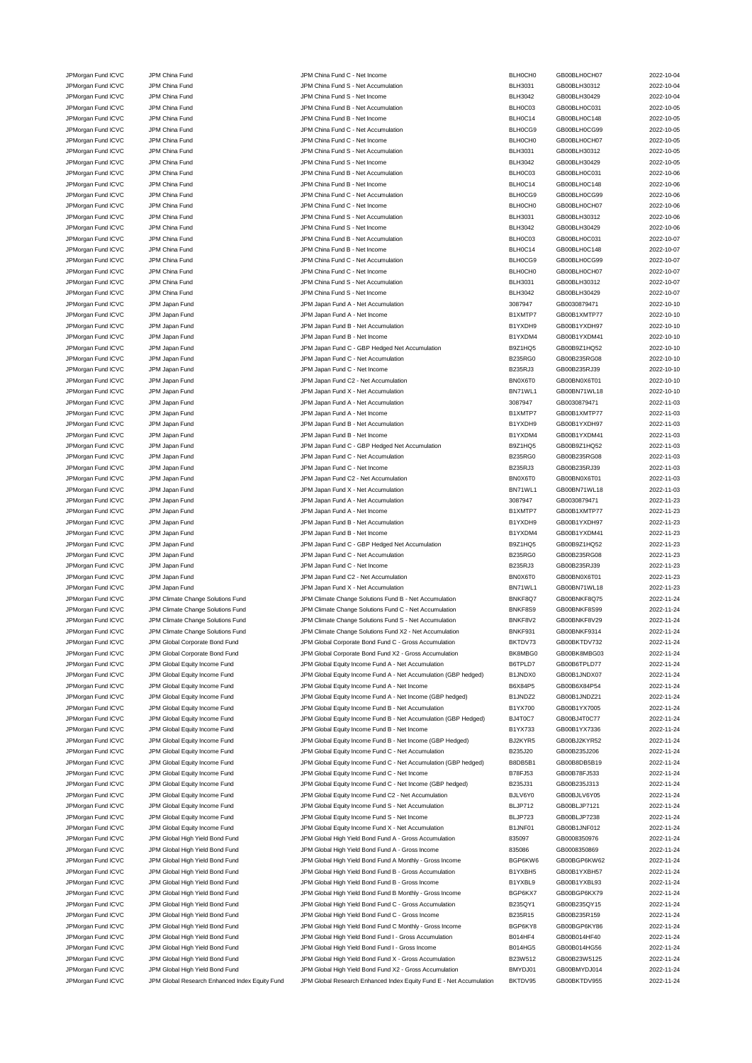| | | | | | |
|---|---|---|---|---|---|
| JPMorgan Fund ICVC | JPM China Fund | JPM China Fund C - Net Income | BLH0CH0 | GB00BLH0CH07 | 2022-10-04 |
| JPMorgan Fund ICVC | JPM China Fund | JPM China Fund S - Net Accumulation | BLH3031 | GB00BLH30312 | 2022-10-04 |
| JPMorgan Fund ICVC | JPM China Fund | JPM China Fund S - Net Income | BLH3042 | GB00BLH30429 | 2022-10-04 |
| JPMorgan Fund ICVC | JPM China Fund | JPM China Fund B - Net Accumulation | BLH0C03 | GB00BLH0C031 | 2022-10-05 |
| JPMorgan Fund ICVC | JPM China Fund | JPM China Fund B - Net Income | BLH0C14 | GB00BLH0C148 | 2022-10-05 |
| JPMorgan Fund ICVC | JPM China Fund | JPM China Fund C - Net Accumulation | BLH0CG9 | GB00BLH0CG99 | 2022-10-05 |
| JPMorgan Fund ICVC | JPM China Fund | JPM China Fund C - Net Income | BLH0CH0 | GB00BLH0CH07 | 2022-10-05 |
| JPMorgan Fund ICVC | JPM China Fund | JPM China Fund S - Net Accumulation | BLH3031 | GB00BLH30312 | 2022-10-05 |
| JPMorgan Fund ICVC | JPM China Fund | JPM China Fund S - Net Income | BLH3042 | GB00BLH30429 | 2022-10-05 |
| JPMorgan Fund ICVC | JPM China Fund | JPM China Fund B - Net Accumulation | BLH0C03 | GB00BLH0C031 | 2022-10-06 |
| JPMorgan Fund ICVC | JPM China Fund | JPM China Fund B - Net Income | BLH0C14 | GB00BLH0C148 | 2022-10-06 |
| JPMorgan Fund ICVC | JPM China Fund | JPM China Fund C - Net Accumulation | BLH0CG9 | GB00BLH0CG99 | 2022-10-06 |
| JPMorgan Fund ICVC | JPM China Fund | JPM China Fund C - Net Income | BLH0CH0 | GB00BLH0CH07 | 2022-10-06 |
| JPMorgan Fund ICVC | JPM China Fund | JPM China Fund S - Net Accumulation | BLH3031 | GB00BLH30312 | 2022-10-06 |
| JPMorgan Fund ICVC | JPM China Fund | JPM China Fund S - Net Income | BLH3042 | GB00BLH30429 | 2022-10-06 |
| JPMorgan Fund ICVC | JPM China Fund | JPM China Fund B - Net Accumulation | BLH0C03 | GB00BLH0C031 | 2022-10-07 |
| JPMorgan Fund ICVC | JPM China Fund | JPM China Fund B - Net Income | BLH0C14 | GB00BLH0C148 | 2022-10-07 |
| JPMorgan Fund ICVC | JPM China Fund | JPM China Fund C - Net Accumulation | BLH0CG9 | GB00BLH0CG99 | 2022-10-07 |
| JPMorgan Fund ICVC | JPM China Fund | JPM China Fund C - Net Income | BLH0CH0 | GB00BLH0CH07 | 2022-10-07 |
| JPMorgan Fund ICVC | JPM China Fund | JPM China Fund S - Net Accumulation | BLH3031 | GB00BLH30312 | 2022-10-07 |
| JPMorgan Fund ICVC | JPM China Fund | JPM China Fund S - Net Income | BLH3042 | GB00BLH30429 | 2022-10-07 |
| JPMorgan Fund ICVC | JPM Japan Fund | JPM Japan Fund A - Net Accumulation | 3087947 | GB0030879471 | 2022-10-10 |
| JPMorgan Fund ICVC | JPM Japan Fund | JPM Japan Fund A - Net Income | B1XMTP7 | GB00B1XMTP77 | 2022-10-10 |
| JPMorgan Fund ICVC | JPM Japan Fund | JPM Japan Fund B - Net Accumulation | B1YXDH9 | GB00B1YXDH97 | 2022-10-10 |
| JPMorgan Fund ICVC | JPM Japan Fund | JPM Japan Fund B - Net Income | B1YXDM4 | GB00B1YXDM41 | 2022-10-10 |
| JPMorgan Fund ICVC | JPM Japan Fund | JPM Japan Fund C - GBP Hedged Net Accumulation | B9Z1HQ5 | GB00B9Z1HQ52 | 2022-10-10 |
| JPMorgan Fund ICVC | JPM Japan Fund | JPM Japan Fund C - Net Accumulation | B235RG0 | GB00B235RG08 | 2022-10-10 |
| JPMorgan Fund ICVC | JPM Japan Fund | JPM Japan Fund C - Net Income | B235RJ3 | GB00B235RJ39 | 2022-10-10 |
| JPMorgan Fund ICVC | JPM Japan Fund | JPM Japan Fund C2 - Net Accumulation | BN0X6T0 | GB00BN0X6T01 | 2022-10-10 |
| JPMorgan Fund ICVC | JPM Japan Fund | JPM Japan Fund X - Net Accumulation | BN71WL1 | GB00BN71WL18 | 2022-10-10 |
| JPMorgan Fund ICVC | JPM Japan Fund | JPM Japan Fund A - Net Accumulation | 3087947 | GB0030879471 | 2022-11-03 |
| JPMorgan Fund ICVC | JPM Japan Fund | JPM Japan Fund A - Net Income | B1XMTP7 | GB00B1XMTP77 | 2022-11-03 |
| JPMorgan Fund ICVC | JPM Japan Fund | JPM Japan Fund B - Net Accumulation | B1YXDH9 | GB00B1YXDH97 | 2022-11-03 |
| JPMorgan Fund ICVC | JPM Japan Fund | JPM Japan Fund B - Net Income | B1YXDM4 | GB00B1YXDM41 | 2022-11-03 |
| JPMorgan Fund ICVC | JPM Japan Fund | JPM Japan Fund C - GBP Hedged Net Accumulation | B9Z1HQ5 | GB00B9Z1HQ52 | 2022-11-03 |
| JPMorgan Fund ICVC | JPM Japan Fund | JPM Japan Fund C - Net Accumulation | B235RG0 | GB00B235RG08 | 2022-11-03 |
| JPMorgan Fund ICVC | JPM Japan Fund | JPM Japan Fund C - Net Income | B235RJ3 | GB00B235RJ39 | 2022-11-03 |
| JPMorgan Fund ICVC | JPM Japan Fund | JPM Japan Fund C2 - Net Accumulation | BN0X6T0 | GB00BN0X6T01 | 2022-11-03 |
| JPMorgan Fund ICVC | JPM Japan Fund | JPM Japan Fund X - Net Accumulation | BN71WL1 | GB00BN71WL18 | 2022-11-03 |
| JPMorgan Fund ICVC | JPM Japan Fund | JPM Japan Fund A - Net Accumulation | 3087947 | GB0030879471 | 2022-11-23 |
| JPMorgan Fund ICVC | JPM Japan Fund | JPM Japan Fund A - Net Income | B1XMTP7 | GB00B1XMTP77 | 2022-11-23 |
| JPMorgan Fund ICVC | JPM Japan Fund | JPM Japan Fund B - Net Accumulation | B1YXDH9 | GB00B1YXDH97 | 2022-11-23 |
| JPMorgan Fund ICVC | JPM Japan Fund | JPM Japan Fund B - Net Income | B1YXDM4 | GB00B1YXDM41 | 2022-11-23 |
| JPMorgan Fund ICVC | JPM Japan Fund | JPM Japan Fund C - GBP Hedged Net Accumulation | B9Z1HQ5 | GB00B9Z1HQ52 | 2022-11-23 |
| JPMorgan Fund ICVC | JPM Japan Fund | JPM Japan Fund C - Net Accumulation | B235RG0 | GB00B235RG08 | 2022-11-23 |
| JPMorgan Fund ICVC | JPM Japan Fund | JPM Japan Fund C - Net Income | B235RJ3 | GB00B235RJ39 | 2022-11-23 |
| JPMorgan Fund ICVC | JPM Japan Fund | JPM Japan Fund C2 - Net Accumulation | BN0X6T0 | GB00BN0X6T01 | 2022-11-23 |
| JPMorgan Fund ICVC | JPM Japan Fund | JPM Japan Fund X - Net Accumulation | BN71WL1 | GB00BN71WL18 | 2022-11-23 |
| JPMorgan Fund ICVC | JPM Climate Change Solutions Fund | JPM Climate Change Solutions Fund B - Net Accumulation | BNKF8Q7 | GB00BNKF8Q75 | 2022-11-24 |
| JPMorgan Fund ICVC | JPM Climate Change Solutions Fund | JPM Climate Change Solutions Fund C - Net Accumulation | BNKF8S9 | GB00BNKF8S99 | 2022-11-24 |
| JPMorgan Fund ICVC | JPM Climate Change Solutions Fund | JPM Climate Change Solutions Fund S - Net Accumulation | BNKF8V2 | GB00BNKF8V29 | 2022-11-24 |
| JPMorgan Fund ICVC | JPM Climate Change Solutions Fund | JPM Climate Change Solutions Fund X2 - Net Accumulation | BNKF931 | GB00BNKF9314 | 2022-11-24 |
| JPMorgan Fund ICVC | JPM Global Corporate Bond Fund | JPM Global Corporate Bond Fund C - Gross Accumulation | BKTDV73 | GB00BKTDV732 | 2022-11-24 |
| JPMorgan Fund ICVC | JPM Global Corporate Bond Fund | JPM Global Corporate Bond Fund X2 - Gross Accumulation | BK8MBG0 | GB00BK8MBG03 | 2022-11-24 |
| JPMorgan Fund ICVC | JPM Global Equity Income Fund | JPM Global Equity Income Fund A - Net Accumulation | B6TPLD7 | GB00B6TPLD77 | 2022-11-24 |
| JPMorgan Fund ICVC | JPM Global Equity Income Fund | JPM Global Equity Income Fund A - Net Accumulation (GBP hedged) | B1JNDX0 | GB00B1JNDX07 | 2022-11-24 |
| JPMorgan Fund ICVC | JPM Global Equity Income Fund | JPM Global Equity Income Fund A - Net Income | B6X84P5 | GB00B6X84P54 | 2022-11-24 |
| JPMorgan Fund ICVC | JPM Global Equity Income Fund | JPM Global Equity Income Fund A - Net Income (GBP hedged) | B1JNDZ2 | GB00B1JNDZ21 | 2022-11-24 |
| JPMorgan Fund ICVC | JPM Global Equity Income Fund | JPM Global Equity Income Fund B - Net Accumulation | B1YX700 | GB00B1YX7005 | 2022-11-24 |
| JPMorgan Fund ICVC | JPM Global Equity Income Fund | JPM Global Equity Income Fund B - Net Accumulation (GBP Hedged) | BJ4T0C7 | GB00BJ4T0C77 | 2022-11-24 |
| JPMorgan Fund ICVC | JPM Global Equity Income Fund | JPM Global Equity Income Fund B - Net Income | B1YX733 | GB00B1YX7336 | 2022-11-24 |
| JPMorgan Fund ICVC | JPM Global Equity Income Fund | JPM Global Equity Income Fund B - Net Income (GBP Hedged) | BJ2KYR5 | GB00BJ2KYR52 | 2022-11-24 |
| JPMorgan Fund ICVC | JPM Global Equity Income Fund | JPM Global Equity Income Fund C - Net Accumulation | B235J20 | GB00B235J206 | 2022-11-24 |
| JPMorgan Fund ICVC | JPM Global Equity Income Fund | JPM Global Equity Income Fund C - Net Accumulation (GBP hedged) | B8DB5B1 | GB00B8DB5B19 | 2022-11-24 |
| JPMorgan Fund ICVC | JPM Global Equity Income Fund | JPM Global Equity Income Fund C - Net Income | B78FJ53 | GB00B78FJ533 | 2022-11-24 |
| JPMorgan Fund ICVC | JPM Global Equity Income Fund | JPM Global Equity Income Fund C - Net Income (GBP hedged) | B235J31 | GB00B235J313 | 2022-11-24 |
| JPMorgan Fund ICVC | JPM Global Equity Income Fund | JPM Global Equity Income Fund C2 - Net Accumulation | BJLV6Y0 | GB00BJLV6Y05 | 2022-11-24 |
| JPMorgan Fund ICVC | JPM Global Equity Income Fund | JPM Global Equity Income Fund S - Net Accumulation | BLJP712 | GB00BLJP7121 | 2022-11-24 |
| JPMorgan Fund ICVC | JPM Global Equity Income Fund | JPM Global Equity Income Fund S - Net Income | BLJP723 | GB00BLJP7238 | 2022-11-24 |
| JPMorgan Fund ICVC | JPM Global Equity Income Fund | JPM Global Equity Income Fund X - Net Accumulation | B1JNF01 | GB00B1JNF012 | 2022-11-24 |
| JPMorgan Fund ICVC | JPM Global High Yield Bond Fund | JPM Global High Yield Bond Fund A - Gross Accumulation | 835097 | GB0008350976 | 2022-11-24 |
| JPMorgan Fund ICVC | JPM Global High Yield Bond Fund | JPM Global High Yield Bond Fund A - Gross Income | 835086 | GB0008350869 | 2022-11-24 |
| JPMorgan Fund ICVC | JPM Global High Yield Bond Fund | JPM Global High Yield Bond Fund A Monthly - Gross Income | BGP6KW6 | GB00BGP6KW62 | 2022-11-24 |
| JPMorgan Fund ICVC | JPM Global High Yield Bond Fund | JPM Global High Yield Bond Fund B - Gross Accumulation | B1YXBH5 | GB00B1YXBH57 | 2022-11-24 |
| JPMorgan Fund ICVC | JPM Global High Yield Bond Fund | JPM Global High Yield Bond Fund B - Gross Income | B1YXBL9 | GB00B1YXBL93 | 2022-11-24 |
| JPMorgan Fund ICVC | JPM Global High Yield Bond Fund | JPM Global High Yield Bond Fund B Monthly - Gross Income | BGP6KX7 | GB00BGP6KX79 | 2022-11-24 |
| JPMorgan Fund ICVC | JPM Global High Yield Bond Fund | JPM Global High Yield Bond Fund C - Gross Accumulation | B235QY1 | GB00B235QY15 | 2022-11-24 |
| JPMorgan Fund ICVC | JPM Global High Yield Bond Fund | JPM Global High Yield Bond Fund C - Gross Income | B235R15 | GB00B235R159 | 2022-11-24 |
| JPMorgan Fund ICVC | JPM Global High Yield Bond Fund | JPM Global High Yield Bond Fund C Monthly - Gross Income | BGP6KY8 | GB00BGP6KY86 | 2022-11-24 |
| JPMorgan Fund ICVC | JPM Global High Yield Bond Fund | JPM Global High Yield Bond Fund I - Gross Accumulation | B014HF4 | GB00B014HF40 | 2022-11-24 |
| JPMorgan Fund ICVC | JPM Global High Yield Bond Fund | JPM Global High Yield Bond Fund I - Gross Income | B014HG5 | GB00B014HG56 | 2022-11-24 |
| JPMorgan Fund ICVC | JPM Global High Yield Bond Fund | JPM Global High Yield Bond Fund X - Gross Accumulation | B23W512 | GB00B23W5125 | 2022-11-24 |
| JPMorgan Fund ICVC | JPM Global High Yield Bond Fund | JPM Global High Yield Bond Fund X2 - Gross Accumulation | BMYDJ01 | GB00BMYDJ014 | 2022-11-24 |
| JPMorgan Fund ICVC | JPM Global Research Enhanced Index Equity Fund | JPM Global Research Enhanced Index Equity Fund E - Net Accumulation | BKTDV95 | GB00BKTDV955 | 2022-11-24 |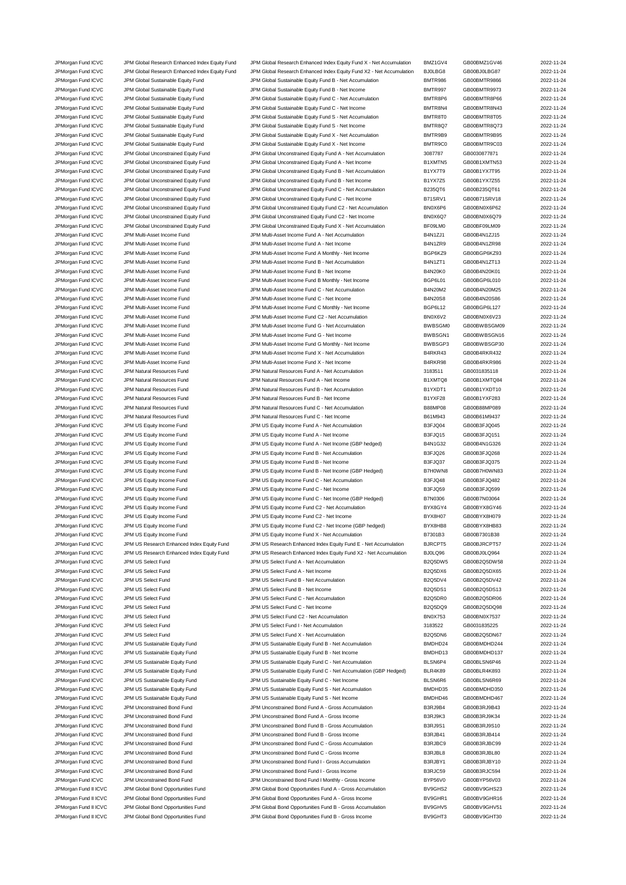| | | | | | |
|---|---|---|---|---|---|
| JPMorgan Fund ICVC | JPM Global Research Enhanced Index Equity Fund | JPM Global Research Enhanced Index Equity Fund X - Net Accumulation | BMZ1GV4 | GB00BMZ1GV46 | 2022-11-24 |
| JPMorgan Fund ICVC | JPM Global Research Enhanced Index Equity Fund | JPM Global Research Enhanced Index Equity Fund X2 - Net Accumulation | BJ0LBG8 | GB00BJ0LBG87 | 2022-11-24 |
| JPMorgan Fund ICVC | JPM Global Sustainable Equity Fund | JPM Global Sustainable Equity Fund B - Net Accumulation | BMTR986 | GB00BMTR9866 | 2022-11-24 |
| JPMorgan Fund ICVC | JPM Global Sustainable Equity Fund | JPM Global Sustainable Equity Fund B - Net Income | BMTR997 | GB00BMTR9973 | 2022-11-24 |
| JPMorgan Fund ICVC | JPM Global Sustainable Equity Fund | JPM Global Sustainable Equity Fund C - Net Accumulation | BMTR8P6 | GB00BMTR8P66 | 2022-11-24 |
| JPMorgan Fund ICVC | JPM Global Sustainable Equity Fund | JPM Global Sustainable Equity Fund C - Net Income | BMTR8N4 | GB00BMTR8N43 | 2022-11-24 |
| JPMorgan Fund ICVC | JPM Global Sustainable Equity Fund | JPM Global Sustainable Equity Fund S - Net Accumulation | BMTR8T0 | GB00BMTR8T05 | 2022-11-24 |
| JPMorgan Fund ICVC | JPM Global Sustainable Equity Fund | JPM Global Sustainable Equity Fund S - Net Income | BMTR8Q7 | GB00BMTR8Q73 | 2022-11-24 |
| JPMorgan Fund ICVC | JPM Global Sustainable Equity Fund | JPM Global Sustainable Equity Fund X - Net Accumulation | BMTR9B9 | GB00BMTR9B95 | 2022-11-24 |
| JPMorgan Fund ICVC | JPM Global Sustainable Equity Fund | JPM Global Sustainable Equity Fund X - Net Income | BMTR9C0 | GB00BMTR9C03 | 2022-11-24 |
| JPMorgan Fund ICVC | JPM Global Unconstrained Equity Fund | JPM Global Unconstrained Equity Fund A - Net Accumulation | 3087787 | GB0030877871 | 2022-11-24 |
| JPMorgan Fund ICVC | JPM Global Unconstrained Equity Fund | JPM Global Unconstrained Equity Fund A - Net Income | B1XMTN5 | GB00B1XMTN53 | 2022-11-24 |
| JPMorgan Fund ICVC | JPM Global Unconstrained Equity Fund | JPM Global Unconstrained Equity Fund B - Net Accumulation | B1YX7T9 | GB00B1YX7T95 | 2022-11-24 |
| JPMorgan Fund ICVC | JPM Global Unconstrained Equity Fund | JPM Global Unconstrained Equity Fund B - Net Income | B1YX7Z5 | GB00B1YX7Z55 | 2022-11-24 |
| JPMorgan Fund ICVC | JPM Global Unconstrained Equity Fund | JPM Global Unconstrained Equity Fund C - Net Accumulation | B235QT6 | GB00B235QT61 | 2022-11-24 |
| JPMorgan Fund ICVC | JPM Global Unconstrained Equity Fund | JPM Global Unconstrained Equity Fund C - Net Income | B71SRV1 | GB00B71SRV18 | 2022-11-24 |
| JPMorgan Fund ICVC | JPM Global Unconstrained Equity Fund | JPM Global Unconstrained Equity Fund C2 - Net Accumulation | BN0X6P6 | GB00BN0X6P62 | 2022-11-24 |
| JPMorgan Fund ICVC | JPM Global Unconstrained Equity Fund | JPM Global Unconstrained Equity Fund C2 - Net Income | BN0X6Q7 | GB00BN0X6Q79 | 2022-11-24 |
| JPMorgan Fund ICVC | JPM Global Unconstrained Equity Fund | JPM Global Unconstrained Equity Fund X - Net Accumulation | BF09LM0 | GB00BF09LM09 | 2022-11-24 |
| JPMorgan Fund ICVC | JPM Multi-Asset Income Fund | JPM Multi-Asset Income Fund A - Net Accumulation | B4N1ZJ1 | GB00B4N1ZJ15 | 2022-11-24 |
| JPMorgan Fund ICVC | JPM Multi-Asset Income Fund | JPM Multi-Asset Income Fund A - Net Income | B4N1ZR9 | GB00B4N1ZR98 | 2022-11-24 |
| JPMorgan Fund ICVC | JPM Multi-Asset Income Fund | JPM Multi-Asset Income Fund A Monthly - Net Income | BGP6KZ9 | GB00BGP6KZ93 | 2022-11-24 |
| JPMorgan Fund ICVC | JPM Multi-Asset Income Fund | JPM Multi-Asset Income Fund B - Net Accumulation | B4N1ZT1 | GB00B4N1ZT13 | 2022-11-24 |
| JPMorgan Fund ICVC | JPM Multi-Asset Income Fund | JPM Multi-Asset Income Fund B - Net Income | B4N20K0 | GB00B4N20K01 | 2022-11-24 |
| JPMorgan Fund ICVC | JPM Multi-Asset Income Fund | JPM Multi-Asset Income Fund B Monthly - Net Income | BGP6L01 | GB00BGP6L010 | 2022-11-24 |
| JPMorgan Fund ICVC | JPM Multi-Asset Income Fund | JPM Multi-Asset Income Fund C - Net Accumulation | B4N20M2 | GB00B4N20M25 | 2022-11-24 |
| JPMorgan Fund ICVC | JPM Multi-Asset Income Fund | JPM Multi-Asset Income Fund C - Net Income | B4N20S8 | GB00B4N20S86 | 2022-11-24 |
| JPMorgan Fund ICVC | JPM Multi-Asset Income Fund | JPM Multi-Asset Income Fund C Monthly - Net Income | BGP6L12 | GB00BGP6L127 | 2022-11-24 |
| JPMorgan Fund ICVC | JPM Multi-Asset Income Fund | JPM Multi-Asset Income Fund C2 - Net Accumulation | BN0X6V2 | GB00BN0X6V23 | 2022-11-24 |
| JPMorgan Fund ICVC | JPM Multi-Asset Income Fund | JPM Multi-Asset Income Fund G - Net Accumulation | BWBSGM0 | GB00BWBSGM09 | 2022-11-24 |
| JPMorgan Fund ICVC | JPM Multi-Asset Income Fund | JPM Multi-Asset Income Fund G - Net Income | BWBSGN1 | GB00BWBSGN16 | 2022-11-24 |
| JPMorgan Fund ICVC | JPM Multi-Asset Income Fund | JPM Multi-Asset Income Fund G Monthly - Net Income | BWBSGP3 | GB00BWBSGP30 | 2022-11-24 |
| JPMorgan Fund ICVC | JPM Multi-Asset Income Fund | JPM Multi-Asset Income Fund X - Net Accumulation | B4RKR43 | GB00B4RKR432 | 2022-11-24 |
| JPMorgan Fund ICVC | JPM Multi-Asset Income Fund | JPM Multi-Asset Income Fund X - Net Income | B4RKR98 | GB00B4RKR986 | 2022-11-24 |
| JPMorgan Fund ICVC | JPM Natural Resources Fund | JPM Natural Resources Fund A - Net Accumulation | 3183511 | GB0031835118 | 2022-11-24 |
| JPMorgan Fund ICVC | JPM Natural Resources Fund | JPM Natural Resources Fund A - Net Income | B1XMTQ8 | GB00B1XMTQ84 | 2022-11-24 |
| JPMorgan Fund ICVC | JPM Natural Resources Fund | JPM Natural Resources Fund B - Net Accumulation | B1YXDT1 | GB00B1YXDT10 | 2022-11-24 |
| JPMorgan Fund ICVC | JPM Natural Resources Fund | JPM Natural Resources Fund B - Net Income | B1YXF28 | GB00B1YXF283 | 2022-11-24 |
| JPMorgan Fund ICVC | JPM Natural Resources Fund | JPM Natural Resources Fund C - Net Accumulation | B88MP08 | GB00B88MP089 | 2022-11-24 |
| JPMorgan Fund ICVC | JPM Natural Resources Fund | JPM Natural Resources Fund C - Net Income | B61M943 | GB00B61M9437 | 2022-11-24 |
| JPMorgan Fund ICVC | JPM US Equity Income Fund | JPM US Equity Income Fund A - Net Accumulation | B3FJQ04 | GB00B3FJQ045 | 2022-11-24 |
| JPMorgan Fund ICVC | JPM US Equity Income Fund | JPM US Equity Income Fund A - Net Income | B3FJQ15 | GB00B3FJQ151 | 2022-11-24 |
| JPMorgan Fund ICVC | JPM US Equity Income Fund | JPM US Equity Income Fund A - Net Income (GBP hedged) | B4N1G32 | GB00B4N1G326 | 2022-11-24 |
| JPMorgan Fund ICVC | JPM US Equity Income Fund | JPM US Equity Income Fund B - Net Accumulation | B3FJQ26 | GB00B3FJQ268 | 2022-11-24 |
| JPMorgan Fund ICVC | JPM US Equity Income Fund | JPM US Equity Income Fund B - Net Income | B3FJQ37 | GB00B3FJQ375 | 2022-11-24 |
| JPMorgan Fund ICVC | JPM US Equity Income Fund | JPM US Equity Income Fund B - Net Income (GBP Hedged) | B7H0WN8 | GB00B7H0WN83 | 2022-11-24 |
| JPMorgan Fund ICVC | JPM US Equity Income Fund | JPM US Equity Income Fund C - Net Accumulation | B3FJQ48 | GB00B3FJQ482 | 2022-11-24 |
| JPMorgan Fund ICVC | JPM US Equity Income Fund | JPM US Equity Income Fund C - Net Income | B3FJQ59 | GB00B3FJQ599 | 2022-11-24 |
| JPMorgan Fund ICVC | JPM US Equity Income Fund | JPM US Equity Income Fund C - Net Income (GBP Hedged) | B7N0306 | GB00B7N03064 | 2022-11-24 |
| JPMorgan Fund ICVC | JPM US Equity Income Fund | JPM US Equity Income Fund C2 - Net Accumulation | BYX8GY4 | GB00BYX8GY46 | 2022-11-24 |
| JPMorgan Fund ICVC | JPM US Equity Income Fund | JPM US Equity Income Fund C2 - Net Income | BYX8H07 | GB00BYX8H079 | 2022-11-24 |
| JPMorgan Fund ICVC | JPM US Equity Income Fund | JPM US Equity Income Fund C2 - Net Income (GBP hedged) | BYX8HB8 | GB00BYX8HB83 | 2022-11-24 |
| JPMorgan Fund ICVC | JPM US Equity Income Fund | JPM US Equity Income Fund X - Net Accumulation | B7301B3 | GB00B7301B38 | 2022-11-24 |
| JPMorgan Fund ICVC | JPM US Research Enhanced Index Equity Fund | JPM US Research Enhanced Index Equity Fund E - Net Accumulation | BJRCPT5 | GB00BJRCPT57 | 2022-11-24 |
| JPMorgan Fund ICVC | JPM US Research Enhanced Index Equity Fund | JPM US Research Enhanced Index Equity Fund X2 - Net Accumulation | BJ0LQ96 | GB00BJ0LQ964 | 2022-11-24 |
| JPMorgan Fund ICVC | JPM US Select Fund | JPM US Select Fund A - Net Accumulation | B2Q5DW5 | GB00B2Q5DW58 | 2022-11-24 |
| JPMorgan Fund ICVC | JPM US Select Fund | JPM US Select Fund A - Net Income | B2Q5DX6 | GB00B2Q5DX65 | 2022-11-24 |
| JPMorgan Fund ICVC | JPM US Select Fund | JPM US Select Fund B - Net Accumulation | B2Q5DV4 | GB00B2Q5DV42 | 2022-11-24 |
| JPMorgan Fund ICVC | JPM US Select Fund | JPM US Select Fund B - Net Income | B2Q5DS1 | GB00B2Q5DS13 | 2022-11-24 |
| JPMorgan Fund ICVC | JPM US Select Fund | JPM US Select Fund C - Net Accumulation | B2Q5DR0 | GB00B2Q5DR06 | 2022-11-24 |
| JPMorgan Fund ICVC | JPM US Select Fund | JPM US Select Fund C - Net Income | B2Q5DQ9 | GB00B2Q5DQ98 | 2022-11-24 |
| JPMorgan Fund ICVC | JPM US Select Fund | JPM US Select Fund C2 - Net Accumulation | BN0X753 | GB00BN0X7537 | 2022-11-24 |
| JPMorgan Fund ICVC | JPM US Select Fund | JPM US Select Fund I - Net Accumulation | 3183522 | GB0031835225 | 2022-11-24 |
| JPMorgan Fund ICVC | JPM US Select Fund | JPM US Select Fund X - Net Accumulation | B2Q5DN6 | GB00B2Q5DN67 | 2022-11-24 |
| JPMorgan Fund ICVC | JPM US Sustainable Equity Fund | JPM US Sustainable Equity Fund B - Net Accumulation | BMDHD24 | GB00BMDHD244 | 2022-11-24 |
| JPMorgan Fund ICVC | JPM US Sustainable Equity Fund | JPM US Sustainable Equity Fund B - Net Income | BMDHD13 | GB00BMDHD137 | 2022-11-24 |
| JPMorgan Fund ICVC | JPM US Sustainable Equity Fund | JPM US Sustainable Equity Fund C - Net Accumulation | BLSN6P4 | GB00BLSN6P46 | 2022-11-24 |
| JPMorgan Fund ICVC | JPM US Sustainable Equity Fund | JPM US Sustainable Equity Fund C - Net Accumulation (GBP Hedged) | BLR4K89 | GB00BLR4K893 | 2022-11-24 |
| JPMorgan Fund ICVC | JPM US Sustainable Equity Fund | JPM US Sustainable Equity Fund C - Net Income | BLSN6R6 | GB00BLSN6R69 | 2022-11-24 |
| JPMorgan Fund ICVC | JPM US Sustainable Equity Fund | JPM US Sustainable Equity Fund S - Net Accumulation | BMDHD35 | GB00BMDHD350 | 2022-11-24 |
| JPMorgan Fund ICVC | JPM US Sustainable Equity Fund | JPM US Sustainable Equity Fund S - Net Income | BMDHD46 | GB00BMDHD467 | 2022-11-24 |
| JPMorgan Fund ICVC | JPM Unconstrained Bond Fund | JPM Unconstrained Bond Fund A - Gross Accumulation | B3RJ9B4 | GB00B3RJ9B43 | 2022-11-24 |
| JPMorgan Fund ICVC | JPM Unconstrained Bond Fund | JPM Unconstrained Bond Fund A - Gross Income | B3RJ9K3 | GB00B3RJ9K34 | 2022-11-24 |
| JPMorgan Fund ICVC | JPM Unconstrained Bond Fund | JPM Unconstrained Bond Fund B - Gross Accumulation | B3RJ9S1 | GB00B3RJ9S10 | 2022-11-24 |
| JPMorgan Fund ICVC | JPM Unconstrained Bond Fund | JPM Unconstrained Bond Fund B - Gross Income | B3RJB41 | GB00B3RJB414 | 2022-11-24 |
| JPMorgan Fund ICVC | JPM Unconstrained Bond Fund | JPM Unconstrained Bond Fund C - Gross Accumulation | B3RJBC9 | GB00B3RJBC99 | 2022-11-24 |
| JPMorgan Fund ICVC | JPM Unconstrained Bond Fund | JPM Unconstrained Bond Fund C - Gross Income | B3RJBL8 | GB00B3RJBL80 | 2022-11-24 |
| JPMorgan Fund ICVC | JPM Unconstrained Bond Fund | JPM Unconstrained Bond Fund I - Gross Accumulation | B3RJBY1 | GB00B3RJBY10 | 2022-11-24 |
| JPMorgan Fund ICVC | JPM Unconstrained Bond Fund | JPM Unconstrained Bond Fund I - Gross Income | B3RJC59 | GB00B3RJC594 | 2022-11-24 |
| JPMorgan Fund ICVC | JPM Unconstrained Bond Fund | JPM Unconstrained Bond Fund I Monthly - Gross Income | BYP56V0 | GB00BYP56V03 | 2022-11-24 |
| JPMorgan Fund II ICVC | JPM Global Bond Opportunities Fund | JPM Global Bond Opportunities Fund A - Gross Accumulation | BV9GHS2 | GB00BV9GHS23 | 2022-11-24 |
| JPMorgan Fund II ICVC | JPM Global Bond Opportunities Fund | JPM Global Bond Opportunities Fund A - Gross Income | BV9GHR1 | GB00BV9GHR16 | 2022-11-24 |
| JPMorgan Fund II ICVC | JPM Global Bond Opportunities Fund | JPM Global Bond Opportunities Fund B - Gross Accumulation | BV9GHV5 | GB00BV9GHV51 | 2022-11-24 |
| JPMorgan Fund II ICVC | JPM Global Bond Opportunities Fund | JPM Global Bond Opportunities Fund B - Gross Income | BV9GHT3 | GB00BV9GHT30 | 2022-11-24 |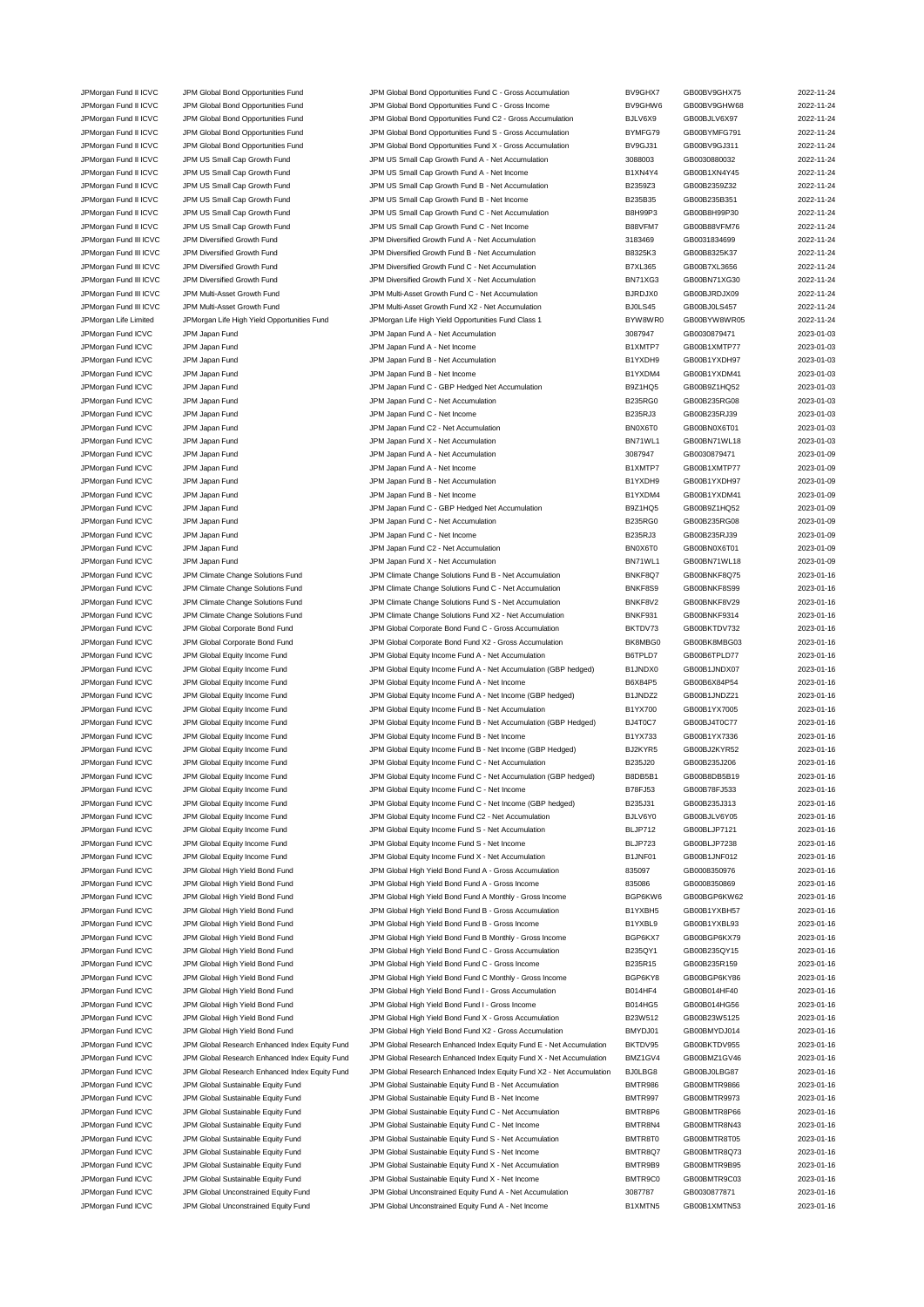| | | | | | |
|---|---|---|---|---|---|
| JPMorgan Fund II ICVC | JPM Global Bond Opportunities Fund | JPM Global Bond Opportunities Fund C - Gross Accumulation | BV9GHX7 | GB00BV9GHX75 | 2022-11-24 |
| JPMorgan Fund II ICVC | JPM Global Bond Opportunities Fund | JPM Global Bond Opportunities Fund C - Gross Income | BV9GHW6 | GB00BV9GHW68 | 2022-11-24 |
| JPMorgan Fund II ICVC | JPM Global Bond Opportunities Fund | JPM Global Bond Opportunities Fund C2 - Gross Accumulation | BJLV6X9 | GB00BJLV6X97 | 2022-11-24 |
| JPMorgan Fund II ICVC | JPM Global Bond Opportunities Fund | JPM Global Bond Opportunities Fund S - Gross Accumulation | BYMFG79 | GB00BYMFG791 | 2022-11-24 |
| JPMorgan Fund II ICVC | JPM Global Bond Opportunities Fund | JPM Global Bond Opportunities Fund X - Gross Accumulation | BV9GJ31 | GB00BV9GJ311 | 2022-11-24 |
| JPMorgan Fund II ICVC | JPM US Small Cap Growth Fund | JPM US Small Cap Growth Fund A - Net Accumulation | 3088003 | GB0030880032 | 2022-11-24 |
| JPMorgan Fund II ICVC | JPM US Small Cap Growth Fund | JPM US Small Cap Growth Fund A - Net Income | B1XN4Y4 | GB00B1XN4Y45 | 2022-11-24 |
| JPMorgan Fund II ICVC | JPM US Small Cap Growth Fund | JPM US Small Cap Growth Fund B - Net Accumulation | B2359Z3 | GB00B2359Z32 | 2022-11-24 |
| JPMorgan Fund II ICVC | JPM US Small Cap Growth Fund | JPM US Small Cap Growth Fund B - Net Income | B235B35 | GB00B235B351 | 2022-11-24 |
| JPMorgan Fund II ICVC | JPM US Small Cap Growth Fund | JPM US Small Cap Growth Fund C - Net Accumulation | B8H99P3 | GB00B8H99P30 | 2022-11-24 |
| JPMorgan Fund II ICVC | JPM US Small Cap Growth Fund | JPM US Small Cap Growth Fund C - Net Income | B88VFM7 | GB00B88VFM76 | 2022-11-24 |
| JPMorgan Fund III ICVC | JPM Diversified Growth Fund | JPM Diversified Growth Fund A - Net Accumulation | 3183469 | GB0031834699 | 2022-11-24 |
| JPMorgan Fund III ICVC | JPM Diversified Growth Fund | JPM Diversified Growth Fund B - Net Accumulation | B8325K3 | GB00B8325K37 | 2022-11-24 |
| JPMorgan Fund III ICVC | JPM Diversified Growth Fund | JPM Diversified Growth Fund C - Net Accumulation | B7XL365 | GB00B7XL3656 | 2022-11-24 |
| JPMorgan Fund III ICVC | JPM Diversified Growth Fund | JPM Diversified Growth Fund X - Net Accumulation | BN71XG3 | GB00BN71XG30 | 2022-11-24 |
| JPMorgan Fund III ICVC | JPM Multi-Asset Growth Fund | JPM Multi-Asset Growth Fund C - Net Accumulation | BJRDJX0 | GB00BJRDJX09 | 2022-11-24 |
| JPMorgan Fund III ICVC | JPM Multi-Asset Growth Fund | JPM Multi-Asset Growth Fund X2 - Net Accumulation | BJ0LS45 | GB00BJ0LS457 | 2022-11-24 |
| JPMorgan Life Limited | JPMorgan Life High Yield Opportunities Fund | JPMorgan Life High Yield Opportunities Fund Class 1 | BYW8WR0 | GB00BYW8WR05 | 2022-11-24 |
| JPMorgan Fund ICVC | JPM Japan Fund | JPM Japan Fund A - Net Accumulation | 3087947 | GB0030879471 | 2023-01-03 |
| JPMorgan Fund ICVC | JPM Japan Fund | JPM Japan Fund A - Net Income | B1XMTP7 | GB00B1XMTP77 | 2023-01-03 |
| JPMorgan Fund ICVC | JPM Japan Fund | JPM Japan Fund B - Net Accumulation | B1YXDH9 | GB00B1YXDH97 | 2023-01-03 |
| JPMorgan Fund ICVC | JPM Japan Fund | JPM Japan Fund B - Net Income | B1YXDM4 | GB00B1YXDM41 | 2023-01-03 |
| JPMorgan Fund ICVC | JPM Japan Fund | JPM Japan Fund C - GBP Hedged Net Accumulation | B9Z1HQ5 | GB00B9Z1HQ52 | 2023-01-03 |
| JPMorgan Fund ICVC | JPM Japan Fund | JPM Japan Fund C - Net Accumulation | B235RG0 | GB00B235RG08 | 2023-01-03 |
| JPMorgan Fund ICVC | JPM Japan Fund | JPM Japan Fund C - Net Income | B235RJ3 | GB00B235RJ39 | 2023-01-03 |
| JPMorgan Fund ICVC | JPM Japan Fund | JPM Japan Fund C2 - Net Accumulation | BN0X6T0 | GB00BN0X6T01 | 2023-01-03 |
| JPMorgan Fund ICVC | JPM Japan Fund | JPM Japan Fund X - Net Accumulation | BN71WL1 | GB00BN71WL18 | 2023-01-03 |
| JPMorgan Fund ICVC | JPM Japan Fund | JPM Japan Fund A - Net Accumulation | 3087947 | GB0030879471 | 2023-01-09 |
| JPMorgan Fund ICVC | JPM Japan Fund | JPM Japan Fund A - Net Income | B1XMTP7 | GB00B1XMTP77 | 2023-01-09 |
| JPMorgan Fund ICVC | JPM Japan Fund | JPM Japan Fund B - Net Accumulation | B1YXDH9 | GB00B1YXDH97 | 2023-01-09 |
| JPMorgan Fund ICVC | JPM Japan Fund | JPM Japan Fund B - Net Income | B1YXDM4 | GB00B1YXDM41 | 2023-01-09 |
| JPMorgan Fund ICVC | JPM Japan Fund | JPM Japan Fund C - GBP Hedged Net Accumulation | B9Z1HQ5 | GB00B9Z1HQ52 | 2023-01-09 |
| JPMorgan Fund ICVC | JPM Japan Fund | JPM Japan Fund C - Net Accumulation | B235RG0 | GB00B235RG08 | 2023-01-09 |
| JPMorgan Fund ICVC | JPM Japan Fund | JPM Japan Fund C - Net Income | B235RJ3 | GB00B235RJ39 | 2023-01-09 |
| JPMorgan Fund ICVC | JPM Japan Fund | JPM Japan Fund C2 - Net Accumulation | BN0X6T0 | GB00BN0X6T01 | 2023-01-09 |
| JPMorgan Fund ICVC | JPM Japan Fund | JPM Japan Fund X - Net Accumulation | BN71WL1 | GB00BN71WL18 | 2023-01-09 |
| JPMorgan Fund ICVC | JPM Climate Change Solutions Fund | JPM Climate Change Solutions Fund B - Net Accumulation | BNKF8Q7 | GB00BNKF8Q75 | 2023-01-16 |
| JPMorgan Fund ICVC | JPM Climate Change Solutions Fund | JPM Climate Change Solutions Fund C - Net Accumulation | BNKF8S9 | GB00BNKF8S99 | 2023-01-16 |
| JPMorgan Fund ICVC | JPM Climate Change Solutions Fund | JPM Climate Change Solutions Fund S - Net Accumulation | BNKF8V2 | GB00BNKF8V29 | 2023-01-16 |
| JPMorgan Fund ICVC | JPM Climate Change Solutions Fund | JPM Climate Change Solutions Fund X2 - Net Accumulation | BNKF931 | GB00BNKF9314 | 2023-01-16 |
| JPMorgan Fund ICVC | JPM Global Corporate Bond Fund | JPM Global Corporate Bond Fund C - Gross Accumulation | BKTDV73 | GB00BKTDV732 | 2023-01-16 |
| JPMorgan Fund ICVC | JPM Global Corporate Bond Fund | JPM Global Corporate Bond Fund X2 - Gross Accumulation | BK8MBG0 | GB00BK8MBG03 | 2023-01-16 |
| JPMorgan Fund ICVC | JPM Global Equity Income Fund | JPM Global Equity Income Fund A - Net Accumulation | B6TPLD7 | GB00B6TPLD77 | 2023-01-16 |
| JPMorgan Fund ICVC | JPM Global Equity Income Fund | JPM Global Equity Income Fund A - Net Accumulation (GBP hedged) | B1JNDX0 | GB00B1JNDX07 | 2023-01-16 |
| JPMorgan Fund ICVC | JPM Global Equity Income Fund | JPM Global Equity Income Fund A - Net Income | B6X84P5 | GB00B6X84P54 | 2023-01-16 |
| JPMorgan Fund ICVC | JPM Global Equity Income Fund | JPM Global Equity Income Fund A - Net Income (GBP hedged) | B1JNDZ2 | GB00B1JNDZ21 | 2023-01-16 |
| JPMorgan Fund ICVC | JPM Global Equity Income Fund | JPM Global Equity Income Fund B - Net Accumulation | B1YX700 | GB00B1YX7005 | 2023-01-16 |
| JPMorgan Fund ICVC | JPM Global Equity Income Fund | JPM Global Equity Income Fund B - Net Accumulation (GBP Hedged) | BJ4T0C7 | GB00BJ4T0C77 | 2023-01-16 |
| JPMorgan Fund ICVC | JPM Global Equity Income Fund | JPM Global Equity Income Fund B - Net Income | B1YX733 | GB00B1YX7336 | 2023-01-16 |
| JPMorgan Fund ICVC | JPM Global Equity Income Fund | JPM Global Equity Income Fund B - Net Income (GBP Hedged) | BJ2KYR5 | GB00BJ2KYR52 | 2023-01-16 |
| JPMorgan Fund ICVC | JPM Global Equity Income Fund | JPM Global Equity Income Fund C - Net Accumulation | B235J20 | GB00B235J206 | 2023-01-16 |
| JPMorgan Fund ICVC | JPM Global Equity Income Fund | JPM Global Equity Income Fund C - Net Accumulation (GBP hedged) | B8DB5B1 | GB00B8DB5B19 | 2023-01-16 |
| JPMorgan Fund ICVC | JPM Global Equity Income Fund | JPM Global Equity Income Fund C - Net Income | B78FJ53 | GB00B78FJ533 | 2023-01-16 |
| JPMorgan Fund ICVC | JPM Global Equity Income Fund | JPM Global Equity Income Fund C - Net Income (GBP hedged) | B235J31 | GB00B235J313 | 2023-01-16 |
| JPMorgan Fund ICVC | JPM Global Equity Income Fund | JPM Global Equity Income Fund C2 - Net Accumulation | BJLV6Y0 | GB00BJLV6Y05 | 2023-01-16 |
| JPMorgan Fund ICVC | JPM Global Equity Income Fund | JPM Global Equity Income Fund S - Net Accumulation | BLJP712 | GB00BLJP7121 | 2023-01-16 |
| JPMorgan Fund ICVC | JPM Global Equity Income Fund | JPM Global Equity Income Fund S - Net Income | BLJP723 | GB00BLJP7238 | 2023-01-16 |
| JPMorgan Fund ICVC | JPM Global Equity Income Fund | JPM Global Equity Income Fund X - Net Accumulation | B1JNF01 | GB00B1JNF012 | 2023-01-16 |
| JPMorgan Fund ICVC | JPM Global High Yield Bond Fund | JPM Global High Yield Bond Fund A - Gross Accumulation | 835097 | GB0008350976 | 2023-01-16 |
| JPMorgan Fund ICVC | JPM Global High Yield Bond Fund | JPM Global High Yield Bond Fund A - Gross Income | 835086 | GB0008350869 | 2023-01-16 |
| JPMorgan Fund ICVC | JPM Global High Yield Bond Fund | JPM Global High Yield Bond Fund A Monthly - Gross Income | BGP6KW6 | GB00BGP6KW62 | 2023-01-16 |
| JPMorgan Fund ICVC | JPM Global High Yield Bond Fund | JPM Global High Yield Bond Fund B - Gross Accumulation | B1YXBH5 | GB00B1YXBH57 | 2023-01-16 |
| JPMorgan Fund ICVC | JPM Global High Yield Bond Fund | JPM Global High Yield Bond Fund B - Gross Income | B1YXBL9 | GB00B1YXBL93 | 2023-01-16 |
| JPMorgan Fund ICVC | JPM Global High Yield Bond Fund | JPM Global High Yield Bond Fund B Monthly - Gross Income | BGP6KX7 | GB00BGP6KX79 | 2023-01-16 |
| JPMorgan Fund ICVC | JPM Global High Yield Bond Fund | JPM Global High Yield Bond Fund C - Gross Accumulation | B235QY1 | GB00B235QY15 | 2023-01-16 |
| JPMorgan Fund ICVC | JPM Global High Yield Bond Fund | JPM Global High Yield Bond Fund C - Gross Income | B235R15 | GB00B235R159 | 2023-01-16 |
| JPMorgan Fund ICVC | JPM Global High Yield Bond Fund | JPM Global High Yield Bond Fund C Monthly - Gross Income | BGP6KY8 | GB00BGP6KY86 | 2023-01-16 |
| JPMorgan Fund ICVC | JPM Global High Yield Bond Fund | JPM Global High Yield Bond Fund I - Gross Accumulation | B014HF4 | GB00B014HF40 | 2023-01-16 |
| JPMorgan Fund ICVC | JPM Global High Yield Bond Fund | JPM Global High Yield Bond Fund I - Gross Income | B014HG5 | GB00B014HG56 | 2023-01-16 |
| JPMorgan Fund ICVC | JPM Global High Yield Bond Fund | JPM Global High Yield Bond Fund X - Gross Accumulation | B23W512 | GB00B23W5125 | 2023-01-16 |
| JPMorgan Fund ICVC | JPM Global High Yield Bond Fund | JPM Global High Yield Bond Fund X2 - Gross Accumulation | BMYDJ01 | GB00BMYDJ014 | 2023-01-16 |
| JPMorgan Fund ICVC | JPM Global Research Enhanced Index Equity Fund | JPM Global Research Enhanced Index Equity Fund E - Net Accumulation | BKTDV95 | GB00BKTDV955 | 2023-01-16 |
| JPMorgan Fund ICVC | JPM Global Research Enhanced Index Equity Fund | JPM Global Research Enhanced Index Equity Fund X - Net Accumulation | BMZ1GV4 | GB00BMZ1GV46 | 2023-01-16 |
| JPMorgan Fund ICVC | JPM Global Research Enhanced Index Equity Fund | JPM Global Research Enhanced Index Equity Fund X2 - Net Accumulation | BJ0LBG8 | GB00BJ0LBG87 | 2023-01-16 |
| JPMorgan Fund ICVC | JPM Global Sustainable Equity Fund | JPM Global Sustainable Equity Fund B - Net Accumulation | BMTR986 | GB00BMTR9866 | 2023-01-16 |
| JPMorgan Fund ICVC | JPM Global Sustainable Equity Fund | JPM Global Sustainable Equity Fund B - Net Income | BMTR997 | GB00BMTR9973 | 2023-01-16 |
| JPMorgan Fund ICVC | JPM Global Sustainable Equity Fund | JPM Global Sustainable Equity Fund C - Net Accumulation | BMTR8P6 | GB00BMTR8P66 | 2023-01-16 |
| JPMorgan Fund ICVC | JPM Global Sustainable Equity Fund | JPM Global Sustainable Equity Fund C - Net Income | BMTR8N4 | GB00BMTR8N43 | 2023-01-16 |
| JPMorgan Fund ICVC | JPM Global Sustainable Equity Fund | JPM Global Sustainable Equity Fund S - Net Accumulation | BMTR8T0 | GB00BMTR8T05 | 2023-01-16 |
| JPMorgan Fund ICVC | JPM Global Sustainable Equity Fund | JPM Global Sustainable Equity Fund S - Net Income | BMTR8Q7 | GB00BMTR8Q73 | 2023-01-16 |
| JPMorgan Fund ICVC | JPM Global Sustainable Equity Fund | JPM Global Sustainable Equity Fund X - Net Accumulation | BMTR9B9 | GB00BMTR9B95 | 2023-01-16 |
| JPMorgan Fund ICVC | JPM Global Sustainable Equity Fund | JPM Global Sustainable Equity Fund X - Net Income | BMTR9C0 | GB00BMTR9C03 | 2023-01-16 |
| JPMorgan Fund ICVC | JPM Global Unconstrained Equity Fund | JPM Global Unconstrained Equity Fund A - Net Accumulation | 3087787 | GB0030877871 | 2023-01-16 |
| JPMorgan Fund ICVC | JPM Global Unconstrained Equity Fund | JPM Global Unconstrained Equity Fund A - Net Income | B1XMTN5 | GB00B1XMTN53 | 2023-01-16 |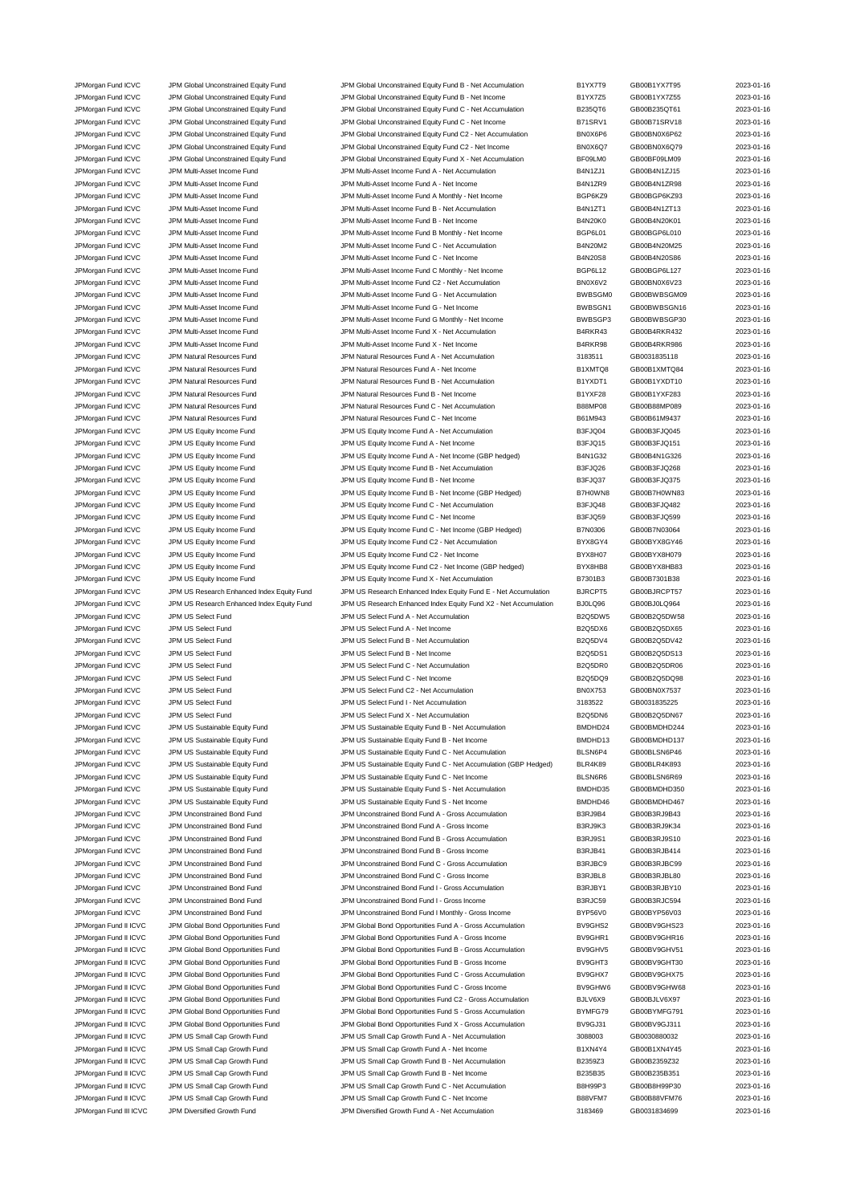| | | | | | |
|---|---|---|---|---|---|
| JPMorgan Fund ICVC | JPM Global Unconstrained Equity Fund | JPM Global Unconstrained Equity Fund B - Net Accumulation | B1YX7T9 | GB00B1YX7T95 | 2023-01-16 |
| JPMorgan Fund ICVC | JPM Global Unconstrained Equity Fund | JPM Global Unconstrained Equity Fund B - Net Income | B1YX7Z5 | GB00B1YX7Z55 | 2023-01-16 |
| JPMorgan Fund ICVC | JPM Global Unconstrained Equity Fund | JPM Global Unconstrained Equity Fund C - Net Accumulation | B235QT6 | GB00B235QT61 | 2023-01-16 |
| JPMorgan Fund ICVC | JPM Global Unconstrained Equity Fund | JPM Global Unconstrained Equity Fund C - Net Income | B71SRV1 | GB00B71SRV18 | 2023-01-16 |
| JPMorgan Fund ICVC | JPM Global Unconstrained Equity Fund | JPM Global Unconstrained Equity Fund C2 - Net Accumulation | BN0X6P6 | GB00BN0X6P62 | 2023-01-16 |
| JPMorgan Fund ICVC | JPM Global Unconstrained Equity Fund | JPM Global Unconstrained Equity Fund C2 - Net Income | BN0X6Q7 | GB00BN0X6Q79 | 2023-01-16 |
| JPMorgan Fund ICVC | JPM Global Unconstrained Equity Fund | JPM Global Unconstrained Equity Fund X - Net Accumulation | BF09LM0 | GB00BF09LM09 | 2023-01-16 |
| JPMorgan Fund ICVC | JPM Multi-Asset Income Fund | JPM Multi-Asset Income Fund A - Net Accumulation | B4N1ZJ1 | GB00B4N1ZJ15 | 2023-01-16 |
| JPMorgan Fund ICVC | JPM Multi-Asset Income Fund | JPM Multi-Asset Income Fund A - Net Income | B4N1ZR9 | GB00B4N1ZR98 | 2023-01-16 |
| JPMorgan Fund ICVC | JPM Multi-Asset Income Fund | JPM Multi-Asset Income Fund A Monthly - Net Income | BGP6KZ9 | GB00BGP6KZ93 | 2023-01-16 |
| JPMorgan Fund ICVC | JPM Multi-Asset Income Fund | JPM Multi-Asset Income Fund B - Net Accumulation | B4N1ZT1 | GB00B4N1ZT13 | 2023-01-16 |
| JPMorgan Fund ICVC | JPM Multi-Asset Income Fund | JPM Multi-Asset Income Fund B - Net Income | B4N20K0 | GB00B4N20K01 | 2023-01-16 |
| JPMorgan Fund ICVC | JPM Multi-Asset Income Fund | JPM Multi-Asset Income Fund B Monthly - Net Income | BGP6L01 | GB00BGP6L010 | 2023-01-16 |
| JPMorgan Fund ICVC | JPM Multi-Asset Income Fund | JPM Multi-Asset Income Fund C - Net Accumulation | B4N20M2 | GB00B4N20M25 | 2023-01-16 |
| JPMorgan Fund ICVC | JPM Multi-Asset Income Fund | JPM Multi-Asset Income Fund C - Net Income | B4N20S8 | GB00B4N20S86 | 2023-01-16 |
| JPMorgan Fund ICVC | JPM Multi-Asset Income Fund | JPM Multi-Asset Income Fund C Monthly - Net Income | BGP6L12 | GB00BGP6L127 | 2023-01-16 |
| JPMorgan Fund ICVC | JPM Multi-Asset Income Fund | JPM Multi-Asset Income Fund C2 - Net Accumulation | BN0X6V2 | GB00BN0X6V23 | 2023-01-16 |
| JPMorgan Fund ICVC | JPM Multi-Asset Income Fund | JPM Multi-Asset Income Fund G - Net Accumulation | BWBSGM0 | GB00BWBSGM09 | 2023-01-16 |
| JPMorgan Fund ICVC | JPM Multi-Asset Income Fund | JPM Multi-Asset Income Fund G - Net Income | BWBSGN1 | GB00BWBSGN16 | 2023-01-16 |
| JPMorgan Fund ICVC | JPM Multi-Asset Income Fund | JPM Multi-Asset Income Fund G Monthly - Net Income | BWBSGP3 | GB00BWBSGP30 | 2023-01-16 |
| JPMorgan Fund ICVC | JPM Multi-Asset Income Fund | JPM Multi-Asset Income Fund X - Net Accumulation | B4RKR43 | GB00B4RKR432 | 2023-01-16 |
| JPMorgan Fund ICVC | JPM Multi-Asset Income Fund | JPM Multi-Asset Income Fund X - Net Income | B4RKR98 | GB00B4RKR986 | 2023-01-16 |
| JPMorgan Fund ICVC | JPM Natural Resources Fund | JPM Natural Resources Fund A - Net Accumulation | 3183511 | GB0031835118 | 2023-01-16 |
| JPMorgan Fund ICVC | JPM Natural Resources Fund | JPM Natural Resources Fund A - Net Income | B1XMTQ8 | GB00B1XMTQ84 | 2023-01-16 |
| JPMorgan Fund ICVC | JPM Natural Resources Fund | JPM Natural Resources Fund B - Net Accumulation | B1YXDT1 | GB00B1YXDT10 | 2023-01-16 |
| JPMorgan Fund ICVC | JPM Natural Resources Fund | JPM Natural Resources Fund B - Net Income | B1YXF28 | GB00B1YXF283 | 2023-01-16 |
| JPMorgan Fund ICVC | JPM Natural Resources Fund | JPM Natural Resources Fund C - Net Accumulation | B88MP08 | GB00B88MP089 | 2023-01-16 |
| JPMorgan Fund ICVC | JPM Natural Resources Fund | JPM Natural Resources Fund C - Net Income | B61M943 | GB00B61M9437 | 2023-01-16 |
| JPMorgan Fund ICVC | JPM US Equity Income Fund | JPM US Equity Income Fund A - Net Accumulation | B3FJQ04 | GB00B3FJQ045 | 2023-01-16 |
| JPMorgan Fund ICVC | JPM US Equity Income Fund | JPM US Equity Income Fund A - Net Income | B3FJQ15 | GB00B3FJQ151 | 2023-01-16 |
| JPMorgan Fund ICVC | JPM US Equity Income Fund | JPM US Equity Income Fund A - Net Income (GBP hedged) | B4N1G32 | GB00B4N1G326 | 2023-01-16 |
| JPMorgan Fund ICVC | JPM US Equity Income Fund | JPM US Equity Income Fund B - Net Accumulation | B3FJQ26 | GB00B3FJQ268 | 2023-01-16 |
| JPMorgan Fund ICVC | JPM US Equity Income Fund | JPM US Equity Income Fund B - Net Income | B3FJQ37 | GB00B3FJQ375 | 2023-01-16 |
| JPMorgan Fund ICVC | JPM US Equity Income Fund | JPM US Equity Income Fund B - Net Income (GBP Hedged) | B7H0WN8 | GB00B7H0WN83 | 2023-01-16 |
| JPMorgan Fund ICVC | JPM US Equity Income Fund | JPM US Equity Income Fund C - Net Accumulation | B3FJQ48 | GB00B3FJQ482 | 2023-01-16 |
| JPMorgan Fund ICVC | JPM US Equity Income Fund | JPM US Equity Income Fund C - Net Income | B3FJQ59 | GB00B3FJQ599 | 2023-01-16 |
| JPMorgan Fund ICVC | JPM US Equity Income Fund | JPM US Equity Income Fund C - Net Income (GBP Hedged) | B7N0306 | GB00B7N03064 | 2023-01-16 |
| JPMorgan Fund ICVC | JPM US Equity Income Fund | JPM US Equity Income Fund C2 - Net Accumulation | BYX8GY4 | GB00BYX8GY46 | 2023-01-16 |
| JPMorgan Fund ICVC | JPM US Equity Income Fund | JPM US Equity Income Fund C2 - Net Income | BYX8H07 | GB00BYX8H079 | 2023-01-16 |
| JPMorgan Fund ICVC | JPM US Equity Income Fund | JPM US Equity Income Fund C2 - Net Income (GBP hedged) | BYX8HB8 | GB00BYX8HB83 | 2023-01-16 |
| JPMorgan Fund ICVC | JPM US Equity Income Fund | JPM US Equity Income Fund X - Net Accumulation | B7301B3 | GB00B7301B38 | 2023-01-16 |
| JPMorgan Fund ICVC | JPM US Research Enhanced Index Equity Fund | JPM US Research Enhanced Index Equity Fund E - Net Accumulation | BJRCPT5 | GB00BJRCPT57 | 2023-01-16 |
| JPMorgan Fund ICVC | JPM US Research Enhanced Index Equity Fund | JPM US Research Enhanced Index Equity Fund X2 - Net Accumulation | BJ0LQ96 | GB00BJ0LQ964 | 2023-01-16 |
| JPMorgan Fund ICVC | JPM US Select Fund | JPM US Select Fund A - Net Accumulation | B2Q5DW5 | GB00B2Q5DW58 | 2023-01-16 |
| JPMorgan Fund ICVC | JPM US Select Fund | JPM US Select Fund A - Net Income | B2Q5DX6 | GB00B2Q5DX65 | 2023-01-16 |
| JPMorgan Fund ICVC | JPM US Select Fund | JPM US Select Fund B - Net Accumulation | B2Q5DV4 | GB00B2Q5DV42 | 2023-01-16 |
| JPMorgan Fund ICVC | JPM US Select Fund | JPM US Select Fund B - Net Income | B2Q5DS1 | GB00B2Q5DS13 | 2023-01-16 |
| JPMorgan Fund ICVC | JPM US Select Fund | JPM US Select Fund C - Net Accumulation | B2Q5DR0 | GB00B2Q5DR06 | 2023-01-16 |
| JPMorgan Fund ICVC | JPM US Select Fund | JPM US Select Fund C - Net Income | B2Q5DQ9 | GB00B2Q5DQ98 | 2023-01-16 |
| JPMorgan Fund ICVC | JPM US Select Fund | JPM US Select Fund C2 - Net Accumulation | BN0X753 | GB00BN0X7537 | 2023-01-16 |
| JPMorgan Fund ICVC | JPM US Select Fund | JPM US Select Fund I - Net Accumulation | 3183522 | GB0031835225 | 2023-01-16 |
| JPMorgan Fund ICVC | JPM US Select Fund | JPM US Select Fund X - Net Accumulation | B2Q5DN6 | GB00B2Q5DN67 | 2023-01-16 |
| JPMorgan Fund ICVC | JPM US Sustainable Equity Fund | JPM US Sustainable Equity Fund B - Net Accumulation | BMDHD24 | GB00BMDHD244 | 2023-01-16 |
| JPMorgan Fund ICVC | JPM US Sustainable Equity Fund | JPM US Sustainable Equity Fund B - Net Income | BMDHD13 | GB00BMDHD137 | 2023-01-16 |
| JPMorgan Fund ICVC | JPM US Sustainable Equity Fund | JPM US Sustainable Equity Fund C - Net Accumulation | BLSN6P4 | GB00BLSN6P46 | 2023-01-16 |
| JPMorgan Fund ICVC | JPM US Sustainable Equity Fund | JPM US Sustainable Equity Fund C - Net Accumulation (GBP Hedged) | BLR4K89 | GB00BLR4K893 | 2023-01-16 |
| JPMorgan Fund ICVC | JPM US Sustainable Equity Fund | JPM US Sustainable Equity Fund C - Net Income | BLSN6R6 | GB00BLSN6R69 | 2023-01-16 |
| JPMorgan Fund ICVC | JPM US Sustainable Equity Fund | JPM US Sustainable Equity Fund S - Net Accumulation | BMDHD35 | GB00BMDHD350 | 2023-01-16 |
| JPMorgan Fund ICVC | JPM US Sustainable Equity Fund | JPM US Sustainable Equity Fund S - Net Income | BMDHD46 | GB00BMDHD467 | 2023-01-16 |
| JPMorgan Fund ICVC | JPM Unconstrained Bond Fund | JPM Unconstrained Bond Fund A - Gross Accumulation | B3RJ9B4 | GB00B3RJ9B43 | 2023-01-16 |
| JPMorgan Fund ICVC | JPM Unconstrained Bond Fund | JPM Unconstrained Bond Fund A - Gross Income | B3RJ9K3 | GB00B3RJ9K34 | 2023-01-16 |
| JPMorgan Fund ICVC | JPM Unconstrained Bond Fund | JPM Unconstrained Bond Fund B - Gross Accumulation | B3RJ9S1 | GB00B3RJ9S10 | 2023-01-16 |
| JPMorgan Fund ICVC | JPM Unconstrained Bond Fund | JPM Unconstrained Bond Fund B - Gross Income | B3RJB41 | GB00B3RJB414 | 2023-01-16 |
| JPMorgan Fund ICVC | JPM Unconstrained Bond Fund | JPM Unconstrained Bond Fund C - Gross Accumulation | B3RJBC9 | GB00B3RJBC99 | 2023-01-16 |
| JPMorgan Fund ICVC | JPM Unconstrained Bond Fund | JPM Unconstrained Bond Fund C - Gross Income | B3RJBL8 | GB00B3RJBL80 | 2023-01-16 |
| JPMorgan Fund ICVC | JPM Unconstrained Bond Fund | JPM Unconstrained Bond Fund I - Gross Accumulation | B3RJBY1 | GB00B3RJBY10 | 2023-01-16 |
| JPMorgan Fund ICVC | JPM Unconstrained Bond Fund | JPM Unconstrained Bond Fund I - Gross Income | B3RJC59 | GB00B3RJC594 | 2023-01-16 |
| JPMorgan Fund ICVC | JPM Unconstrained Bond Fund | JPM Unconstrained Bond Fund I Monthly - Gross Income | BYP56V0 | GB00BYP56V03 | 2023-01-16 |
| JPMorgan Fund II ICVC | JPM Global Bond Opportunities Fund | JPM Global Bond Opportunities Fund A - Gross Accumulation | BV9GHS2 | GB00BV9GHS23 | 2023-01-16 |
| JPMorgan Fund II ICVC | JPM Global Bond Opportunities Fund | JPM Global Bond Opportunities Fund A - Gross Income | BV9GHR1 | GB00BV9GHR16 | 2023-01-16 |
| JPMorgan Fund II ICVC | JPM Global Bond Opportunities Fund | JPM Global Bond Opportunities Fund B - Gross Accumulation | BV9GHV5 | GB00BV9GHV51 | 2023-01-16 |
| JPMorgan Fund II ICVC | JPM Global Bond Opportunities Fund | JPM Global Bond Opportunities Fund B - Gross Income | BV9GHT3 | GB00BV9GHT30 | 2023-01-16 |
| JPMorgan Fund II ICVC | JPM Global Bond Opportunities Fund | JPM Global Bond Opportunities Fund C - Gross Accumulation | BV9GHX7 | GB00BV9GHX75 | 2023-01-16 |
| JPMorgan Fund II ICVC | JPM Global Bond Opportunities Fund | JPM Global Bond Opportunities Fund C - Gross Income | BV9GHW6 | GB00BV9GHW68 | 2023-01-16 |
| JPMorgan Fund II ICVC | JPM Global Bond Opportunities Fund | JPM Global Bond Opportunities Fund C2 - Gross Accumulation | BJLV6X9 | GB00BJLV6X97 | 2023-01-16 |
| JPMorgan Fund II ICVC | JPM Global Bond Opportunities Fund | JPM Global Bond Opportunities Fund S - Gross Accumulation | BYMFG79 | GB00BYMFG791 | 2023-01-16 |
| JPMorgan Fund II ICVC | JPM Global Bond Opportunities Fund | JPM Global Bond Opportunities Fund X - Gross Accumulation | BV9GJ31 | GB00BV9GJ311 | 2023-01-16 |
| JPMorgan Fund II ICVC | JPM US Small Cap Growth Fund | JPM US Small Cap Growth Fund A - Net Accumulation | 3088003 | GB0030880032 | 2023-01-16 |
| JPMorgan Fund II ICVC | JPM US Small Cap Growth Fund | JPM US Small Cap Growth Fund A - Net Income | B1XN4Y4 | GB00B1XN4Y45 | 2023-01-16 |
| JPMorgan Fund II ICVC | JPM US Small Cap Growth Fund | JPM US Small Cap Growth Fund B - Net Accumulation | B2359Z3 | GB00B2359Z32 | 2023-01-16 |
| JPMorgan Fund II ICVC | JPM US Small Cap Growth Fund | JPM US Small Cap Growth Fund B - Net Income | B235B35 | GB00B235B351 | 2023-01-16 |
| JPMorgan Fund II ICVC | JPM US Small Cap Growth Fund | JPM US Small Cap Growth Fund C - Net Accumulation | B8H99P3 | GB00B8H99P30 | 2023-01-16 |
| JPMorgan Fund II ICVC | JPM US Small Cap Growth Fund | JPM US Small Cap Growth Fund C - Net Income | B88VFM7 | GB00B88VFM76 | 2023-01-16 |
| JPMorgan Fund III ICVC | JPM Diversified Growth Fund | JPM Diversified Growth Fund A - Net Accumulation | 3183469 | GB0031834699 | 2023-01-16 |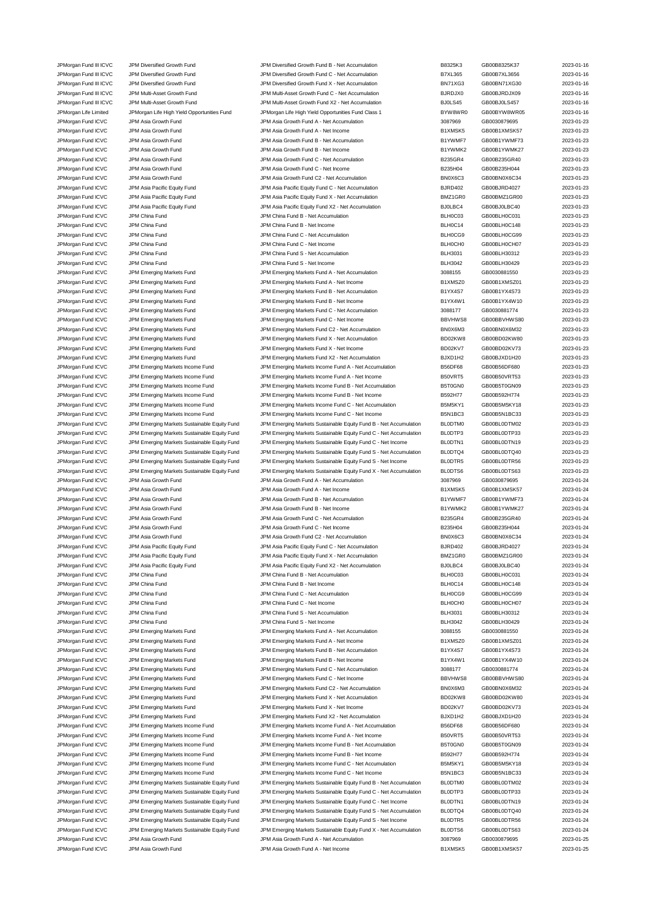| | | | | | |
|---|---|---|---|---|---|
| JPMorgan Fund III ICVC | JPM Diversified Growth Fund | JPM Diversified Growth Fund B - Net Accumulation | B8325K3 | GB00B8325K37 | 2023-01-16 |
| JPMorgan Fund III ICVC | JPM Diversified Growth Fund | JPM Diversified Growth Fund C - Net Accumulation | B7XL365 | GB00B7XL3656 | 2023-01-16 |
| JPMorgan Fund III ICVC | JPM Diversified Growth Fund | JPM Diversified Growth Fund X - Net Accumulation | BN71XG3 | GB00BN71XG30 | 2023-01-16 |
| JPMorgan Fund III ICVC | JPM Multi-Asset Growth Fund | JPM Multi-Asset Growth Fund C - Net Accumulation | BJRDJX0 | GB00BJRDJX09 | 2023-01-16 |
| JPMorgan Fund III ICVC | JPM Multi-Asset Growth Fund | JPM Multi-Asset Growth Fund X2 - Net Accumulation | BJ0LS45 | GB00BJ0LS457 | 2023-01-16 |
| JPMorgan Life Limited | JPMorgan Life High Yield Opportunities Fund | JPMorgan Life High Yield Opportunities Fund Class 1 | BYW8WR0 | GB00BYW8WR05 | 2023-01-16 |
| JPMorgan Fund ICVC | JPM Asia Growth Fund | JPM Asia Growth Fund A - Net Accumulation | 3087969 | GB0030879695 | 2023-01-23 |
| JPMorgan Fund ICVC | JPM Asia Growth Fund | JPM Asia Growth Fund A - Net Income | B1XMSK5 | GB00B1XMSK57 | 2023-01-23 |
| JPMorgan Fund ICVC | JPM Asia Growth Fund | JPM Asia Growth Fund B - Net Accumulation | B1YWMF7 | GB00B1YWMF73 | 2023-01-23 |
| JPMorgan Fund ICVC | JPM Asia Growth Fund | JPM Asia Growth Fund B - Net Income | B1YWMK2 | GB00B1YWMK27 | 2023-01-23 |
| JPMorgan Fund ICVC | JPM Asia Growth Fund | JPM Asia Growth Fund C - Net Accumulation | B235GR4 | GB00B235GR40 | 2023-01-23 |
| JPMorgan Fund ICVC | JPM Asia Growth Fund | JPM Asia Growth Fund C - Net Income | B235H04 | GB00B235H044 | 2023-01-23 |
| JPMorgan Fund ICVC | JPM Asia Growth Fund | JPM Asia Growth Fund C2 - Net Accumulation | BN0X6C3 | GB00BN0X6C34 | 2023-01-23 |
| JPMorgan Fund ICVC | JPM Asia Pacific Equity Fund | JPM Asia Pacific Equity Fund C - Net Accumulation | BJRD402 | GB00BJRD4027 | 2023-01-23 |
| JPMorgan Fund ICVC | JPM Asia Pacific Equity Fund | JPM Asia Pacific Equity Fund X - Net Accumulation | BMZ1GR0 | GB00BMZ1GR00 | 2023-01-23 |
| JPMorgan Fund ICVC | JPM Asia Pacific Equity Fund | JPM Asia Pacific Equity Fund X2 - Net Accumulation | BJ0LBC4 | GB00BJ0LBC40 | 2023-01-23 |
| JPMorgan Fund ICVC | JPM China Fund | JPM China Fund B - Net Accumulation | BLH0C03 | GB00BLH0C031 | 2023-01-23 |
| JPMorgan Fund ICVC | JPM China Fund | JPM China Fund B - Net Income | BLH0C14 | GB00BLH0C148 | 2023-01-23 |
| JPMorgan Fund ICVC | JPM China Fund | JPM China Fund C - Net Accumulation | BLH0CG9 | GB00BLH0CG99 | 2023-01-23 |
| JPMorgan Fund ICVC | JPM China Fund | JPM China Fund C - Net Income | BLH0CH0 | GB00BLH0CH07 | 2023-01-23 |
| JPMorgan Fund ICVC | JPM China Fund | JPM China Fund S - Net Accumulation | BLH3031 | GB00BLH30312 | 2023-01-23 |
| JPMorgan Fund ICVC | JPM China Fund | JPM China Fund S - Net Income | BLH3042 | GB00BLH30429 | 2023-01-23 |
| JPMorgan Fund ICVC | JPM Emerging Markets Fund | JPM Emerging Markets Fund A - Net Accumulation | 3088155 | GB0030881550 | 2023-01-23 |
| JPMorgan Fund ICVC | JPM Emerging Markets Fund | JPM Emerging Markets Fund A - Net Income | B1XMSZ0 | GB00B1XMSZ01 | 2023-01-23 |
| JPMorgan Fund ICVC | JPM Emerging Markets Fund | JPM Emerging Markets Fund B - Net Accumulation | B1YX4S7 | GB00B1YX4S73 | 2023-01-23 |
| JPMorgan Fund ICVC | JPM Emerging Markets Fund | JPM Emerging Markets Fund B - Net Income | B1YX4W1 | GB00B1YX4W10 | 2023-01-23 |
| JPMorgan Fund ICVC | JPM Emerging Markets Fund | JPM Emerging Markets Fund C - Net Accumulation | 3088177 | GB0030881774 | 2023-01-23 |
| JPMorgan Fund ICVC | JPM Emerging Markets Fund | JPM Emerging Markets Fund C - Net Income | BBVHWS8 | GB00BBVHWS80 | 2023-01-23 |
| JPMorgan Fund ICVC | JPM Emerging Markets Fund | JPM Emerging Markets Fund C2 - Net Accumulation | BN0X6M3 | GB00BN0X6M32 | 2023-01-23 |
| JPMorgan Fund ICVC | JPM Emerging Markets Fund | JPM Emerging Markets Fund X - Net Accumulation | BD02KW8 | GB00BD02KW80 | 2023-01-23 |
| JPMorgan Fund ICVC | JPM Emerging Markets Fund | JPM Emerging Markets Fund X - Net Income | BD02KV7 | GB00BD02KV73 | 2023-01-23 |
| JPMorgan Fund ICVC | JPM Emerging Markets Fund | JPM Emerging Markets Fund X2 - Net Accumulation | BJXD1H2 | GB00BJXD1H20 | 2023-01-23 |
| JPMorgan Fund ICVC | JPM Emerging Markets Income Fund | JPM Emerging Markets Income Fund A - Net Accumulation | B56DF68 | GB00B56DF680 | 2023-01-23 |
| JPMorgan Fund ICVC | JPM Emerging Markets Income Fund | JPM Emerging Markets Income Fund A - Net Income | B50VRT5 | GB00B50VRT53 | 2023-01-23 |
| JPMorgan Fund ICVC | JPM Emerging Markets Income Fund | JPM Emerging Markets Income Fund B - Net Accumulation | B5T0GN0 | GB00B5T0GN09 | 2023-01-23 |
| JPMorgan Fund ICVC | JPM Emerging Markets Income Fund | JPM Emerging Markets Income Fund B - Net Income | B592H77 | GB00B592H774 | 2023-01-23 |
| JPMorgan Fund ICVC | JPM Emerging Markets Income Fund | JPM Emerging Markets Income Fund C - Net Accumulation | B5M5KY1 | GB00B5M5KY18 | 2023-01-23 |
| JPMorgan Fund ICVC | JPM Emerging Markets Income Fund | JPM Emerging Markets Income Fund C - Net Income | B5N1BC3 | GB00B5N1BC33 | 2023-01-23 |
| JPMorgan Fund ICVC | JPM Emerging Markets Sustainable Equity Fund | JPM Emerging Markets Sustainable Equity Fund B - Net Accumulation | BL0DTM0 | GB00BL0DTM02 | 2023-01-23 |
| JPMorgan Fund ICVC | JPM Emerging Markets Sustainable Equity Fund | JPM Emerging Markets Sustainable Equity Fund C - Net Accumulation | BL0DTP3 | GB00BL0DTP33 | 2023-01-23 |
| JPMorgan Fund ICVC | JPM Emerging Markets Sustainable Equity Fund | JPM Emerging Markets Sustainable Equity Fund C - Net Income | BL0DTN1 | GB00BL0DTN19 | 2023-01-23 |
| JPMorgan Fund ICVC | JPM Emerging Markets Sustainable Equity Fund | JPM Emerging Markets Sustainable Equity Fund S - Net Accumulation | BL0DTQ4 | GB00BL0DTQ40 | 2023-01-23 |
| JPMorgan Fund ICVC | JPM Emerging Markets Sustainable Equity Fund | JPM Emerging Markets Sustainable Equity Fund S - Net Income | BL0DTR5 | GB00BL0DTR56 | 2023-01-23 |
| JPMorgan Fund ICVC | JPM Emerging Markets Sustainable Equity Fund | JPM Emerging Markets Sustainable Equity Fund X - Net Accumulation | BL0DTS6 | GB00BL0DTS63 | 2023-01-23 |
| JPMorgan Fund ICVC | JPM Asia Growth Fund | JPM Asia Growth Fund A - Net Accumulation | 3087969 | GB0030879695 | 2023-01-24 |
| JPMorgan Fund ICVC | JPM Asia Growth Fund | JPM Asia Growth Fund A - Net Income | B1XMSK5 | GB00B1XMSK57 | 2023-01-24 |
| JPMorgan Fund ICVC | JPM Asia Growth Fund | JPM Asia Growth Fund B - Net Accumulation | B1YWMF7 | GB00B1YWMF73 | 2023-01-24 |
| JPMorgan Fund ICVC | JPM Asia Growth Fund | JPM Asia Growth Fund B - Net Income | B1YWMK2 | GB00B1YWMK27 | 2023-01-24 |
| JPMorgan Fund ICVC | JPM Asia Growth Fund | JPM Asia Growth Fund C - Net Accumulation | B235GR4 | GB00B235GR40 | 2023-01-24 |
| JPMorgan Fund ICVC | JPM Asia Growth Fund | JPM Asia Growth Fund C - Net Income | B235H04 | GB00B235H044 | 2023-01-24 |
| JPMorgan Fund ICVC | JPM Asia Growth Fund | JPM Asia Growth Fund C2 - Net Accumulation | BN0X6C3 | GB00BN0X6C34 | 2023-01-24 |
| JPMorgan Fund ICVC | JPM Asia Pacific Equity Fund | JPM Asia Pacific Equity Fund C - Net Accumulation | BJRD402 | GB00BJRD4027 | 2023-01-24 |
| JPMorgan Fund ICVC | JPM Asia Pacific Equity Fund | JPM Asia Pacific Equity Fund X - Net Accumulation | BMZ1GR0 | GB00BMZ1GR00 | 2023-01-24 |
| JPMorgan Fund ICVC | JPM Asia Pacific Equity Fund | JPM Asia Pacific Equity Fund X2 - Net Accumulation | BJ0LBC4 | GB00BJ0LBC40 | 2023-01-24 |
| JPMorgan Fund ICVC | JPM China Fund | JPM China Fund B - Net Accumulation | BLH0C03 | GB00BLH0C031 | 2023-01-24 |
| JPMorgan Fund ICVC | JPM China Fund | JPM China Fund B - Net Income | BLH0C14 | GB00BLH0C148 | 2023-01-24 |
| JPMorgan Fund ICVC | JPM China Fund | JPM China Fund C - Net Accumulation | BLH0CG9 | GB00BLH0CG99 | 2023-01-24 |
| JPMorgan Fund ICVC | JPM China Fund | JPM China Fund C - Net Income | BLH0CH0 | GB00BLH0CH07 | 2023-01-24 |
| JPMorgan Fund ICVC | JPM China Fund | JPM China Fund S - Net Accumulation | BLH3031 | GB00BLH30312 | 2023-01-24 |
| JPMorgan Fund ICVC | JPM China Fund | JPM China Fund S - Net Income | BLH3042 | GB00BLH30429 | 2023-01-24 |
| JPMorgan Fund ICVC | JPM Emerging Markets Fund | JPM Emerging Markets Fund A - Net Accumulation | 3088155 | GB0030881550 | 2023-01-24 |
| JPMorgan Fund ICVC | JPM Emerging Markets Fund | JPM Emerging Markets Fund A - Net Income | B1XMSZ0 | GB00B1XMSZ01 | 2023-01-24 |
| JPMorgan Fund ICVC | JPM Emerging Markets Fund | JPM Emerging Markets Fund B - Net Accumulation | B1YX4S7 | GB00B1YX4S73 | 2023-01-24 |
| JPMorgan Fund ICVC | JPM Emerging Markets Fund | JPM Emerging Markets Fund B - Net Income | B1YX4W1 | GB00B1YX4W10 | 2023-01-24 |
| JPMorgan Fund ICVC | JPM Emerging Markets Fund | JPM Emerging Markets Fund C - Net Accumulation | 3088177 | GB0030881774 | 2023-01-24 |
| JPMorgan Fund ICVC | JPM Emerging Markets Fund | JPM Emerging Markets Fund C - Net Income | BBVHWS8 | GB00BBVHWS80 | 2023-01-24 |
| JPMorgan Fund ICVC | JPM Emerging Markets Fund | JPM Emerging Markets Fund C2 - Net Accumulation | BN0X6M3 | GB00BN0X6M32 | 2023-01-24 |
| JPMorgan Fund ICVC | JPM Emerging Markets Fund | JPM Emerging Markets Fund X - Net Accumulation | BD02KW8 | GB00BD02KW80 | 2023-01-24 |
| JPMorgan Fund ICVC | JPM Emerging Markets Fund | JPM Emerging Markets Fund X - Net Income | BD02KV7 | GB00BD02KV73 | 2023-01-24 |
| JPMorgan Fund ICVC | JPM Emerging Markets Fund | JPM Emerging Markets Fund X2 - Net Accumulation | BJXD1H2 | GB00BJXD1H20 | 2023-01-24 |
| JPMorgan Fund ICVC | JPM Emerging Markets Income Fund | JPM Emerging Markets Income Fund A - Net Accumulation | B56DF68 | GB00B56DF680 | 2023-01-24 |
| JPMorgan Fund ICVC | JPM Emerging Markets Income Fund | JPM Emerging Markets Income Fund A - Net Income | B50VRT5 | GB00B50VRT53 | 2023-01-24 |
| JPMorgan Fund ICVC | JPM Emerging Markets Income Fund | JPM Emerging Markets Income Fund B - Net Accumulation | B5T0GN0 | GB00B5T0GN09 | 2023-01-24 |
| JPMorgan Fund ICVC | JPM Emerging Markets Income Fund | JPM Emerging Markets Income Fund B - Net Income | B592H77 | GB00B592H774 | 2023-01-24 |
| JPMorgan Fund ICVC | JPM Emerging Markets Income Fund | JPM Emerging Markets Income Fund C - Net Accumulation | B5M5KY1 | GB00B5M5KY18 | 2023-01-24 |
| JPMorgan Fund ICVC | JPM Emerging Markets Income Fund | JPM Emerging Markets Income Fund C - Net Income | B5N1BC3 | GB00B5N1BC33 | 2023-01-24 |
| JPMorgan Fund ICVC | JPM Emerging Markets Sustainable Equity Fund | JPM Emerging Markets Sustainable Equity Fund B - Net Accumulation | BL0DTM0 | GB00BL0DTM02 | 2023-01-24 |
| JPMorgan Fund ICVC | JPM Emerging Markets Sustainable Equity Fund | JPM Emerging Markets Sustainable Equity Fund C - Net Accumulation | BL0DTP3 | GB00BL0DTP33 | 2023-01-24 |
| JPMorgan Fund ICVC | JPM Emerging Markets Sustainable Equity Fund | JPM Emerging Markets Sustainable Equity Fund C - Net Income | BL0DTN1 | GB00BL0DTN19 | 2023-01-24 |
| JPMorgan Fund ICVC | JPM Emerging Markets Sustainable Equity Fund | JPM Emerging Markets Sustainable Equity Fund S - Net Accumulation | BL0DTQ4 | GB00BL0DTQ40 | 2023-01-24 |
| JPMorgan Fund ICVC | JPM Emerging Markets Sustainable Equity Fund | JPM Emerging Markets Sustainable Equity Fund S - Net Income | BL0DTR5 | GB00BL0DTR56 | 2023-01-24 |
| JPMorgan Fund ICVC | JPM Emerging Markets Sustainable Equity Fund | JPM Emerging Markets Sustainable Equity Fund X - Net Accumulation | BL0DTS6 | GB00BL0DTS63 | 2023-01-24 |
| JPMorgan Fund ICVC | JPM Asia Growth Fund | JPM Asia Growth Fund A - Net Accumulation | 3087969 | GB0030879695 | 2023-01-25 |
| JPMorgan Fund ICVC | JPM Asia Growth Fund | JPM Asia Growth Fund A - Net Income | B1XMSK5 | GB00B1XMSK57 | 2023-01-25 |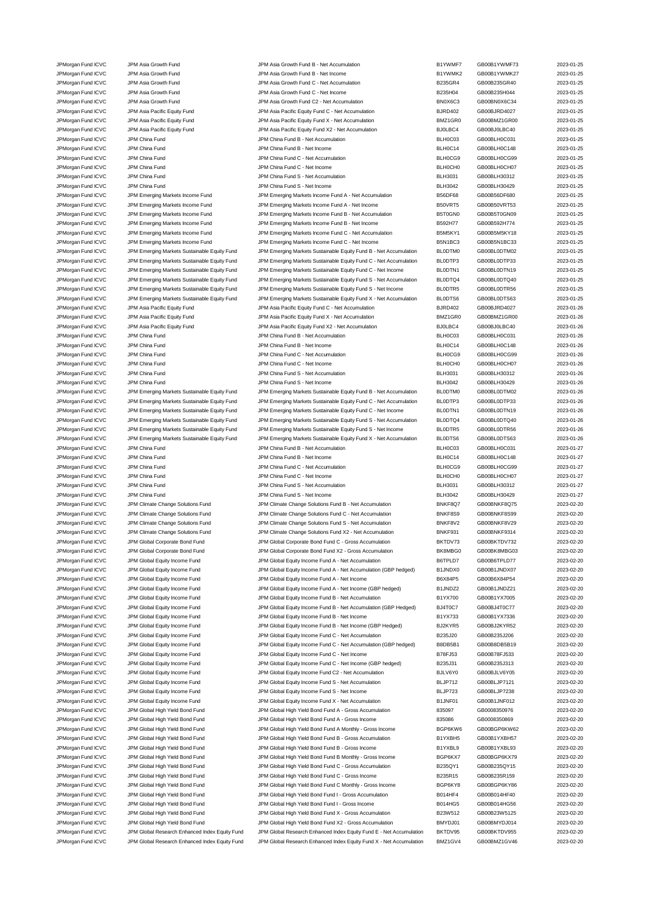| | | | | | |
|---|---|---|---|---|---|
| JPMorgan Fund ICVC | JPM Asia Growth Fund | JPM Asia Growth Fund B - Net Accumulation | B1YWMF7 | GB00B1YWMF73 | 2023-01-25 |
| JPMorgan Fund ICVC | JPM Asia Growth Fund | JPM Asia Growth Fund B - Net Income | B1YWMK2 | GB00B1YWMK27 | 2023-01-25 |
| JPMorgan Fund ICVC | JPM Asia Growth Fund | JPM Asia Growth Fund C - Net Accumulation | B235GR4 | GB00B235GR40 | 2023-01-25 |
| JPMorgan Fund ICVC | JPM Asia Growth Fund | JPM Asia Growth Fund C - Net Income | B235H04 | GB00B235H044 | 2023-01-25 |
| JPMorgan Fund ICVC | JPM Asia Growth Fund | JPM Asia Growth Fund C2 - Net Accumulation | BN0X6C3 | GB00BN0X6C34 | 2023-01-25 |
| JPMorgan Fund ICVC | JPM Asia Pacific Equity Fund | JPM Asia Pacific Equity Fund C - Net Accumulation | BJRD402 | GB00BJRD4027 | 2023-01-25 |
| JPMorgan Fund ICVC | JPM Asia Pacific Equity Fund | JPM Asia Pacific Equity Fund X - Net Accumulation | BMZ1GR0 | GB00BMZ1GR00 | 2023-01-25 |
| JPMorgan Fund ICVC | JPM Asia Pacific Equity Fund | JPM Asia Pacific Equity Fund X2 - Net Accumulation | BJ0LBC4 | GB00BJ0LBC40 | 2023-01-25 |
| JPMorgan Fund ICVC | JPM China Fund | JPM China Fund B - Net Accumulation | BLH0C03 | GB00BLH0C031 | 2023-01-25 |
| JPMorgan Fund ICVC | JPM China Fund | JPM China Fund B - Net Income | BLH0C14 | GB00BLH0C148 | 2023-01-25 |
| JPMorgan Fund ICVC | JPM China Fund | JPM China Fund C - Net Accumulation | BLH0CG9 | GB00BLH0CG99 | 2023-01-25 |
| JPMorgan Fund ICVC | JPM China Fund | JPM China Fund C - Net Income | BLH0CH0 | GB00BLH0CH07 | 2023-01-25 |
| JPMorgan Fund ICVC | JPM China Fund | JPM China Fund S - Net Accumulation | BLH3031 | GB00BLH30312 | 2023-01-25 |
| JPMorgan Fund ICVC | JPM China Fund | JPM China Fund S - Net Income | BLH3042 | GB00BLH30429 | 2023-01-25 |
| JPMorgan Fund ICVC | JPM Emerging Markets Income Fund | JPM Emerging Markets Income Fund A - Net Accumulation | B56DF68 | GB00B56DF680 | 2023-01-25 |
| JPMorgan Fund ICVC | JPM Emerging Markets Income Fund | JPM Emerging Markets Income Fund A - Net Income | B50VRT5 | GB00B50VRT53 | 2023-01-25 |
| JPMorgan Fund ICVC | JPM Emerging Markets Income Fund | JPM Emerging Markets Income Fund B - Net Accumulation | B5T0GN0 | GB00B5T0GN09 | 2023-01-25 |
| JPMorgan Fund ICVC | JPM Emerging Markets Income Fund | JPM Emerging Markets Income Fund B - Net Income | B592H77 | GB00B592H774 | 2023-01-25 |
| JPMorgan Fund ICVC | JPM Emerging Markets Income Fund | JPM Emerging Markets Income Fund C - Net Accumulation | B5M5KY1 | GB00B5M5KY18 | 2023-01-25 |
| JPMorgan Fund ICVC | JPM Emerging Markets Income Fund | JPM Emerging Markets Income Fund C - Net Income | B5N1BC3 | GB00B5N1BC33 | 2023-01-25 |
| JPMorgan Fund ICVC | JPM Emerging Markets Sustainable Equity Fund | JPM Emerging Markets Sustainable Equity Fund B - Net Accumulation | BL0DTM0 | GB00BL0DTM02 | 2023-01-25 |
| JPMorgan Fund ICVC | JPM Emerging Markets Sustainable Equity Fund | JPM Emerging Markets Sustainable Equity Fund C - Net Accumulation | BL0DTP3 | GB00BL0DTP33 | 2023-01-25 |
| JPMorgan Fund ICVC | JPM Emerging Markets Sustainable Equity Fund | JPM Emerging Markets Sustainable Equity Fund C - Net Income | BL0DTN1 | GB00BL0DTN19 | 2023-01-25 |
| JPMorgan Fund ICVC | JPM Emerging Markets Sustainable Equity Fund | JPM Emerging Markets Sustainable Equity Fund S - Net Accumulation | BL0DTQ4 | GB00BL0DTQ40 | 2023-01-25 |
| JPMorgan Fund ICVC | JPM Emerging Markets Sustainable Equity Fund | JPM Emerging Markets Sustainable Equity Fund S - Net Income | BL0DTR5 | GB00BL0DTR56 | 2023-01-25 |
| JPMorgan Fund ICVC | JPM Emerging Markets Sustainable Equity Fund | JPM Emerging Markets Sustainable Equity Fund X - Net Accumulation | BL0DTS6 | GB00BL0DTS63 | 2023-01-25 |
| JPMorgan Fund ICVC | JPM Asia Pacific Equity Fund | JPM Asia Pacific Equity Fund C - Net Accumulation | BJRD402 | GB00BJRD4027 | 2023-01-26 |
| JPMorgan Fund ICVC | JPM Asia Pacific Equity Fund | JPM Asia Pacific Equity Fund X - Net Accumulation | BMZ1GR0 | GB00BMZ1GR00 | 2023-01-26 |
| JPMorgan Fund ICVC | JPM Asia Pacific Equity Fund | JPM Asia Pacific Equity Fund X2 - Net Accumulation | BJ0LBC4 | GB00BJ0LBC40 | 2023-01-26 |
| JPMorgan Fund ICVC | JPM China Fund | JPM China Fund B - Net Accumulation | BLH0C03 | GB00BLH0C031 | 2023-01-26 |
| JPMorgan Fund ICVC | JPM China Fund | JPM China Fund B - Net Income | BLH0C14 | GB00BLH0C148 | 2023-01-26 |
| JPMorgan Fund ICVC | JPM China Fund | JPM China Fund C - Net Accumulation | BLH0CG9 | GB00BLH0CG99 | 2023-01-26 |
| JPMorgan Fund ICVC | JPM China Fund | JPM China Fund C - Net Income | BLH0CH0 | GB00BLH0CH07 | 2023-01-26 |
| JPMorgan Fund ICVC | JPM China Fund | JPM China Fund S - Net Accumulation | BLH3031 | GB00BLH30312 | 2023-01-26 |
| JPMorgan Fund ICVC | JPM China Fund | JPM China Fund S - Net Income | BLH3042 | GB00BLH30429 | 2023-01-26 |
| JPMorgan Fund ICVC | JPM Emerging Markets Sustainable Equity Fund | JPM Emerging Markets Sustainable Equity Fund B - Net Accumulation | BL0DTM0 | GB00BL0DTM02 | 2023-01-26 |
| JPMorgan Fund ICVC | JPM Emerging Markets Sustainable Equity Fund | JPM Emerging Markets Sustainable Equity Fund C - Net Accumulation | BL0DTP3 | GB00BL0DTP33 | 2023-01-26 |
| JPMorgan Fund ICVC | JPM Emerging Markets Sustainable Equity Fund | JPM Emerging Markets Sustainable Equity Fund C - Net Income | BL0DTN1 | GB00BL0DTN19 | 2023-01-26 |
| JPMorgan Fund ICVC | JPM Emerging Markets Sustainable Equity Fund | JPM Emerging Markets Sustainable Equity Fund S - Net Accumulation | BL0DTQ4 | GB00BL0DTQ40 | 2023-01-26 |
| JPMorgan Fund ICVC | JPM Emerging Markets Sustainable Equity Fund | JPM Emerging Markets Sustainable Equity Fund S - Net Income | BL0DTR5 | GB00BL0DTR56 | 2023-01-26 |
| JPMorgan Fund ICVC | JPM Emerging Markets Sustainable Equity Fund | JPM Emerging Markets Sustainable Equity Fund X - Net Accumulation | BL0DTS6 | GB00BL0DTS63 | 2023-01-26 |
| JPMorgan Fund ICVC | JPM China Fund | JPM China Fund B - Net Accumulation | BLH0C03 | GB00BLH0C031 | 2023-01-27 |
| JPMorgan Fund ICVC | JPM China Fund | JPM China Fund B - Net Income | BLH0C14 | GB00BLH0C148 | 2023-01-27 |
| JPMorgan Fund ICVC | JPM China Fund | JPM China Fund C - Net Accumulation | BLH0CG9 | GB00BLH0CG99 | 2023-01-27 |
| JPMorgan Fund ICVC | JPM China Fund | JPM China Fund C - Net Income | BLH0CH0 | GB00BLH0CH07 | 2023-01-27 |
| JPMorgan Fund ICVC | JPM China Fund | JPM China Fund S - Net Accumulation | BLH3031 | GB00BLH30312 | 2023-01-27 |
| JPMorgan Fund ICVC | JPM China Fund | JPM China Fund S - Net Income | BLH3042 | GB00BLH30429 | 2023-01-27 |
| JPMorgan Fund ICVC | JPM Climate Change Solutions Fund | JPM Climate Change Solutions Fund B - Net Accumulation | BNKF8Q7 | GB00BNKF8Q75 | 2023-02-20 |
| JPMorgan Fund ICVC | JPM Climate Change Solutions Fund | JPM Climate Change Solutions Fund C - Net Accumulation | BNKF8S9 | GB00BNKF8S99 | 2023-02-20 |
| JPMorgan Fund ICVC | JPM Climate Change Solutions Fund | JPM Climate Change Solutions Fund S - Net Accumulation | BNKF8V2 | GB00BNKF8V29 | 2023-02-20 |
| JPMorgan Fund ICVC | JPM Climate Change Solutions Fund | JPM Climate Change Solutions Fund X2 - Net Accumulation | BNKF931 | GB00BNKF9314 | 2023-02-20 |
| JPMorgan Fund ICVC | JPM Global Corporate Bond Fund | JPM Global Corporate Bond Fund C - Gross Accumulation | BKTDV73 | GB00BKTDV732 | 2023-02-20 |
| JPMorgan Fund ICVC | JPM Global Corporate Bond Fund | JPM Global Corporate Bond Fund X2 - Gross Accumulation | BK8MBG0 | GB00BK8MBG03 | 2023-02-20 |
| JPMorgan Fund ICVC | JPM Global Equity Income Fund | JPM Global Equity Income Fund A - Net Accumulation | B6TPLD7 | GB00B6TPLD77 | 2023-02-20 |
| JPMorgan Fund ICVC | JPM Global Equity Income Fund | JPM Global Equity Income Fund A - Net Accumulation (GBP hedged) | B1JNDX0 | GB00B1JNDX07 | 2023-02-20 |
| JPMorgan Fund ICVC | JPM Global Equity Income Fund | JPM Global Equity Income Fund A - Net Income | B6X84P5 | GB00B6X84P54 | 2023-02-20 |
| JPMorgan Fund ICVC | JPM Global Equity Income Fund | JPM Global Equity Income Fund A - Net Income (GBP hedged) | B1JNDZ2 | GB00B1JNDZ21 | 2023-02-20 |
| JPMorgan Fund ICVC | JPM Global Equity Income Fund | JPM Global Equity Income Fund B - Net Accumulation | B1YX700 | GB00B1YX7005 | 2023-02-20 |
| JPMorgan Fund ICVC | JPM Global Equity Income Fund | JPM Global Equity Income Fund B - Net Accumulation (GBP Hedged) | BJ4T0C7 | GB00BJ4T0C77 | 2023-02-20 |
| JPMorgan Fund ICVC | JPM Global Equity Income Fund | JPM Global Equity Income Fund B - Net Income | B1YX733 | GB00B1YX7336 | 2023-02-20 |
| JPMorgan Fund ICVC | JPM Global Equity Income Fund | JPM Global Equity Income Fund B - Net Income (GBP Hedged) | BJ2KYR5 | GB00BJ2KYR52 | 2023-02-20 |
| JPMorgan Fund ICVC | JPM Global Equity Income Fund | JPM Global Equity Income Fund C - Net Accumulation | B235J20 | GB00B235J206 | 2023-02-20 |
| JPMorgan Fund ICVC | JPM Global Equity Income Fund | JPM Global Equity Income Fund C - Net Accumulation (GBP hedged) | B8DB5B1 | GB00B8DB5B19 | 2023-02-20 |
| JPMorgan Fund ICVC | JPM Global Equity Income Fund | JPM Global Equity Income Fund C - Net Income | B78FJ53 | GB00B78FJ533 | 2023-02-20 |
| JPMorgan Fund ICVC | JPM Global Equity Income Fund | JPM Global Equity Income Fund C - Net Income (GBP hedged) | B235J31 | GB00B235J313 | 2023-02-20 |
| JPMorgan Fund ICVC | JPM Global Equity Income Fund | JPM Global Equity Income Fund C2 - Net Accumulation | BJLV6Y0 | GB00BJLV6Y05 | 2023-02-20 |
| JPMorgan Fund ICVC | JPM Global Equity Income Fund | JPM Global Equity Income Fund S - Net Accumulation | BLJP712 | GB00BLJP7121 | 2023-02-20 |
| JPMorgan Fund ICVC | JPM Global Equity Income Fund | JPM Global Equity Income Fund S - Net Income | BLJP723 | GB00BLJP7238 | 2023-02-20 |
| JPMorgan Fund ICVC | JPM Global Equity Income Fund | JPM Global Equity Income Fund X - Net Accumulation | B1JNF01 | GB00B1JNF012 | 2023-02-20 |
| JPMorgan Fund ICVC | JPM Global High Yield Bond Fund | JPM Global High Yield Bond Fund A - Gross Accumulation | 835097 | GB0008350976 | 2023-02-20 |
| JPMorgan Fund ICVC | JPM Global High Yield Bond Fund | JPM Global High Yield Bond Fund A - Gross Income | 835086 | GB0008350869 | 2023-02-20 |
| JPMorgan Fund ICVC | JPM Global High Yield Bond Fund | JPM Global High Yield Bond Fund A Monthly - Gross Income | BGP6KW6 | GB00BGP6KW62 | 2023-02-20 |
| JPMorgan Fund ICVC | JPM Global High Yield Bond Fund | JPM Global High Yield Bond Fund B - Gross Accumulation | B1YXBH5 | GB00B1YXBH57 | 2023-02-20 |
| JPMorgan Fund ICVC | JPM Global High Yield Bond Fund | JPM Global High Yield Bond Fund B - Gross Income | B1YXBL9 | GB00B1YXBL93 | 2023-02-20 |
| JPMorgan Fund ICVC | JPM Global High Yield Bond Fund | JPM Global High Yield Bond Fund B Monthly - Gross Income | BGP6KX7 | GB00BGP6KX79 | 2023-02-20 |
| JPMorgan Fund ICVC | JPM Global High Yield Bond Fund | JPM Global High Yield Bond Fund C - Gross Accumulation | B235QY1 | GB00B235QY15 | 2023-02-20 |
| JPMorgan Fund ICVC | JPM Global High Yield Bond Fund | JPM Global High Yield Bond Fund C - Gross Income | B235R15 | GB00B235R159 | 2023-02-20 |
| JPMorgan Fund ICVC | JPM Global High Yield Bond Fund | JPM Global High Yield Bond Fund C Monthly - Gross Income | BGP6KY8 | GB00BGP6KY86 | 2023-02-20 |
| JPMorgan Fund ICVC | JPM Global High Yield Bond Fund | JPM Global High Yield Bond Fund I - Gross Accumulation | B014HF4 | GB00B014HF40 | 2023-02-20 |
| JPMorgan Fund ICVC | JPM Global High Yield Bond Fund | JPM Global High Yield Bond Fund I - Gross Income | B014HG5 | GB00B014HG56 | 2023-02-20 |
| JPMorgan Fund ICVC | JPM Global High Yield Bond Fund | JPM Global High Yield Bond Fund X - Gross Accumulation | B23W512 | GB00B23W5125 | 2023-02-20 |
| JPMorgan Fund ICVC | JPM Global High Yield Bond Fund | JPM Global High Yield Bond Fund X2 - Gross Accumulation | BMYDJ01 | GB00BMYDJ014 | 2023-02-20 |
| JPMorgan Fund ICVC | JPM Global Research Enhanced Index Equity Fund | JPM Global Research Enhanced Index Equity Fund E - Net Accumulation | BKTDV95 | GB00BKTDV955 | 2023-02-20 |
| JPMorgan Fund ICVC | JPM Global Research Enhanced Index Equity Fund | JPM Global Research Enhanced Index Equity Fund X - Net Accumulation | BMZ1GV4 | GB00BMZ1GV46 | 2023-02-20 |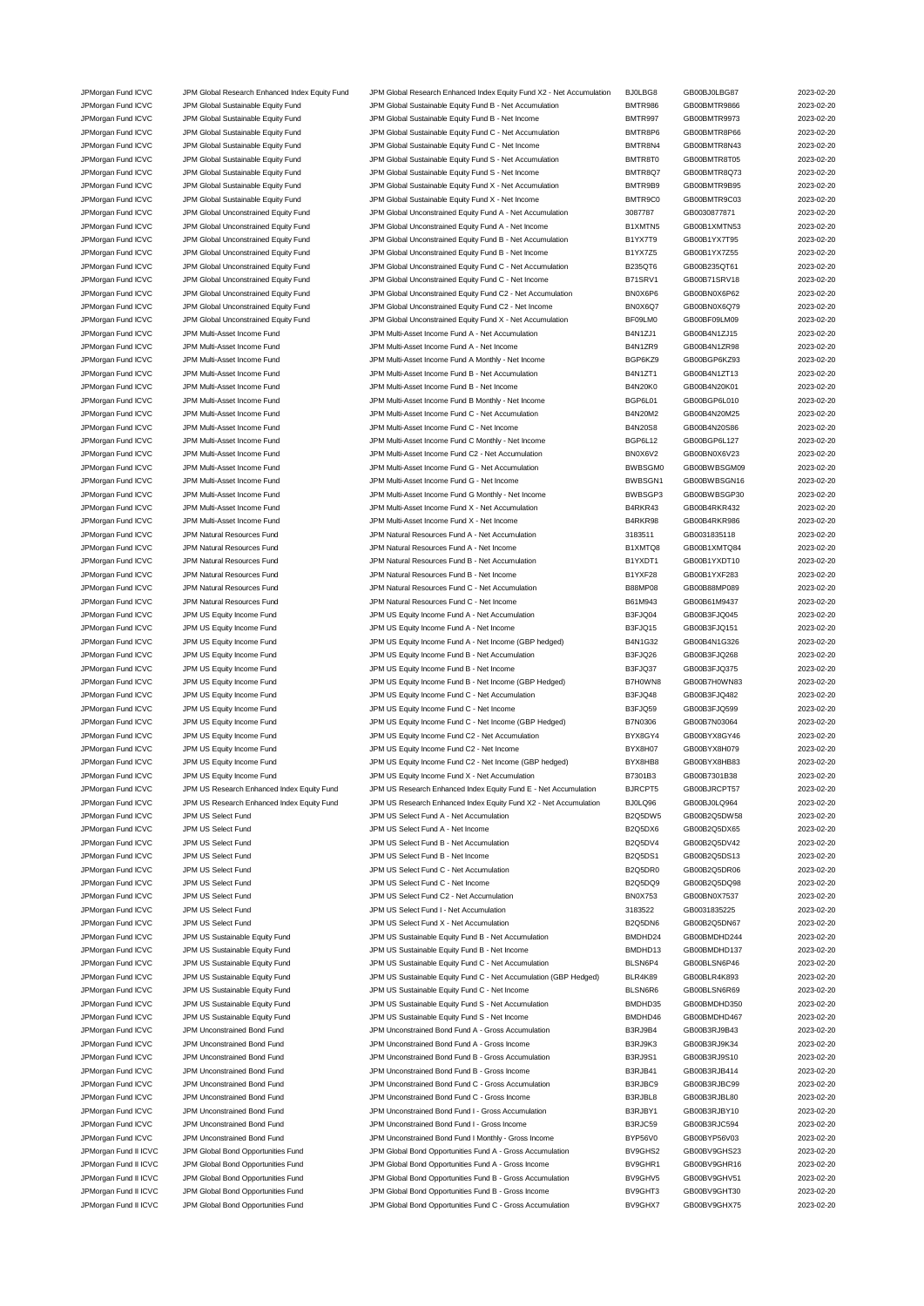| | | | | | |
|---|---|---|---|---|---|
| JPMorgan Fund ICVC | JPM Global Research Enhanced Index Equity Fund | JPM Global Research Enhanced Index Equity Fund X2 - Net Accumulation | BJ0LBG8 | GB00BJ0LBG87 | 2023-02-20 |
| JPMorgan Fund ICVC | JPM Global Sustainable Equity Fund | JPM Global Sustainable Equity Fund B - Net Accumulation | BMTR986 | GB00BMTR9866 | 2023-02-20 |
| JPMorgan Fund ICVC | JPM Global Sustainable Equity Fund | JPM Global Sustainable Equity Fund B - Net Income | BMTR997 | GB00BMTR9973 | 2023-02-20 |
| JPMorgan Fund ICVC | JPM Global Sustainable Equity Fund | JPM Global Sustainable Equity Fund C - Net Accumulation | BMTR8P6 | GB00BMTR8P66 | 2023-02-20 |
| JPMorgan Fund ICVC | JPM Global Sustainable Equity Fund | JPM Global Sustainable Equity Fund C - Net Income | BMTR8N4 | GB00BMTR8N43 | 2023-02-20 |
| JPMorgan Fund ICVC | JPM Global Sustainable Equity Fund | JPM Global Sustainable Equity Fund S - Net Accumulation | BMTR8T0 | GB00BMTR8T05 | 2023-02-20 |
| JPMorgan Fund ICVC | JPM Global Sustainable Equity Fund | JPM Global Sustainable Equity Fund S - Net Income | BMTR8Q7 | GB00BMTR8Q73 | 2023-02-20 |
| JPMorgan Fund ICVC | JPM Global Sustainable Equity Fund | JPM Global Sustainable Equity Fund X - Net Accumulation | BMTR9B9 | GB00BMTR9B95 | 2023-02-20 |
| JPMorgan Fund ICVC | JPM Global Sustainable Equity Fund | JPM Global Sustainable Equity Fund X - Net Income | BMTR9C0 | GB00BMTR9C03 | 2023-02-20 |
| JPMorgan Fund ICVC | JPM Global Unconstrained Equity Fund | JPM Global Unconstrained Equity Fund A - Net Accumulation | 3087787 | GB0030877871 | 2023-02-20 |
| JPMorgan Fund ICVC | JPM Global Unconstrained Equity Fund | JPM Global Unconstrained Equity Fund A - Net Income | B1XMTN5 | GB00B1XMTN53 | 2023-02-20 |
| JPMorgan Fund ICVC | JPM Global Unconstrained Equity Fund | JPM Global Unconstrained Equity Fund B - Net Accumulation | B1YX7T9 | GB00B1YX7T95 | 2023-02-20 |
| JPMorgan Fund ICVC | JPM Global Unconstrained Equity Fund | JPM Global Unconstrained Equity Fund B - Net Income | B1YX7Z5 | GB00B1YX7Z55 | 2023-02-20 |
| JPMorgan Fund ICVC | JPM Global Unconstrained Equity Fund | JPM Global Unconstrained Equity Fund C - Net Accumulation | B235QT6 | GB00B235QT61 | 2023-02-20 |
| JPMorgan Fund ICVC | JPM Global Unconstrained Equity Fund | JPM Global Unconstrained Equity Fund C - Net Income | B71SRV1 | GB00B71SRV18 | 2023-02-20 |
| JPMorgan Fund ICVC | JPM Global Unconstrained Equity Fund | JPM Global Unconstrained Equity Fund C2 - Net Accumulation | BN0X6P6 | GB00BN0X6P62 | 2023-02-20 |
| JPMorgan Fund ICVC | JPM Global Unconstrained Equity Fund | JPM Global Unconstrained Equity Fund C2 - Net Income | BN0X6Q7 | GB00BN0X6Q79 | 2023-02-20 |
| JPMorgan Fund ICVC | JPM Global Unconstrained Equity Fund | JPM Global Unconstrained Equity Fund X - Net Accumulation | BF09LM0 | GB00BF09LM09 | 2023-02-20 |
| JPMorgan Fund ICVC | JPM Multi-Asset Income Fund | JPM Multi-Asset Income Fund A - Net Accumulation | B4N1ZJ1 | GB00B4N1ZJ15 | 2023-02-20 |
| JPMorgan Fund ICVC | JPM Multi-Asset Income Fund | JPM Multi-Asset Income Fund A - Net Income | B4N1ZR9 | GB00B4N1ZR98 | 2023-02-20 |
| JPMorgan Fund ICVC | JPM Multi-Asset Income Fund | JPM Multi-Asset Income Fund A Monthly - Net Income | BGP6KZ9 | GB00BGP6KZ93 | 2023-02-20 |
| JPMorgan Fund ICVC | JPM Multi-Asset Income Fund | JPM Multi-Asset Income Fund B - Net Accumulation | B4N1ZT1 | GB00B4N1ZT13 | 2023-02-20 |
| JPMorgan Fund ICVC | JPM Multi-Asset Income Fund | JPM Multi-Asset Income Fund B - Net Income | B4N20K0 | GB00B4N20K01 | 2023-02-20 |
| JPMorgan Fund ICVC | JPM Multi-Asset Income Fund | JPM Multi-Asset Income Fund B Monthly - Net Income | BGP6L01 | GB00BGP6L010 | 2023-02-20 |
| JPMorgan Fund ICVC | JPM Multi-Asset Income Fund | JPM Multi-Asset Income Fund C - Net Accumulation | B4N20M2 | GB00B4N20M25 | 2023-02-20 |
| JPMorgan Fund ICVC | JPM Multi-Asset Income Fund | JPM Multi-Asset Income Fund C - Net Income | B4N20S8 | GB00B4N20S86 | 2023-02-20 |
| JPMorgan Fund ICVC | JPM Multi-Asset Income Fund | JPM Multi-Asset Income Fund C Monthly - Net Income | BGP6L12 | GB00BGP6L127 | 2023-02-20 |
| JPMorgan Fund ICVC | JPM Multi-Asset Income Fund | JPM Multi-Asset Income Fund C2 - Net Accumulation | BN0X6V2 | GB00BN0X6V23 | 2023-02-20 |
| JPMorgan Fund ICVC | JPM Multi-Asset Income Fund | JPM Multi-Asset Income Fund G - Net Accumulation | BWBSGM0 | GB00BWBSGM09 | 2023-02-20 |
| JPMorgan Fund ICVC | JPM Multi-Asset Income Fund | JPM Multi-Asset Income Fund G - Net Income | BWBSGN1 | GB00BWBSGN16 | 2023-02-20 |
| JPMorgan Fund ICVC | JPM Multi-Asset Income Fund | JPM Multi-Asset Income Fund G Monthly - Net Income | BWBSGP3 | GB00BWBSGP30 | 2023-02-20 |
| JPMorgan Fund ICVC | JPM Multi-Asset Income Fund | JPM Multi-Asset Income Fund X - Net Accumulation | B4RKR43 | GB00B4RKR432 | 2023-02-20 |
| JPMorgan Fund ICVC | JPM Multi-Asset Income Fund | JPM Multi-Asset Income Fund X - Net Income | B4RKR98 | GB00B4RKR986 | 2023-02-20 |
| JPMorgan Fund ICVC | JPM Natural Resources Fund | JPM Natural Resources Fund A - Net Accumulation | 3183511 | GB0031835118 | 2023-02-20 |
| JPMorgan Fund ICVC | JPM Natural Resources Fund | JPM Natural Resources Fund A - Net Income | B1XMTQ8 | GB00B1XMTQ84 | 2023-02-20 |
| JPMorgan Fund ICVC | JPM Natural Resources Fund | JPM Natural Resources Fund B - Net Accumulation | B1YXDT1 | GB00B1YXDT10 | 2023-02-20 |
| JPMorgan Fund ICVC | JPM Natural Resources Fund | JPM Natural Resources Fund B - Net Income | B1YXF28 | GB00B1YXF283 | 2023-02-20 |
| JPMorgan Fund ICVC | JPM Natural Resources Fund | JPM Natural Resources Fund C - Net Accumulation | B88MP08 | GB00B88MP089 | 2023-02-20 |
| JPMorgan Fund ICVC | JPM Natural Resources Fund | JPM Natural Resources Fund C - Net Income | B61M943 | GB00B61M9437 | 2023-02-20 |
| JPMorgan Fund ICVC | JPM US Equity Income Fund | JPM US Equity Income Fund A - Net Accumulation | B3FJQ04 | GB00B3FJQ045 | 2023-02-20 |
| JPMorgan Fund ICVC | JPM US Equity Income Fund | JPM US Equity Income Fund A - Net Income | B3FJQ15 | GB00B3FJQ151 | 2023-02-20 |
| JPMorgan Fund ICVC | JPM US Equity Income Fund | JPM US Equity Income Fund A - Net Income (GBP hedged) | B4N1G32 | GB00B4N1G326 | 2023-02-20 |
| JPMorgan Fund ICVC | JPM US Equity Income Fund | JPM US Equity Income Fund B - Net Accumulation | B3FJQ26 | GB00B3FJQ268 | 2023-02-20 |
| JPMorgan Fund ICVC | JPM US Equity Income Fund | JPM US Equity Income Fund B - Net Income | B3FJQ37 | GB00B3FJQ375 | 2023-02-20 |
| JPMorgan Fund ICVC | JPM US Equity Income Fund | JPM US Equity Income Fund B - Net Income (GBP Hedged) | B7H0WN8 | GB00B7H0WN83 | 2023-02-20 |
| JPMorgan Fund ICVC | JPM US Equity Income Fund | JPM US Equity Income Fund C - Net Accumulation | B3FJQ48 | GB00B3FJQ482 | 2023-02-20 |
| JPMorgan Fund ICVC | JPM US Equity Income Fund | JPM US Equity Income Fund C - Net Income | B3FJQ59 | GB00B3FJQ599 | 2023-02-20 |
| JPMorgan Fund ICVC | JPM US Equity Income Fund | JPM US Equity Income Fund C - Net Income (GBP Hedged) | B7N0306 | GB00B7N03064 | 2023-02-20 |
| JPMorgan Fund ICVC | JPM US Equity Income Fund | JPM US Equity Income Fund C2 - Net Accumulation | BYX8GY4 | GB00BYX8GY46 | 2023-02-20 |
| JPMorgan Fund ICVC | JPM US Equity Income Fund | JPM US Equity Income Fund C2 - Net Income | BYX8H07 | GB00BYX8H079 | 2023-02-20 |
| JPMorgan Fund ICVC | JPM US Equity Income Fund | JPM US Equity Income Fund C2 - Net Income (GBP hedged) | BYX8HB8 | GB00BYX8HB83 | 2023-02-20 |
| JPMorgan Fund ICVC | JPM US Equity Income Fund | JPM US Equity Income Fund X - Net Accumulation | B7301B3 | GB00B7301B38 | 2023-02-20 |
| JPMorgan Fund ICVC | JPM US Research Enhanced Index Equity Fund | JPM US Research Enhanced Index Equity Fund E - Net Accumulation | BJRCPT5 | GB00BJRCPT57 | 2023-02-20 |
| JPMorgan Fund ICVC | JPM US Research Enhanced Index Equity Fund | JPM US Research Enhanced Index Equity Fund X2 - Net Accumulation | BJ0LQ96 | GB00BJ0LQ964 | 2023-02-20 |
| JPMorgan Fund ICVC | JPM US Select Fund | JPM US Select Fund A - Net Accumulation | B2Q5DW5 | GB00B2Q5DW58 | 2023-02-20 |
| JPMorgan Fund ICVC | JPM US Select Fund | JPM US Select Fund A - Net Income | B2Q5DX6 | GB00B2Q5DX65 | 2023-02-20 |
| JPMorgan Fund ICVC | JPM US Select Fund | JPM US Select Fund B - Net Accumulation | B2Q5DV4 | GB00B2Q5DV42 | 2023-02-20 |
| JPMorgan Fund ICVC | JPM US Select Fund | JPM US Select Fund B - Net Income | B2Q5DS1 | GB00B2Q5DS13 | 2023-02-20 |
| JPMorgan Fund ICVC | JPM US Select Fund | JPM US Select Fund C - Net Accumulation | B2Q5DR0 | GB00B2Q5DR06 | 2023-02-20 |
| JPMorgan Fund ICVC | JPM US Select Fund | JPM US Select Fund C - Net Income | B2Q5DQ9 | GB00B2Q5DQ98 | 2023-02-20 |
| JPMorgan Fund ICVC | JPM US Select Fund | JPM US Select Fund C2 - Net Accumulation | BN0X753 | GB00BN0X7537 | 2023-02-20 |
| JPMorgan Fund ICVC | JPM US Select Fund | JPM US Select Fund I - Net Accumulation | 3183522 | GB0031835225 | 2023-02-20 |
| JPMorgan Fund ICVC | JPM US Select Fund | JPM US Select Fund X - Net Accumulation | B2Q5DN6 | GB00B2Q5DN67 | 2023-02-20 |
| JPMorgan Fund ICVC | JPM US Sustainable Equity Fund | JPM US Sustainable Equity Fund B - Net Accumulation | BMDHD24 | GB00BMDHD244 | 2023-02-20 |
| JPMorgan Fund ICVC | JPM US Sustainable Equity Fund | JPM US Sustainable Equity Fund B - Net Income | BMDHD13 | GB00BMDHD137 | 2023-02-20 |
| JPMorgan Fund ICVC | JPM US Sustainable Equity Fund | JPM US Sustainable Equity Fund C - Net Accumulation | BLSN6P4 | GB00BLSN6P46 | 2023-02-20 |
| JPMorgan Fund ICVC | JPM US Sustainable Equity Fund | JPM US Sustainable Equity Fund C - Net Accumulation (GBP Hedged) | BLR4K89 | GB00BLR4K893 | 2023-02-20 |
| JPMorgan Fund ICVC | JPM US Sustainable Equity Fund | JPM US Sustainable Equity Fund C - Net Income | BLSN6R6 | GB00BLSN6R69 | 2023-02-20 |
| JPMorgan Fund ICVC | JPM US Sustainable Equity Fund | JPM US Sustainable Equity Fund S - Net Accumulation | BMDHD35 | GB00BMDHD350 | 2023-02-20 |
| JPMorgan Fund ICVC | JPM US Sustainable Equity Fund | JPM US Sustainable Equity Fund S - Net Income | BMDHD46 | GB00BMDHD467 | 2023-02-20 |
| JPMorgan Fund ICVC | JPM Unconstrained Bond Fund | JPM Unconstrained Bond Fund A - Gross Accumulation | B3RJ9B4 | GB00B3RJ9B43 | 2023-02-20 |
| JPMorgan Fund ICVC | JPM Unconstrained Bond Fund | JPM Unconstrained Bond Fund A - Gross Income | B3RJ9K3 | GB00B3RJ9K34 | 2023-02-20 |
| JPMorgan Fund ICVC | JPM Unconstrained Bond Fund | JPM Unconstrained Bond Fund B - Gross Accumulation | B3RJ9S1 | GB00B3RJ9S10 | 2023-02-20 |
| JPMorgan Fund ICVC | JPM Unconstrained Bond Fund | JPM Unconstrained Bond Fund B - Gross Income | B3RJB41 | GB00B3RJB414 | 2023-02-20 |
| JPMorgan Fund ICVC | JPM Unconstrained Bond Fund | JPM Unconstrained Bond Fund C - Gross Accumulation | B3RJBC9 | GB00B3RJBC99 | 2023-02-20 |
| JPMorgan Fund ICVC | JPM Unconstrained Bond Fund | JPM Unconstrained Bond Fund C - Gross Income | B3RJBL8 | GB00B3RJBL80 | 2023-02-20 |
| JPMorgan Fund ICVC | JPM Unconstrained Bond Fund | JPM Unconstrained Bond Fund I - Gross Accumulation | B3RJBY1 | GB00B3RJBY10 | 2023-02-20 |
| JPMorgan Fund ICVC | JPM Unconstrained Bond Fund | JPM Unconstrained Bond Fund I - Gross Income | B3RJC59 | GB00B3RJC594 | 2023-02-20 |
| JPMorgan Fund ICVC | JPM Unconstrained Bond Fund | JPM Unconstrained Bond Fund I Monthly - Gross Income | BYP56V0 | GB00BYP56V03 | 2023-02-20 |
| JPMorgan Fund II ICVC | JPM Global Bond Opportunities Fund | JPM Global Bond Opportunities Fund A - Gross Accumulation | BV9GHS2 | GB00BV9GHS23 | 2023-02-20 |
| JPMorgan Fund II ICVC | JPM Global Bond Opportunities Fund | JPM Global Bond Opportunities Fund A - Gross Income | BV9GHR1 | GB00BV9GHR16 | 2023-02-20 |
| JPMorgan Fund II ICVC | JPM Global Bond Opportunities Fund | JPM Global Bond Opportunities Fund B - Gross Accumulation | BV9GHV5 | GB00BV9GHV51 | 2023-02-20 |
| JPMorgan Fund II ICVC | JPM Global Bond Opportunities Fund | JPM Global Bond Opportunities Fund B - Gross Income | BV9GHT3 | GB00BV9GHT30 | 2023-02-20 |
| JPMorgan Fund II ICVC | JPM Global Bond Opportunities Fund | JPM Global Bond Opportunities Fund C - Gross Accumulation | BV9GHX7 | GB00BV9GHX75 | 2023-02-20 |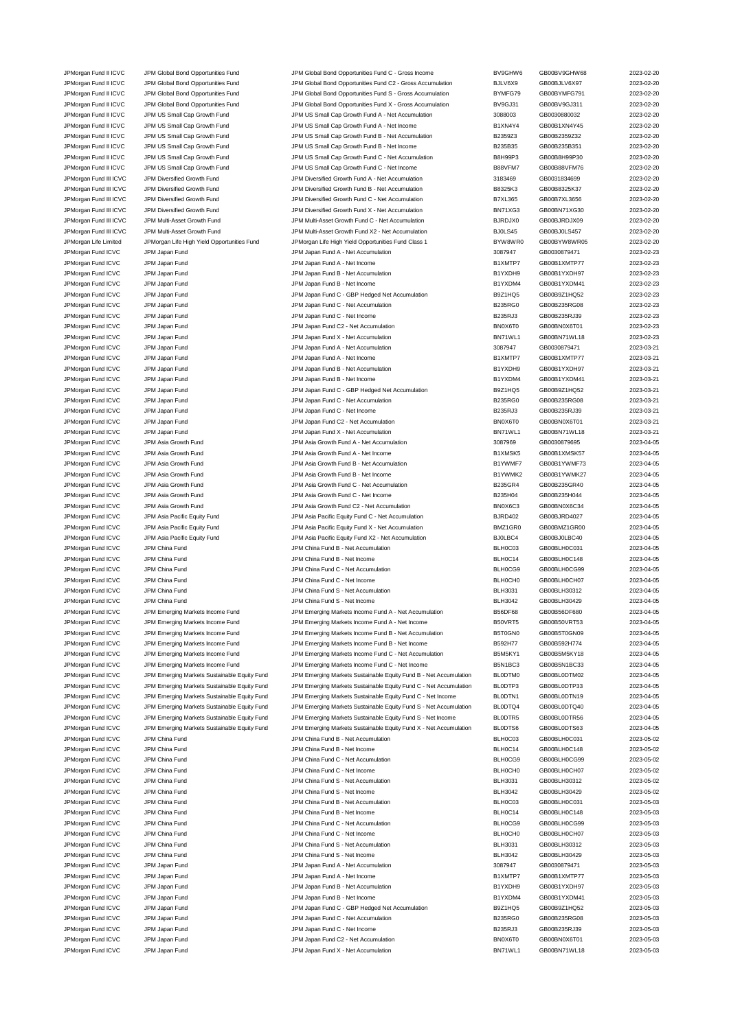| | | | | | |
|---|---|---|---|---|---|
| JPMorgan Fund II ICVC | JPM Global Bond Opportunities Fund | JPM Global Bond Opportunities Fund C - Gross Income | BV9GHW6 | GB00BV9GHW68 | 2023-02-20 |
| JPMorgan Fund II ICVC | JPM Global Bond Opportunities Fund | JPM Global Bond Opportunities Fund C2 - Gross Accumulation | BJLV6X9 | GB00BJLV6X97 | 2023-02-20 |
| JPMorgan Fund II ICVC | JPM Global Bond Opportunities Fund | JPM Global Bond Opportunities Fund S - Gross Accumulation | BYMFG79 | GB00BYMFG791 | 2023-02-20 |
| JPMorgan Fund II ICVC | JPM Global Bond Opportunities Fund | JPM Global Bond Opportunities Fund X - Gross Accumulation | BV9GJ31 | GB00BV9GJ311 | 2023-02-20 |
| JPMorgan Fund II ICVC | JPM US Small Cap Growth Fund | JPM US Small Cap Growth Fund A - Net Accumulation | 3088003 | GB0030880032 | 2023-02-20 |
| JPMorgan Fund II ICVC | JPM US Small Cap Growth Fund | JPM US Small Cap Growth Fund A - Net Income | B1XN4Y4 | GB00B1XN4Y45 | 2023-02-20 |
| JPMorgan Fund II ICVC | JPM US Small Cap Growth Fund | JPM US Small Cap Growth Fund B - Net Accumulation | B2359Z3 | GB00B2359Z32 | 2023-02-20 |
| JPMorgan Fund II ICVC | JPM US Small Cap Growth Fund | JPM US Small Cap Growth Fund B - Net Income | B235B35 | GB00B235B351 | 2023-02-20 |
| JPMorgan Fund II ICVC | JPM US Small Cap Growth Fund | JPM US Small Cap Growth Fund C - Net Accumulation | B8H99P3 | GB00B8H99P30 | 2023-02-20 |
| JPMorgan Fund II ICVC | JPM US Small Cap Growth Fund | JPM US Small Cap Growth Fund C - Net Income | B88VFM7 | GB00B88VFM76 | 2023-02-20 |
| JPMorgan Fund III ICVC | JPM Diversified Growth Fund | JPM Diversified Growth Fund A - Net Accumulation | 3183469 | GB0031834699 | 2023-02-20 |
| JPMorgan Fund III ICVC | JPM Diversified Growth Fund | JPM Diversified Growth Fund B - Net Accumulation | B8325K3 | GB00B8325K37 | 2023-02-20 |
| JPMorgan Fund III ICVC | JPM Diversified Growth Fund | JPM Diversified Growth Fund C - Net Accumulation | B7XL365 | GB00B7XL3656 | 2023-02-20 |
| JPMorgan Fund III ICVC | JPM Diversified Growth Fund | JPM Diversified Growth Fund X - Net Accumulation | BN71XG3 | GB00BN71XG30 | 2023-02-20 |
| JPMorgan Fund III ICVC | JPM Multi-Asset Growth Fund | JPM Multi-Asset Growth Fund C - Net Accumulation | BJRDJX0 | GB00BJRDJX09 | 2023-02-20 |
| JPMorgan Fund III ICVC | JPM Multi-Asset Growth Fund | JPM Multi-Asset Growth Fund X2 - Net Accumulation | BJ0LS45 | GB00BJ0LS457 | 2023-02-20 |
| JPMorgan Life Limited | JPMorgan Life High Yield Opportunities Fund | JPMorgan Life High Yield Opportunities Fund Class 1 | BYW8WR0 | GB00BYW8WR05 | 2023-02-20 |
| JPMorgan Fund ICVC | JPM Japan Fund | JPM Japan Fund A - Net Accumulation | 3087947 | GB0030879471 | 2023-02-23 |
| JPMorgan Fund ICVC | JPM Japan Fund | JPM Japan Fund A - Net Income | B1XMTP7 | GB00B1XMTP77 | 2023-02-23 |
| JPMorgan Fund ICVC | JPM Japan Fund | JPM Japan Fund B - Net Accumulation | B1YXDH9 | GB00B1YXDH97 | 2023-02-23 |
| JPMorgan Fund ICVC | JPM Japan Fund | JPM Japan Fund B - Net Income | B1YXDM4 | GB00B1YXDM41 | 2023-02-23 |
| JPMorgan Fund ICVC | JPM Japan Fund | JPM Japan Fund C - GBP Hedged Net Accumulation | B9Z1HQ5 | GB00B9Z1HQ52 | 2023-02-23 |
| JPMorgan Fund ICVC | JPM Japan Fund | JPM Japan Fund C - Net Accumulation | B235RG0 | GB00B235RG08 | 2023-02-23 |
| JPMorgan Fund ICVC | JPM Japan Fund | JPM Japan Fund C - Net Income | B235RJ3 | GB00B235RJ39 | 2023-02-23 |
| JPMorgan Fund ICVC | JPM Japan Fund | JPM Japan Fund C2 - Net Accumulation | BN0X6T0 | GB00BN0X6T01 | 2023-02-23 |
| JPMorgan Fund ICVC | JPM Japan Fund | JPM Japan Fund X - Net Accumulation | BN71WL1 | GB00BN71WL18 | 2023-02-23 |
| JPMorgan Fund ICVC | JPM Japan Fund | JPM Japan Fund A - Net Accumulation | 3087947 | GB0030879471 | 2023-03-21 |
| JPMorgan Fund ICVC | JPM Japan Fund | JPM Japan Fund A - Net Income | B1XMTP7 | GB00B1XMTP77 | 2023-03-21 |
| JPMorgan Fund ICVC | JPM Japan Fund | JPM Japan Fund B - Net Accumulation | B1YXDH9 | GB00B1YXDH97 | 2023-03-21 |
| JPMorgan Fund ICVC | JPM Japan Fund | JPM Japan Fund B - Net Income | B1YXDM4 | GB00B1YXDM41 | 2023-03-21 |
| JPMorgan Fund ICVC | JPM Japan Fund | JPM Japan Fund C - GBP Hedged Net Accumulation | B9Z1HQ5 | GB00B9Z1HQ52 | 2023-03-21 |
| JPMorgan Fund ICVC | JPM Japan Fund | JPM Japan Fund C - Net Accumulation | B235RG0 | GB00B235RG08 | 2023-03-21 |
| JPMorgan Fund ICVC | JPM Japan Fund | JPM Japan Fund C - Net Income | B235RJ3 | GB00B235RJ39 | 2023-03-21 |
| JPMorgan Fund ICVC | JPM Japan Fund | JPM Japan Fund C2 - Net Accumulation | BN0X6T0 | GB00BN0X6T01 | 2023-03-21 |
| JPMorgan Fund ICVC | JPM Japan Fund | JPM Japan Fund X - Net Accumulation | BN71WL1 | GB00BN71WL18 | 2023-03-21 |
| JPMorgan Fund ICVC | JPM Asia Growth Fund | JPM Asia Growth Fund A - Net Accumulation | 3087969 | GB0030879695 | 2023-04-05 |
| JPMorgan Fund ICVC | JPM Asia Growth Fund | JPM Asia Growth Fund A - Net Income | B1XMSK5 | GB00B1XMSK57 | 2023-04-05 |
| JPMorgan Fund ICVC | JPM Asia Growth Fund | JPM Asia Growth Fund B - Net Accumulation | B1YWMF7 | GB00B1YWMF73 | 2023-04-05 |
| JPMorgan Fund ICVC | JPM Asia Growth Fund | JPM Asia Growth Fund B - Net Income | B1YWMK2 | GB00B1YWMK27 | 2023-04-05 |
| JPMorgan Fund ICVC | JPM Asia Growth Fund | JPM Asia Growth Fund C - Net Accumulation | B235GR4 | GB00B235GR40 | 2023-04-05 |
| JPMorgan Fund ICVC | JPM Asia Growth Fund | JPM Asia Growth Fund C - Net Income | B235H04 | GB00B235H044 | 2023-04-05 |
| JPMorgan Fund ICVC | JPM Asia Growth Fund | JPM Asia Growth Fund C2 - Net Accumulation | BN0X6C3 | GB00BN0X6C34 | 2023-04-05 |
| JPMorgan Fund ICVC | JPM Asia Pacific Equity Fund | JPM Asia Pacific Equity Fund C - Net Accumulation | BJRD402 | GB00BJRD4027 | 2023-04-05 |
| JPMorgan Fund ICVC | JPM Asia Pacific Equity Fund | JPM Asia Pacific Equity Fund X - Net Accumulation | BMZ1GR0 | GB00BMZ1GR00 | 2023-04-05 |
| JPMorgan Fund ICVC | JPM Asia Pacific Equity Fund | JPM Asia Pacific Equity Fund X2 - Net Accumulation | BJ0LBC4 | GB00BJ0LBC40 | 2023-04-05 |
| JPMorgan Fund ICVC | JPM China Fund | JPM China Fund B - Net Accumulation | BLH0C03 | GB00BLH0C031 | 2023-04-05 |
| JPMorgan Fund ICVC | JPM China Fund | JPM China Fund B - Net Income | BLH0C14 | GB00BLH0C148 | 2023-04-05 |
| JPMorgan Fund ICVC | JPM China Fund | JPM China Fund C - Net Accumulation | BLH0CG9 | GB00BLH0CG99 | 2023-04-05 |
| JPMorgan Fund ICVC | JPM China Fund | JPM China Fund C - Net Income | BLH0CH0 | GB00BLH0CH07 | 2023-04-05 |
| JPMorgan Fund ICVC | JPM China Fund | JPM China Fund S - Net Accumulation | BLH3031 | GB00BLH30312 | 2023-04-05 |
| JPMorgan Fund ICVC | JPM China Fund | JPM China Fund S - Net Income | BLH3042 | GB00BLH30429 | 2023-04-05 |
| JPMorgan Fund ICVC | JPM Emerging Markets Income Fund | JPM Emerging Markets Income Fund A - Net Accumulation | B56DF68 | GB00B56DF680 | 2023-04-05 |
| JPMorgan Fund ICVC | JPM Emerging Markets Income Fund | JPM Emerging Markets Income Fund A - Net Income | B50VRT5 | GB00B50VRT53 | 2023-04-05 |
| JPMorgan Fund ICVC | JPM Emerging Markets Income Fund | JPM Emerging Markets Income Fund B - Net Accumulation | B5T0GN0 | GB00B5T0GN09 | 2023-04-05 |
| JPMorgan Fund ICVC | JPM Emerging Markets Income Fund | JPM Emerging Markets Income Fund B - Net Income | B592H77 | GB00B592H774 | 2023-04-05 |
| JPMorgan Fund ICVC | JPM Emerging Markets Income Fund | JPM Emerging Markets Income Fund C - Net Accumulation | B5M5KY1 | GB00B5M5KY18 | 2023-04-05 |
| JPMorgan Fund ICVC | JPM Emerging Markets Income Fund | JPM Emerging Markets Income Fund C - Net Income | B5N1BC3 | GB00B5N1BC33 | 2023-04-05 |
| JPMorgan Fund ICVC | JPM Emerging Markets Sustainable Equity Fund | JPM Emerging Markets Sustainable Equity Fund B - Net Accumulation | BL0DTM0 | GB00BL0DTM02 | 2023-04-05 |
| JPMorgan Fund ICVC | JPM Emerging Markets Sustainable Equity Fund | JPM Emerging Markets Sustainable Equity Fund C - Net Accumulation | BL0DTP3 | GB00BL0DTP33 | 2023-04-05 |
| JPMorgan Fund ICVC | JPM Emerging Markets Sustainable Equity Fund | JPM Emerging Markets Sustainable Equity Fund C - Net Income | BL0DTN1 | GB00BL0DTN19 | 2023-04-05 |
| JPMorgan Fund ICVC | JPM Emerging Markets Sustainable Equity Fund | JPM Emerging Markets Sustainable Equity Fund S - Net Accumulation | BL0DTQ4 | GB00BL0DTQ40 | 2023-04-05 |
| JPMorgan Fund ICVC | JPM Emerging Markets Sustainable Equity Fund | JPM Emerging Markets Sustainable Equity Fund S - Net Income | BL0DTR5 | GB00BL0DTR56 | 2023-04-05 |
| JPMorgan Fund ICVC | JPM Emerging Markets Sustainable Equity Fund | JPM Emerging Markets Sustainable Equity Fund X - Net Accumulation | BL0DTS6 | GB00BL0DTS63 | 2023-04-05 |
| JPMorgan Fund ICVC | JPM China Fund | JPM China Fund B - Net Accumulation | BLH0C03 | GB00BLH0C031 | 2023-05-02 |
| JPMorgan Fund ICVC | JPM China Fund | JPM China Fund B - Net Income | BLH0C14 | GB00BLH0C148 | 2023-05-02 |
| JPMorgan Fund ICVC | JPM China Fund | JPM China Fund C - Net Accumulation | BLH0CG9 | GB00BLH0CG99 | 2023-05-02 |
| JPMorgan Fund ICVC | JPM China Fund | JPM China Fund C - Net Income | BLH0CH0 | GB00BLH0CH07 | 2023-05-02 |
| JPMorgan Fund ICVC | JPM China Fund | JPM China Fund S - Net Accumulation | BLH3031 | GB00BLH30312 | 2023-05-02 |
| JPMorgan Fund ICVC | JPM China Fund | JPM China Fund S - Net Income | BLH3042 | GB00BLH30429 | 2023-05-02 |
| JPMorgan Fund ICVC | JPM China Fund | JPM China Fund B - Net Accumulation | BLH0C03 | GB00BLH0C031 | 2023-05-03 |
| JPMorgan Fund ICVC | JPM China Fund | JPM China Fund B - Net Income | BLH0C14 | GB00BLH0C148 | 2023-05-03 |
| JPMorgan Fund ICVC | JPM China Fund | JPM China Fund C - Net Accumulation | BLH0CG9 | GB00BLH0CG99 | 2023-05-03 |
| JPMorgan Fund ICVC | JPM China Fund | JPM China Fund C - Net Income | BLH0CH0 | GB00BLH0CH07 | 2023-05-03 |
| JPMorgan Fund ICVC | JPM China Fund | JPM China Fund S - Net Accumulation | BLH3031 | GB00BLH30312 | 2023-05-03 |
| JPMorgan Fund ICVC | JPM China Fund | JPM China Fund S - Net Income | BLH3042 | GB00BLH30429 | 2023-05-03 |
| JPMorgan Fund ICVC | JPM Japan Fund | JPM Japan Fund A - Net Accumulation | 3087947 | GB0030879471 | 2023-05-03 |
| JPMorgan Fund ICVC | JPM Japan Fund | JPM Japan Fund A - Net Income | B1XMTP7 | GB00B1XMTP77 | 2023-05-03 |
| JPMorgan Fund ICVC | JPM Japan Fund | JPM Japan Fund B - Net Accumulation | B1YXDH9 | GB00B1YXDH97 | 2023-05-03 |
| JPMorgan Fund ICVC | JPM Japan Fund | JPM Japan Fund B - Net Income | B1YXDM4 | GB00B1YXDM41 | 2023-05-03 |
| JPMorgan Fund ICVC | JPM Japan Fund | JPM Japan Fund C - GBP Hedged Net Accumulation | B9Z1HQ5 | GB00B9Z1HQ52 | 2023-05-03 |
| JPMorgan Fund ICVC | JPM Japan Fund | JPM Japan Fund C - Net Accumulation | B235RG0 | GB00B235RG08 | 2023-05-03 |
| JPMorgan Fund ICVC | JPM Japan Fund | JPM Japan Fund C - Net Income | B235RJ3 | GB00B235RJ39 | 2023-05-03 |
| JPMorgan Fund ICVC | JPM Japan Fund | JPM Japan Fund C2 - Net Accumulation | BN0X6T0 | GB00BN0X6T01 | 2023-05-03 |
| JPMorgan Fund ICVC | JPM Japan Fund | JPM Japan Fund X - Net Accumulation | BN71WL1 | GB00BN71WL18 | 2023-05-03 |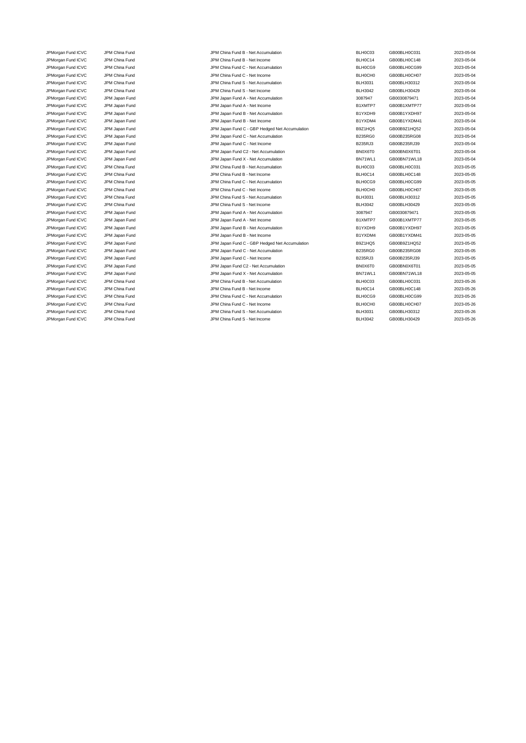| | | | | | |
|---|---|---|---|---|---|
| JPMorgan Fund ICVC | JPM China Fund | JPM China Fund B - Net Accumulation | BLH0C03 | GB00BLH0C031 | 2023-05-04 |
| JPMorgan Fund ICVC | JPM China Fund | JPM China Fund B - Net Income | BLH0C14 | GB00BLH0C148 | 2023-05-04 |
| JPMorgan Fund ICVC | JPM China Fund | JPM China Fund C - Net Accumulation | BLH0CG9 | GB00BLH0CG99 | 2023-05-04 |
| JPMorgan Fund ICVC | JPM China Fund | JPM China Fund C - Net Income | BLH0CH0 | GB00BLH0CH07 | 2023-05-04 |
| JPMorgan Fund ICVC | JPM China Fund | JPM China Fund S - Net Accumulation | BLH3031 | GB00BLH30312 | 2023-05-04 |
| JPMorgan Fund ICVC | JPM China Fund | JPM China Fund S - Net Income | BLH3042 | GB00BLH30429 | 2023-05-04 |
| JPMorgan Fund ICVC | JPM Japan Fund | JPM Japan Fund A - Net Accumulation | 3087947 | GB0030879471 | 2023-05-04 |
| JPMorgan Fund ICVC | JPM Japan Fund | JPM Japan Fund A - Net Income | B1XMTP7 | GB00B1XMTP77 | 2023-05-04 |
| JPMorgan Fund ICVC | JPM Japan Fund | JPM Japan Fund B - Net Accumulation | B1YXDH9 | GB00B1YXDH97 | 2023-05-04 |
| JPMorgan Fund ICVC | JPM Japan Fund | JPM Japan Fund B - Net Income | B1YXDM4 | GB00B1YXDM41 | 2023-05-04 |
| JPMorgan Fund ICVC | JPM Japan Fund | JPM Japan Fund C - GBP Hedged Net Accumulation | B9Z1HQ5 | GB00B9Z1HQ52 | 2023-05-04 |
| JPMorgan Fund ICVC | JPM Japan Fund | JPM Japan Fund C - Net Accumulation | B235RG0 | GB00B235RG08 | 2023-05-04 |
| JPMorgan Fund ICVC | JPM Japan Fund | JPM Japan Fund C - Net Income | B235RJ3 | GB00B235RJ39 | 2023-05-04 |
| JPMorgan Fund ICVC | JPM Japan Fund | JPM Japan Fund C2 - Net Accumulation | BN0X6T0 | GB00BN0X6T01 | 2023-05-04 |
| JPMorgan Fund ICVC | JPM Japan Fund | JPM Japan Fund X - Net Accumulation | BN71WL1 | GB00BN71WL18 | 2023-05-04 |
| JPMorgan Fund ICVC | JPM China Fund | JPM China Fund B - Net Accumulation | BLH0C03 | GB00BLH0C031 | 2023-05-05 |
| JPMorgan Fund ICVC | JPM China Fund | JPM China Fund B - Net Income | BLH0C14 | GB00BLH0C148 | 2023-05-05 |
| JPMorgan Fund ICVC | JPM China Fund | JPM China Fund C - Net Accumulation | BLH0CG9 | GB00BLH0CG99 | 2023-05-05 |
| JPMorgan Fund ICVC | JPM China Fund | JPM China Fund C - Net Income | BLH0CH0 | GB00BLH0CH07 | 2023-05-05 |
| JPMorgan Fund ICVC | JPM China Fund | JPM China Fund S - Net Accumulation | BLH3031 | GB00BLH30312 | 2023-05-05 |
| JPMorgan Fund ICVC | JPM China Fund | JPM China Fund S - Net Income | BLH3042 | GB00BLH30429 | 2023-05-05 |
| JPMorgan Fund ICVC | JPM Japan Fund | JPM Japan Fund A - Net Accumulation | 3087947 | GB0030879471 | 2023-05-05 |
| JPMorgan Fund ICVC | JPM Japan Fund | JPM Japan Fund A - Net Income | B1XMTP7 | GB00B1XMTP77 | 2023-05-05 |
| JPMorgan Fund ICVC | JPM Japan Fund | JPM Japan Fund B - Net Accumulation | B1YXDH9 | GB00B1YXDH97 | 2023-05-05 |
| JPMorgan Fund ICVC | JPM Japan Fund | JPM Japan Fund B - Net Income | B1YXDM4 | GB00B1YXDM41 | 2023-05-05 |
| JPMorgan Fund ICVC | JPM Japan Fund | JPM Japan Fund C - GBP Hedged Net Accumulation | B9Z1HQ5 | GB00B9Z1HQ52 | 2023-05-05 |
| JPMorgan Fund ICVC | JPM Japan Fund | JPM Japan Fund C - Net Accumulation | B235RG0 | GB00B235RG08 | 2023-05-05 |
| JPMorgan Fund ICVC | JPM Japan Fund | JPM Japan Fund C - Net Income | B235RJ3 | GB00B235RJ39 | 2023-05-05 |
| JPMorgan Fund ICVC | JPM Japan Fund | JPM Japan Fund C2 - Net Accumulation | BN0X6T0 | GB00BN0X6T01 | 2023-05-05 |
| JPMorgan Fund ICVC | JPM Japan Fund | JPM Japan Fund X - Net Accumulation | BN71WL1 | GB00BN71WL18 | 2023-05-05 |
| JPMorgan Fund ICVC | JPM China Fund | JPM China Fund B - Net Accumulation | BLH0C03 | GB00BLH0C031 | 2023-05-26 |
| JPMorgan Fund ICVC | JPM China Fund | JPM China Fund B - Net Income | BLH0C14 | GB00BLH0C148 | 2023-05-26 |
| JPMorgan Fund ICVC | JPM China Fund | JPM China Fund C - Net Accumulation | BLH0CG9 | GB00BLH0CG99 | 2023-05-26 |
| JPMorgan Fund ICVC | JPM China Fund | JPM China Fund C - Net Income | BLH0CH0 | GB00BLH0CH07 | 2023-05-26 |
| JPMorgan Fund ICVC | JPM China Fund | JPM China Fund S - Net Accumulation | BLH3031 | GB00BLH30312 | 2023-05-26 |
| JPMorgan Fund ICVC | JPM China Fund | JPM China Fund S - Net Income | BLH3042 | GB00BLH30429 | 2023-05-26 |